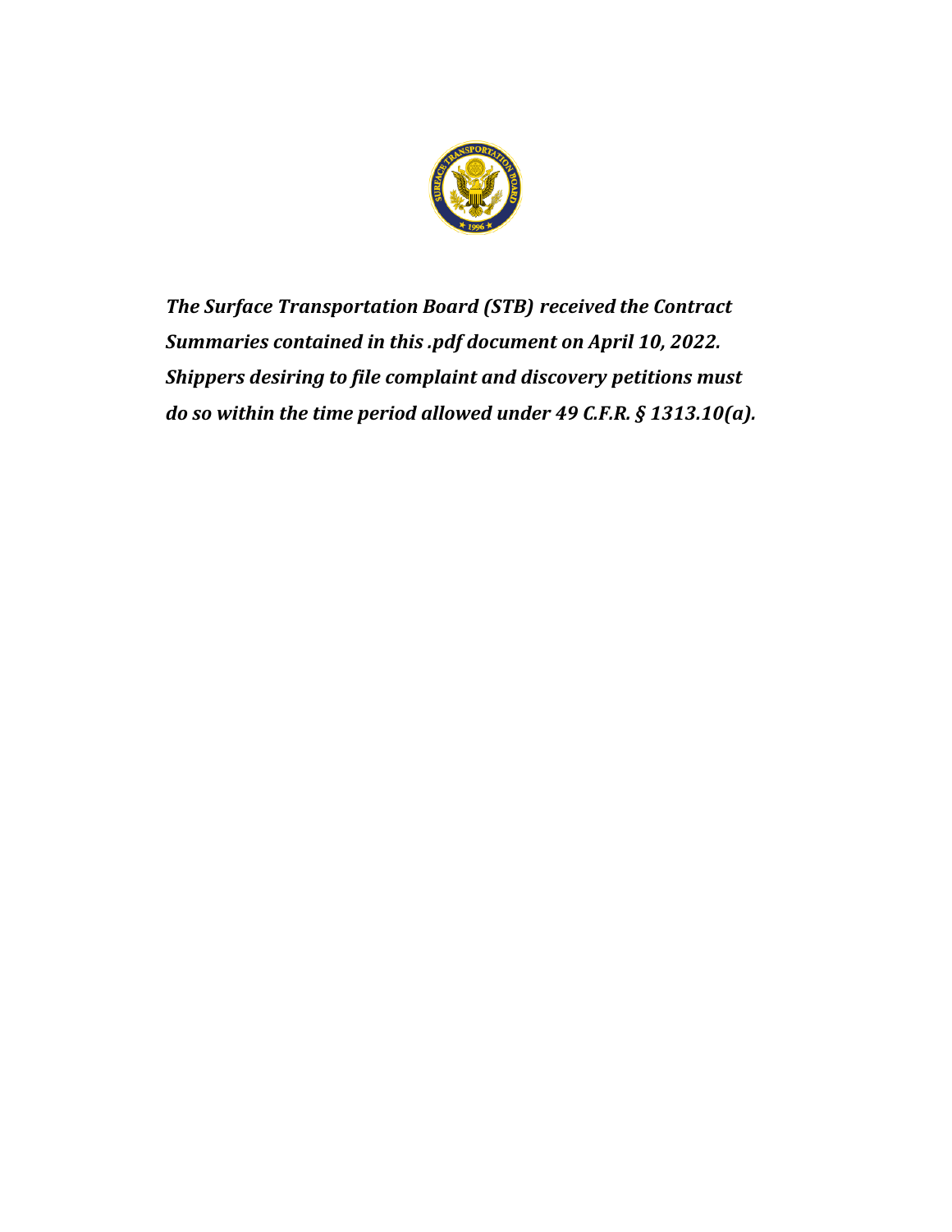*The Surface Transportation Board (STB) received the Contract Summaries contained in this .pdf document on April 10, 2022. Shippers desiring to file complaint and discovery petitions must do so within the time period allowed under 49 C.F.R. § 1313.10(a).*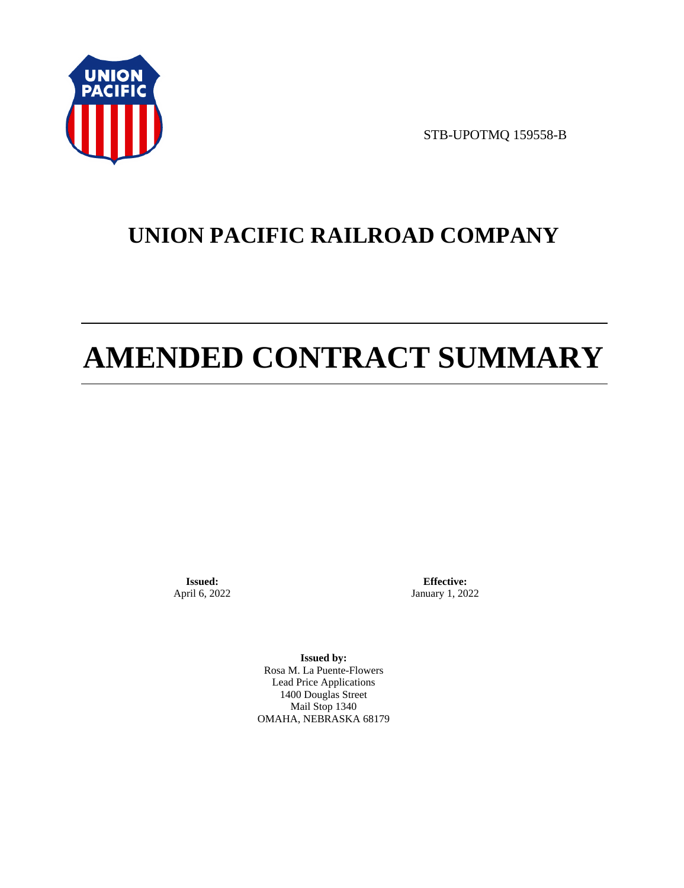STB-UPOTMQ 159558-B

# UNION PACIFIC RAILROAD COMPANY

# AMENDED CONTRACT SUMMARY

**Issued:**
April 6, 2022

**Effective:**
January 1, 2022

**Issued by:**
Rosa M. La Puente-Flowers
Lead Price Applications
1400 Douglas Street
Mail Stop 1340
OMAHA, NEBRASKA 68179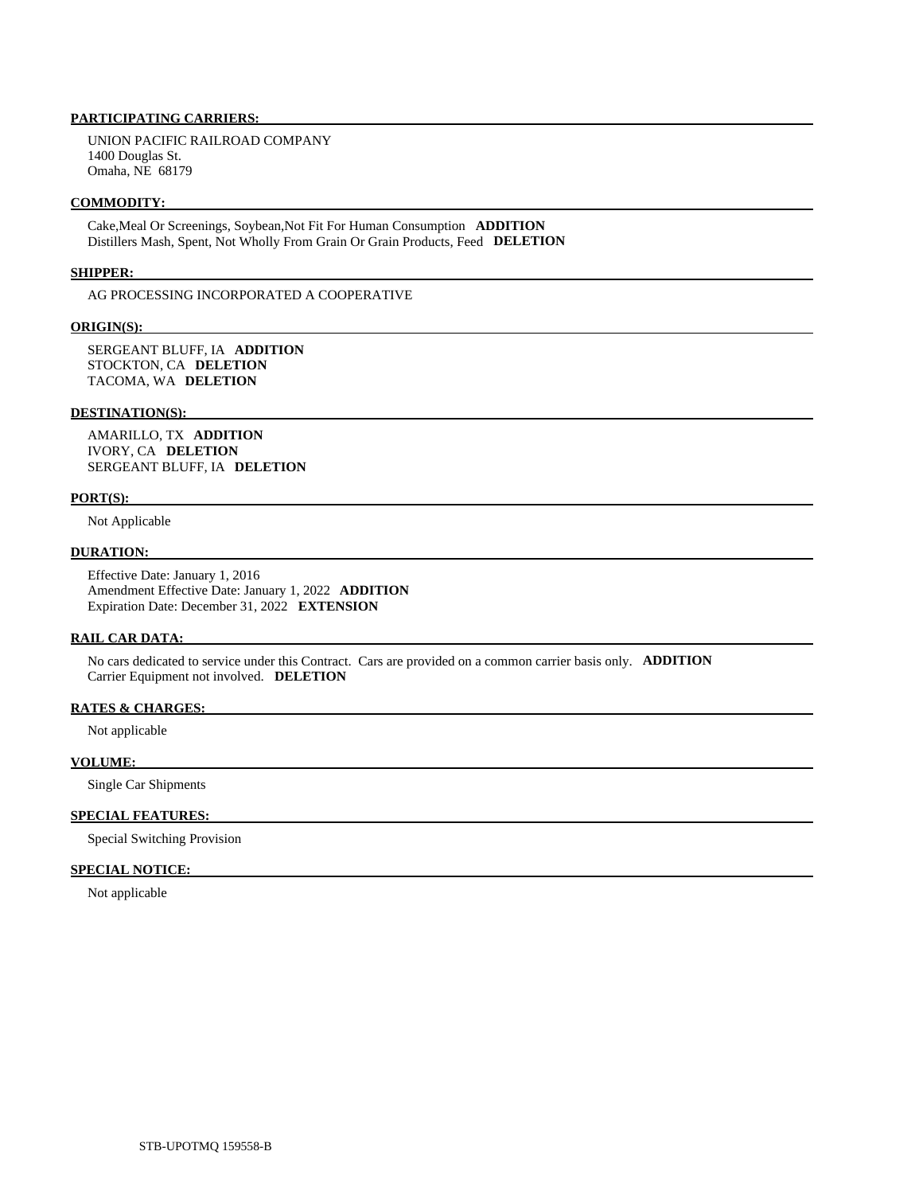**PARTICIPATING CARRIERS:**

UNION PACIFIC RAILROAD COMPANY
1400 Douglas St.
Omaha, NE 68179

**COMMODITY:**

Cake,Meal Or Screenings, Soybean,Not Fit For Human Consumption **ADDITION**
Distillers Mash, Spent, Not Wholly From Grain Or Grain Products, Feed **DELETION**

**SHIPPER:**

AG PROCESSING INCORPORATED A COOPERATIVE

**ORIGIN(S):**

SERGEANT BLUFF, IA **ADDITION**
STOCKTON, CA **DELETION**
TACOMA, WA **DELETION**

**DESTINATION(S):**

AMARILLO, TX **ADDITION**
IVORY, CA **DELETION**
SERGEANT BLUFF, IA **DELETION**

**PORT(S):**

Not Applicable

**DURATION:**

Effective Date: January 1, 2016
Amendment Effective Date: January 1, 2022 **ADDITION**
Expiration Date: December 31, 2022 **EXTENSION**

**RAIL CAR DATA:**

No cars dedicated to service under this Contract. Cars are provided on a common carrier basis only. **ADDITION**
Carrier Equipment not involved. **DELETION**

**RATES & CHARGES:**

Not applicable

**VOLUME:**

Single Car Shipments

**SPECIAL FEATURES:**

Special Switching Provision

**SPECIAL NOTICE:**

Not applicable

STB-UPOTMQ 159558-B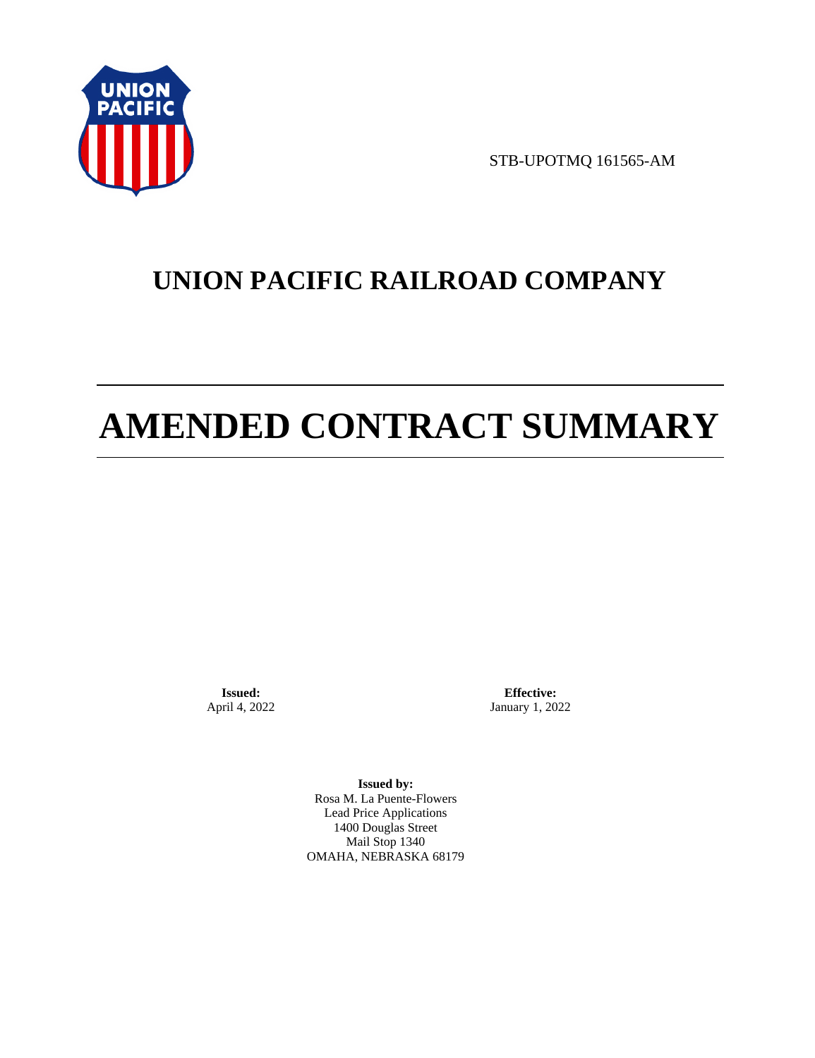STB-UPOTMQ 161565-AM

# UNION PACIFIC RAILROAD COMPANY

# AMENDED CONTRACT SUMMARY

**Issued:**
April 4, 2022

**Effective:**
January 1, 2022

**Issued by:**
Rosa M. La Puente-Flowers
Lead Price Applications
1400 Douglas Street
Mail Stop 1340
OMAHA, NEBRASKA 68179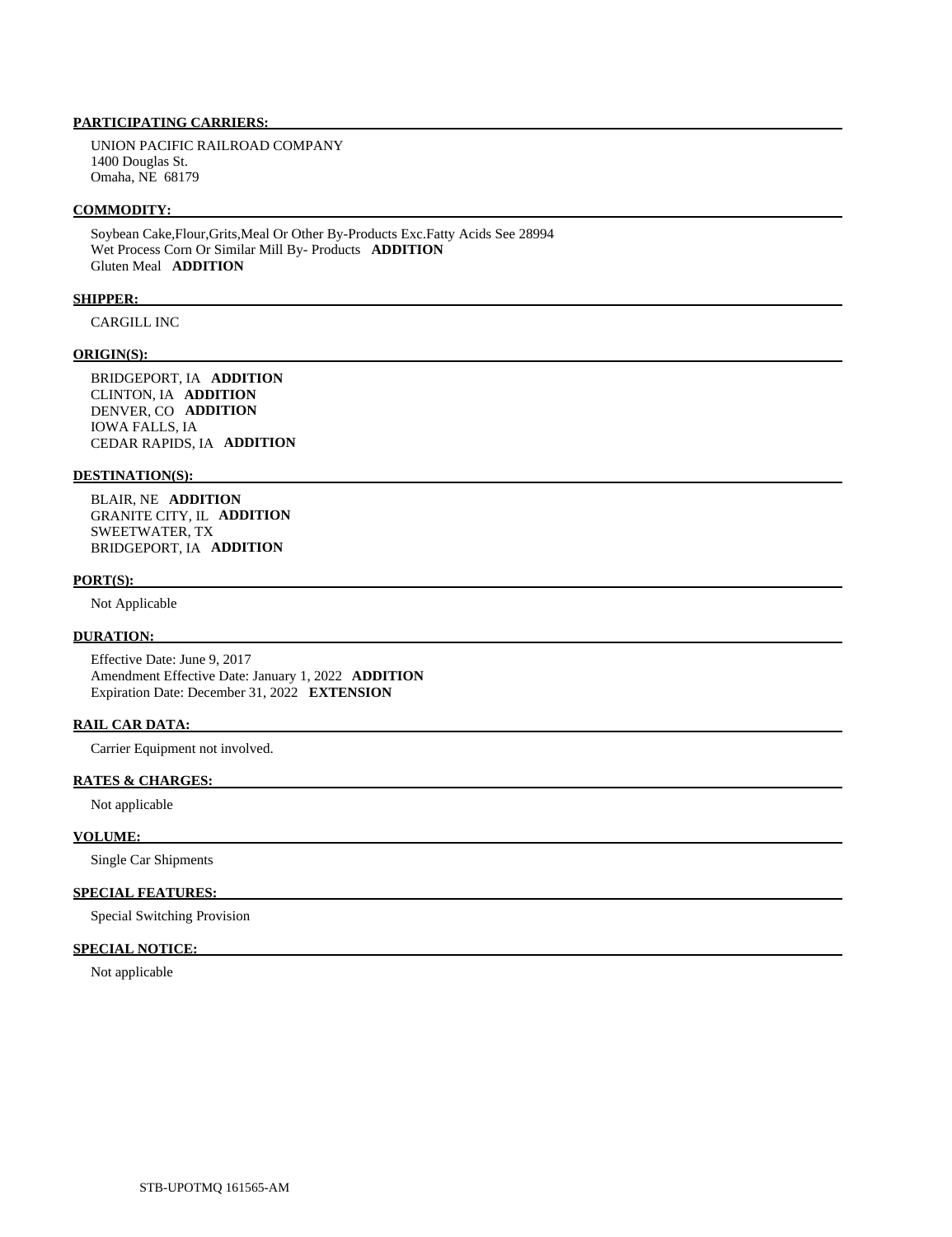**PARTICIPATING CARRIERS:**

UNION PACIFIC RAILROAD COMPANY
1400 Douglas St.
Omaha, NE 68179

**COMMODITY:**

Soybean Cake,Flour,Grits,Meal Or Other By-Products Exc.Fatty Acids See 28994
Wet Process Corn Or Similar Mill By- Products **ADDITION**
Gluten Meal **ADDITION**

**SHIPPER:**

CARGILL INC

**ORIGIN(S):**

BRIDGEPORT, IA **ADDITION**
CLINTON, IA **ADDITION**
DENVER, CO **ADDITION**
IOWA FALLS, IA
CEDAR RAPIDS, IA **ADDITION**

**DESTINATION(S):**

BLAIR, NE **ADDITION**
GRANITE CITY, IL **ADDITION**
SWEETWATER, TX
BRIDGEPORT, IA **ADDITION**

**PORT(S):**

Not Applicable

**DURATION:**

Effective Date: June 9, 2017
Amendment Effective Date: January 1, 2022 **ADDITION**
Expiration Date: December 31, 2022 **EXTENSION**

**RAIL CAR DATA:**

Carrier Equipment not involved.

**RATES & CHARGES:**

Not applicable

**VOLUME:**

Single Car Shipments

**SPECIAL FEATURES:**

Special Switching Provision

**SPECIAL NOTICE:**

Not applicable

STB-UPOTMQ 161565-AM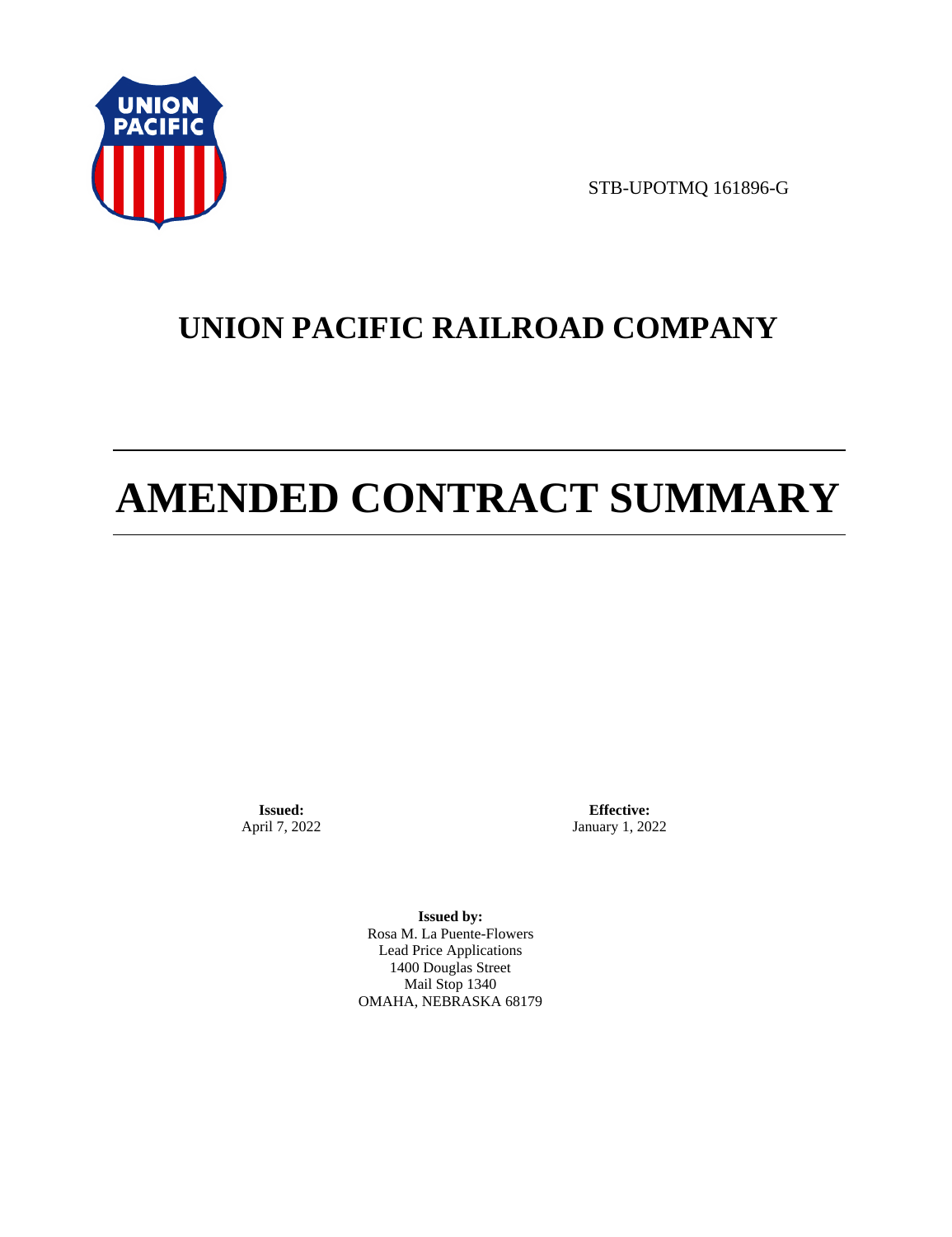STB-UPOTMQ 161896-G

# UNION PACIFIC RAILROAD COMPANY

# AMENDED CONTRACT SUMMARY

**Issued:**
April 7, 2022

**Effective:**
January 1, 2022

**Issued by:**
Rosa M. La Puente-Flowers
Lead Price Applications
1400 Douglas Street
Mail Stop 1340
OMAHA, NEBRASKA 68179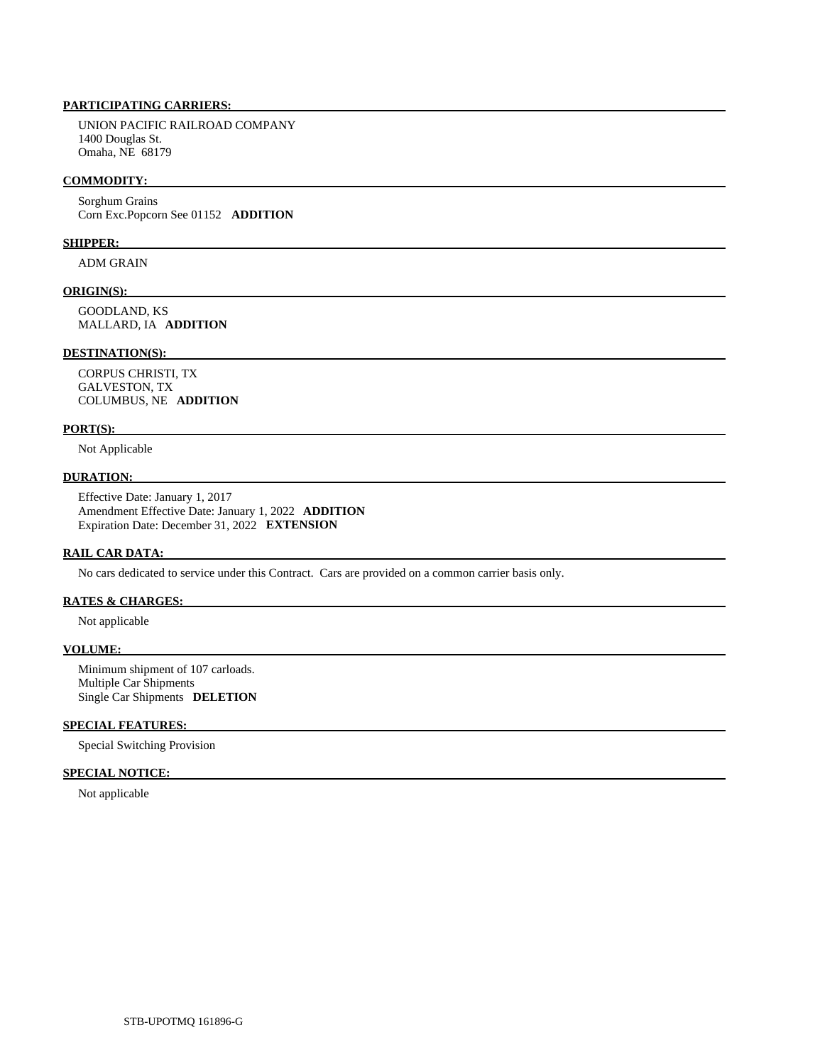**PARTICIPATING CARRIERS:**

UNION PACIFIC RAILROAD COMPANY
1400 Douglas St.
Omaha, NE 68179

**COMMODITY:**

Sorghum Grains
Corn Exc.Popcorn See 01152 **ADDITION**

**SHIPPER:**

ADM GRAIN

**ORIGIN(S):**

GOODLAND, KS
MALLARD, IA **ADDITION**

**DESTINATION(S):**

CORPUS CHRISTI, TX
GALVESTON, TX
COLUMBUS, NE **ADDITION**

**PORT(S):**

Not Applicable

**DURATION:**

Effective Date: January 1, 2017
Amendment Effective Date: January 1, 2022 **ADDITION**
Expiration Date: December 31, 2022 **EXTENSION**

**RAIL CAR DATA:**

No cars dedicated to service under this Contract. Cars are provided on a common carrier basis only.

**RATES & CHARGES:**

Not applicable

**VOLUME:**

Minimum shipment of 107 carloads.
Multiple Car Shipments
Single Car Shipments **DELETION**

**SPECIAL FEATURES:**

Special Switching Provision

**SPECIAL NOTICE:**

Not applicable

STB-UPOTMQ 161896-G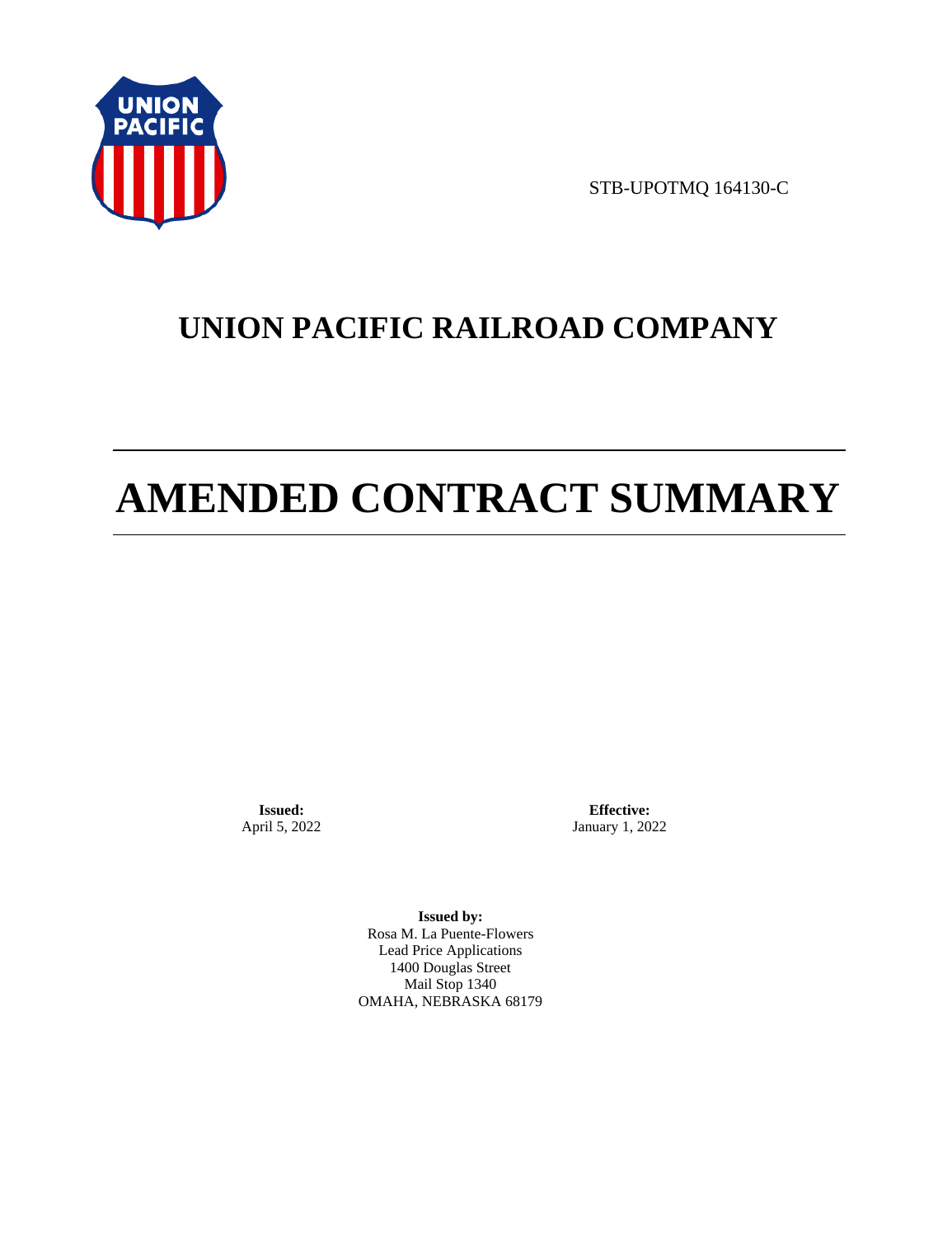STB-UPOTMQ 164130-C

# UNION PACIFIC RAILROAD COMPANY

# AMENDED CONTRACT SUMMARY

**Issued:**
April 5, 2022

**Effective:**
January 1, 2022

**Issued by:**
Rosa M. La Puente-Flowers
Lead Price Applications
1400 Douglas Street
Mail Stop 1340
OMAHA, NEBRASKA 68179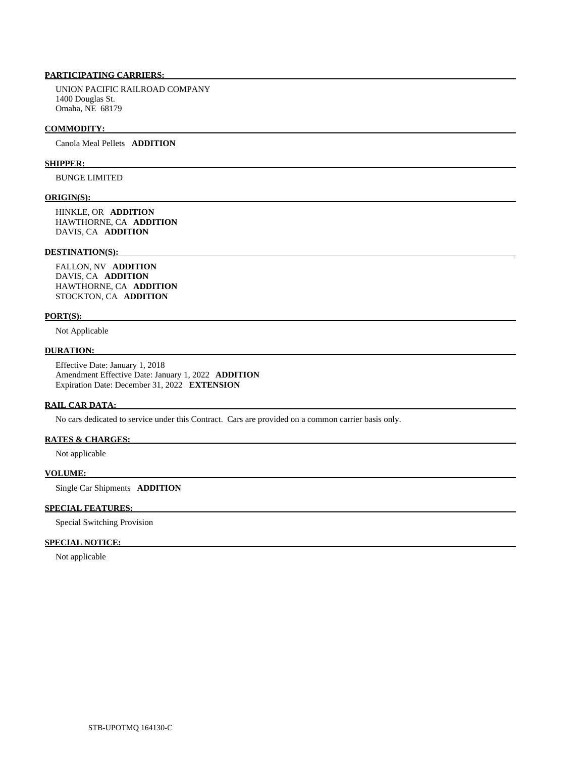**PARTICIPATING CARRIERS:**

UNION PACIFIC RAILROAD COMPANY
1400 Douglas St.
Omaha, NE 68179

**COMMODITY:**

Canola Meal Pellets **ADDITION**

**SHIPPER:**

BUNGE LIMITED

**ORIGIN(S):**

HINKLE, OR **ADDITION**
HAWTHORNE, CA **ADDITION**
DAVIS, CA **ADDITION**

**DESTINATION(S):**

FALLON, NV **ADDITION**
DAVIS, CA **ADDITION**
HAWTHORNE, CA **ADDITION**
STOCKTON, CA **ADDITION**

**PORT(S):**

Not Applicable

**DURATION:**

Effective Date: January 1, 2018
Amendment Effective Date: January 1, 2022 **ADDITION**
Expiration Date: December 31, 2022 **EXTENSION**

**RAIL CAR DATA:**

No cars dedicated to service under this Contract. Cars are provided on a common carrier basis only.

**RATES & CHARGES:**

Not applicable

**VOLUME:**

Single Car Shipments **ADDITION**

**SPECIAL FEATURES:**

Special Switching Provision

**SPECIAL NOTICE:**

Not applicable

STB-UPOTMQ 164130-C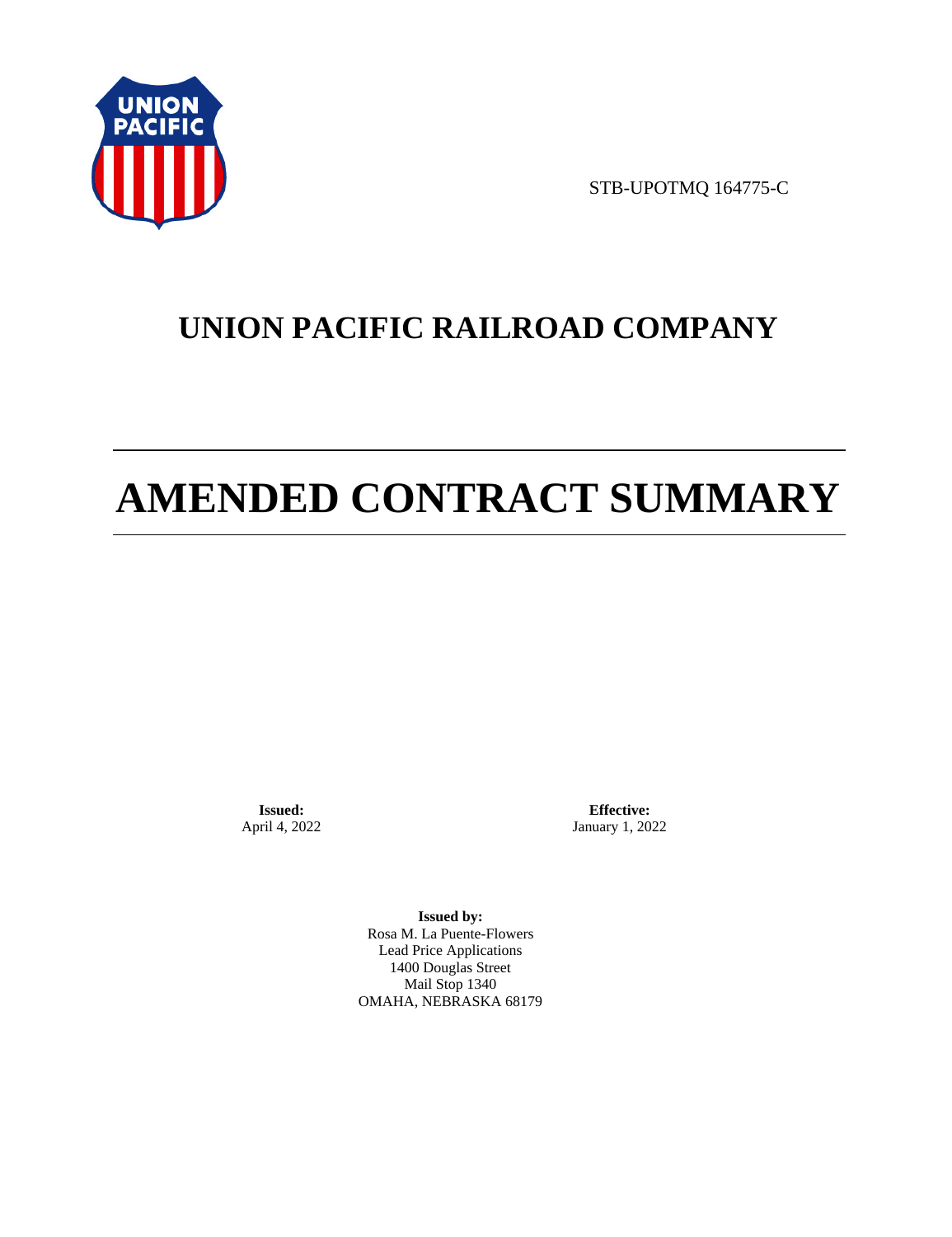STB-UPOTMQ 164775-C

# UNION PACIFIC RAILROAD COMPANY

# AMENDED CONTRACT SUMMARY

**Issued:**
April 4, 2022

**Effective:**
January 1, 2022

**Issued by:**
Rosa M. La Puente-Flowers
Lead Price Applications
1400 Douglas Street
Mail Stop 1340
OMAHA, NEBRASKA 68179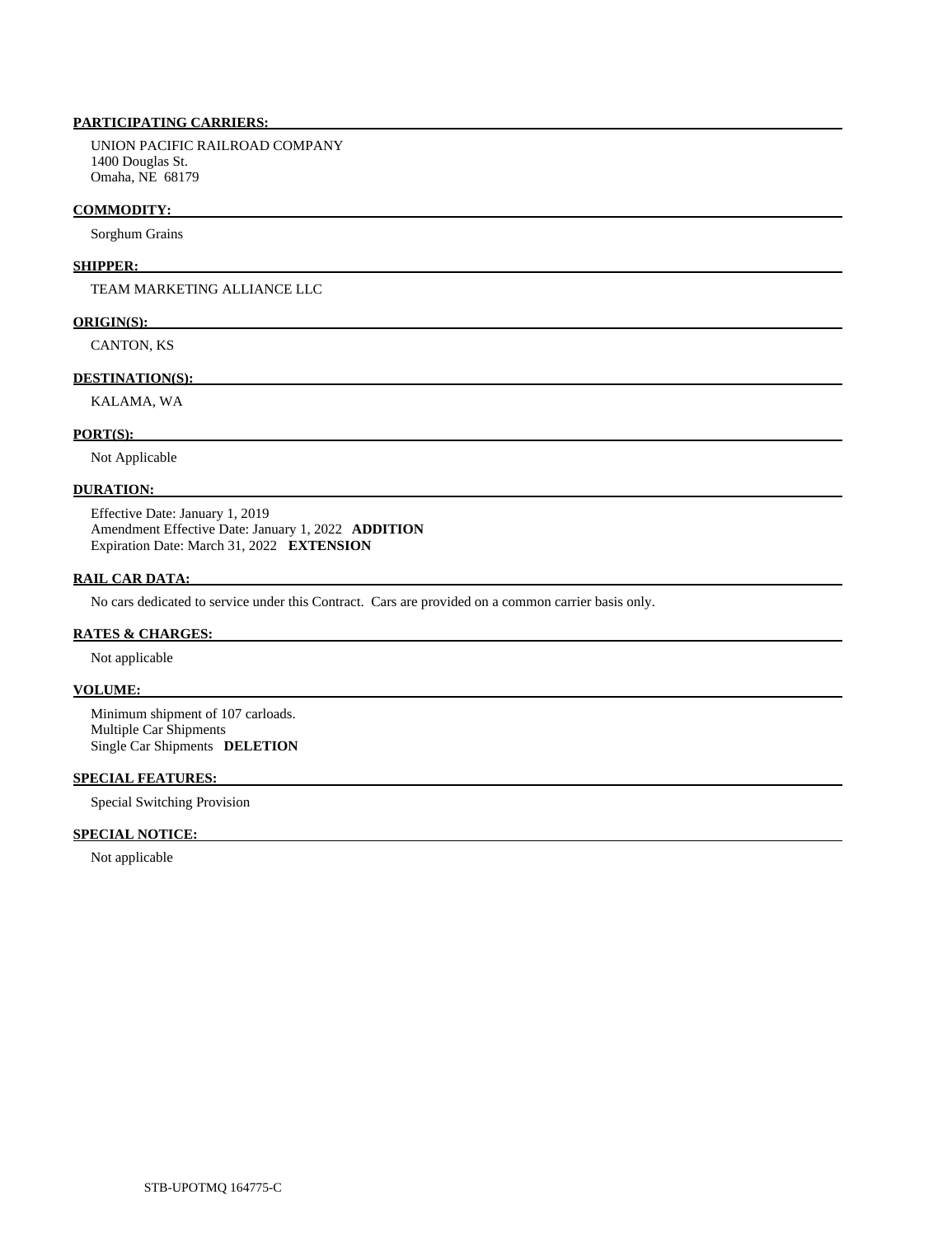**PARTICIPATING CARRIERS:**

UNION PACIFIC RAILROAD COMPANY
1400 Douglas St.
Omaha, NE 68179

**COMMODITY:**

Sorghum Grains

**SHIPPER:**

TEAM MARKETING ALLIANCE LLC

**ORIGIN(S):**

CANTON, KS

**DESTINATION(S):**

KALAMA, WA

**PORT(S):**

Not Applicable

**DURATION:**

Effective Date: January 1, 2019
Amendment Effective Date: January 1, 2022 **ADDITION**
Expiration Date: March 31, 2022 **EXTENSION**

**RAIL CAR DATA:**

No cars dedicated to service under this Contract. Cars are provided on a common carrier basis only.

**RATES & CHARGES:**

Not applicable

**VOLUME:**

Minimum shipment of 107 carloads.
Multiple Car Shipments
Single Car Shipments **DELETION**

**SPECIAL FEATURES:**

Special Switching Provision

**SPECIAL NOTICE:**

Not applicable

STB-UPOTMQ 164775-C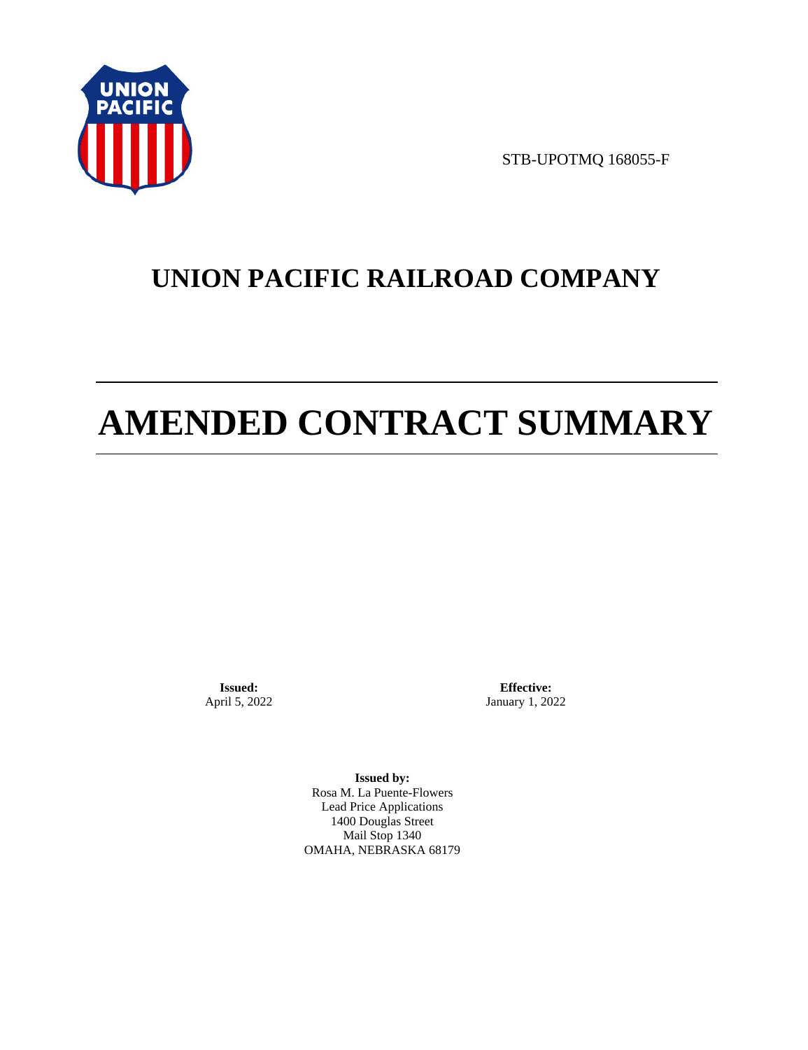STB-UPOTMQ 168055-F

# UNION PACIFIC RAILROAD COMPANY

# AMENDED CONTRACT SUMMARY

**Issued:**
April 5, 2022

**Effective:**
January 1, 2022

**Issued by:**
Rosa M. La Puente-Flowers
Lead Price Applications
1400 Douglas Street
Mail Stop 1340
OMAHA, NEBRASKA 68179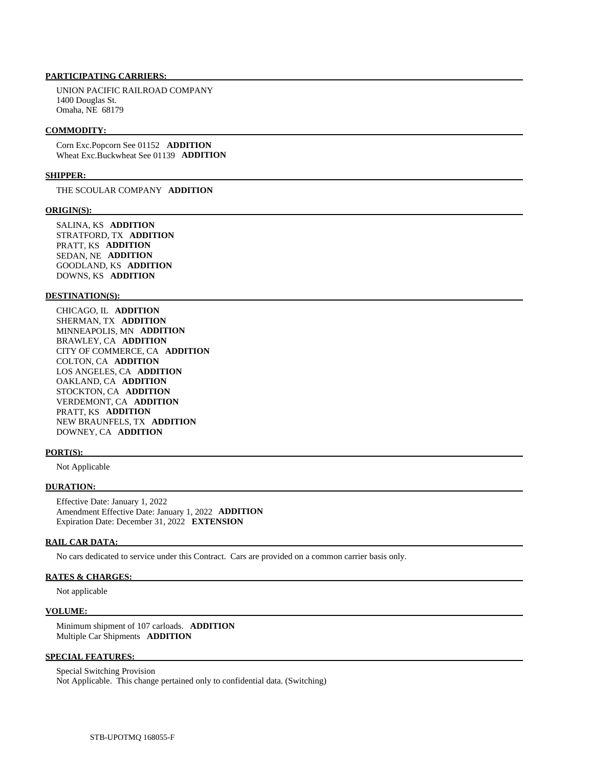**PARTICIPATING CARRIERS:**

UNION PACIFIC RAILROAD COMPANY
1400 Douglas St.
Omaha, NE 68179

**COMMODITY:**

Corn Exc.Popcorn See 01152 **ADDITION**
Wheat Exc.Buckwheat See 01139 **ADDITION**

**SHIPPER:**

THE SCOULAR COMPANY **ADDITION**

**ORIGIN(S):**

SALINA, KS **ADDITION**
STRATFORD, TX **ADDITION**
PRATT, KS **ADDITION**
SEDAN, NE **ADDITION**
GOODLAND, KS **ADDITION**
DOWNS, KS **ADDITION**

**DESTINATION(S):**

CHICAGO, IL **ADDITION**
SHERMAN, TX **ADDITION**
MINNEAPOLIS, MN **ADDITION**
BRAWLEY, CA **ADDITION**
CITY OF COMMERCE, CA **ADDITION**
COLTON, CA **ADDITION**
LOS ANGELES, CA **ADDITION**
OAKLAND, CA **ADDITION**
STOCKTON, CA **ADDITION**
VERDEMONT, CA **ADDITION**
PRATT, KS **ADDITION**
NEW BRAUNFELS, TX **ADDITION**
DOWNEY, CA **ADDITION**

**PORT(S):**

Not Applicable

**DURATION:**

Effective Date: January 1, 2022
Amendment Effective Date: January 1, 2022 **ADDITION**
Expiration Date: December 31, 2022 **EXTENSION**

**RAIL CAR DATA:**

No cars dedicated to service under this Contract. Cars are provided on a common carrier basis only.

**RATES & CHARGES:**

Not applicable

**VOLUME:**

Minimum shipment of 107 carloads. **ADDITION**
Multiple Car Shipments **ADDITION**

**SPECIAL FEATURES:**

Special Switching Provision
Not Applicable. This change pertained only to confidential data. (Switching)

STB-UPOTMQ 168055-F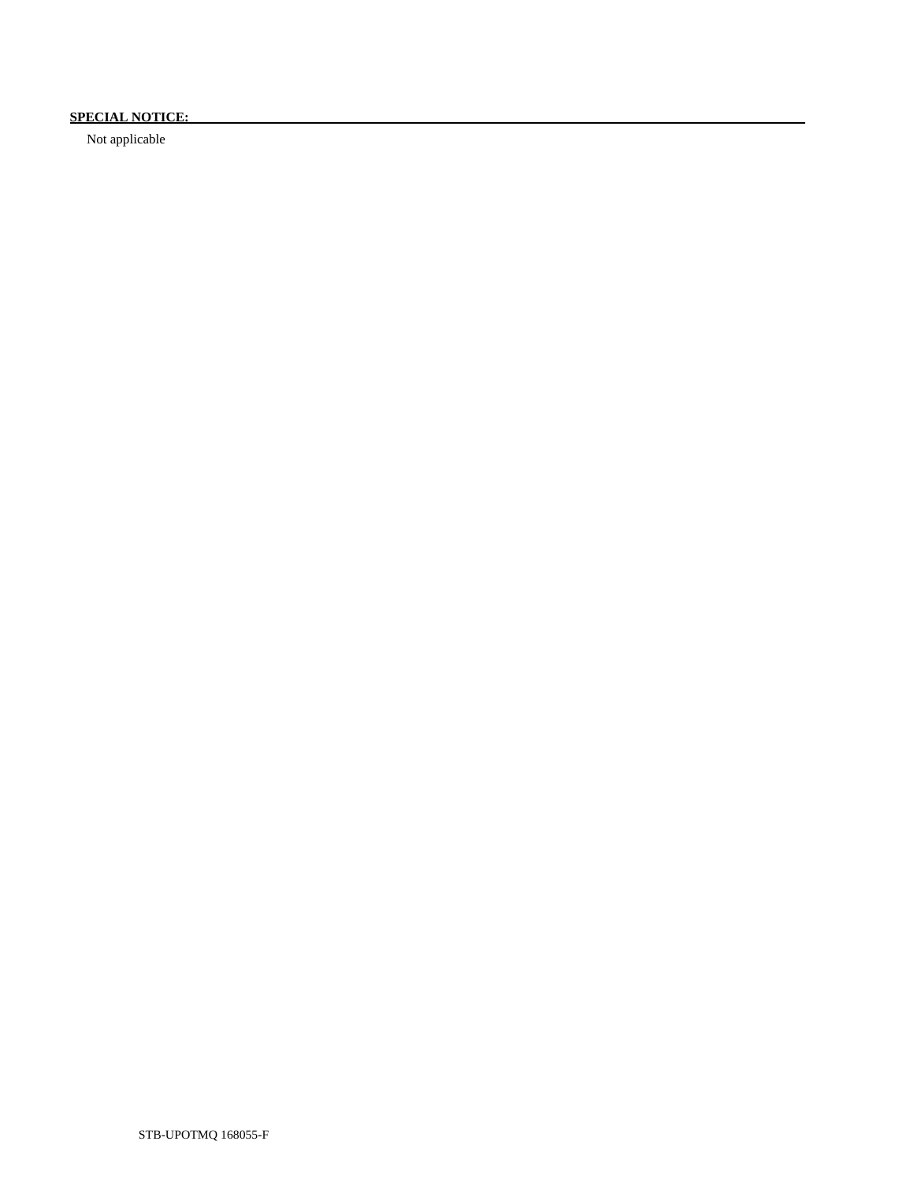**SPECIAL NOTICE:**

Not applicable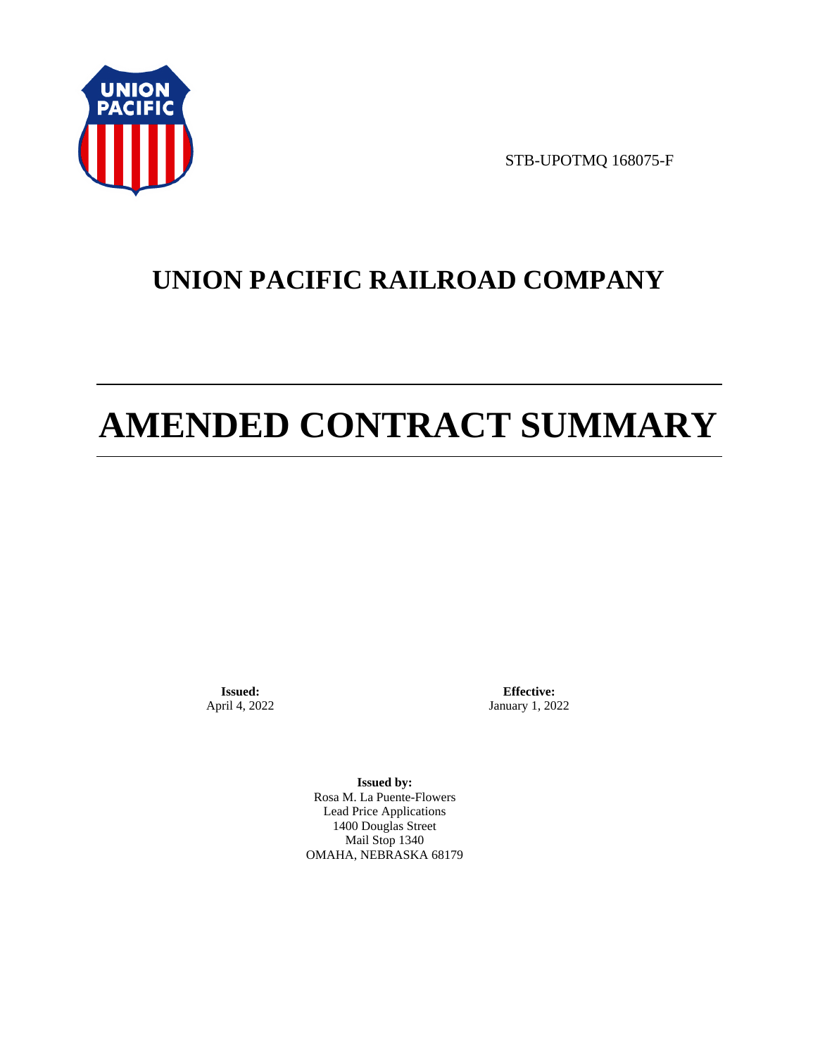STB-UPOTMQ 168075-F

# UNION PACIFIC RAILROAD COMPANY

# AMENDED CONTRACT SUMMARY

**Issued:**
April 4, 2022

**Effective:**
January 1, 2022

**Issued by:**
Rosa M. La Puente-Flowers
Lead Price Applications
1400 Douglas Street
Mail Stop 1340
OMAHA, NEBRASKA 68179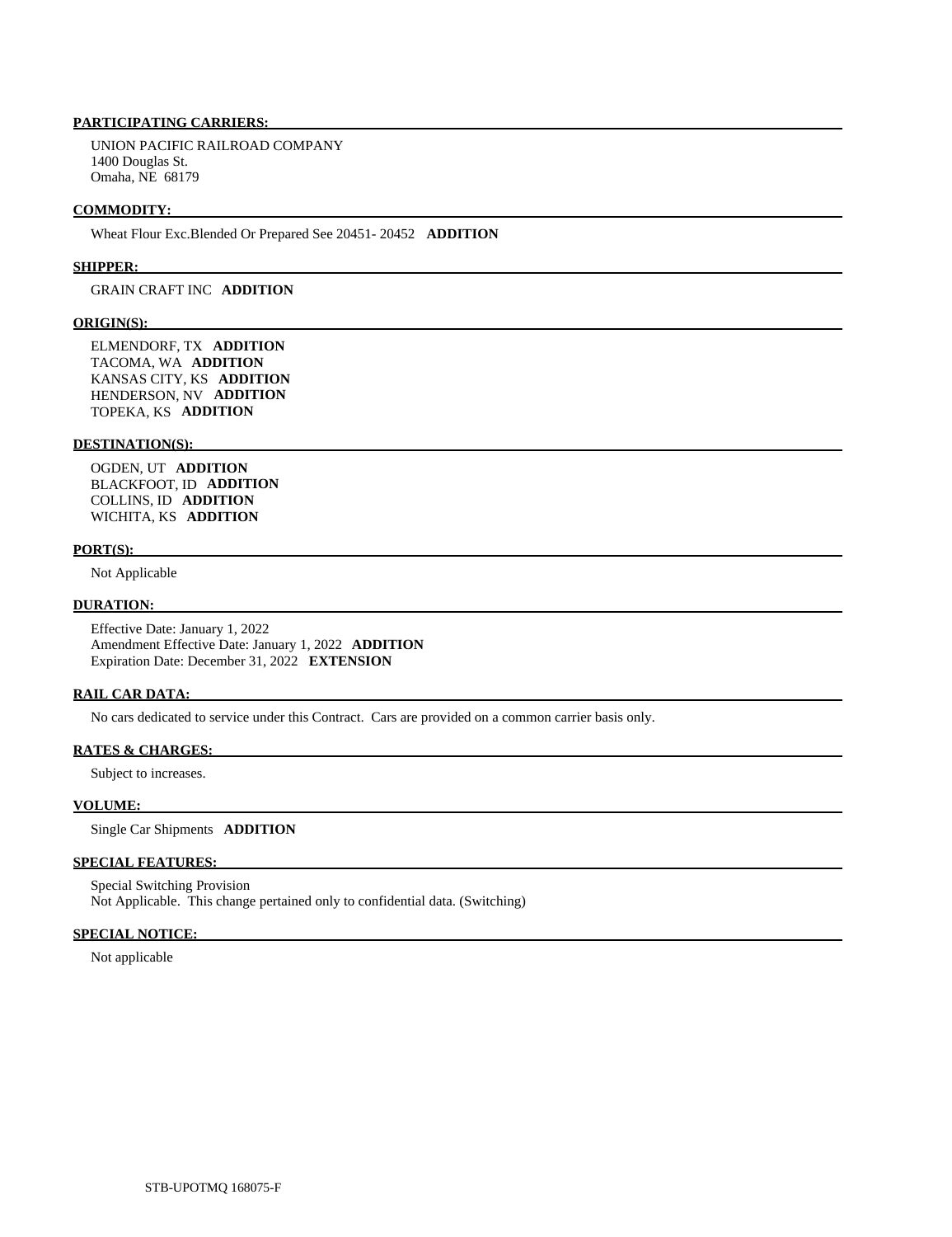**PARTICIPATING CARRIERS:**

UNION PACIFIC RAILROAD COMPANY
1400 Douglas St.
Omaha, NE 68179

**COMMODITY:**

Wheat Flour Exc.Blended Or Prepared See 20451- 20452 **ADDITION**

**SHIPPER:**

GRAIN CRAFT INC **ADDITION**

**ORIGIN(S):**

ELMENDORF, TX **ADDITION**
TACOMA, WA **ADDITION**
KANSAS CITY, KS **ADDITION**
HENDERSON, NV **ADDITION**
TOPEKA, KS **ADDITION**

**DESTINATION(S):**

OGDEN, UT **ADDITION**
BLACKFOOT, ID **ADDITION**
COLLINS, ID **ADDITION**
WICHITA, KS **ADDITION**

**PORT(S):**

Not Applicable

**DURATION:**

Effective Date: January 1, 2022
Amendment Effective Date: January 1, 2022 **ADDITION**
Expiration Date: December 31, 2022 **EXTENSION**

**RAIL CAR DATA:**

No cars dedicated to service under this Contract. Cars are provided on a common carrier basis only.

**RATES & CHARGES:**

Subject to increases.

**VOLUME:**

Single Car Shipments **ADDITION**

**SPECIAL FEATURES:**

Special Switching Provision
Not Applicable. This change pertained only to confidential data. (Switching)

**SPECIAL NOTICE:**

Not applicable

STB-UPOTMQ 168075-F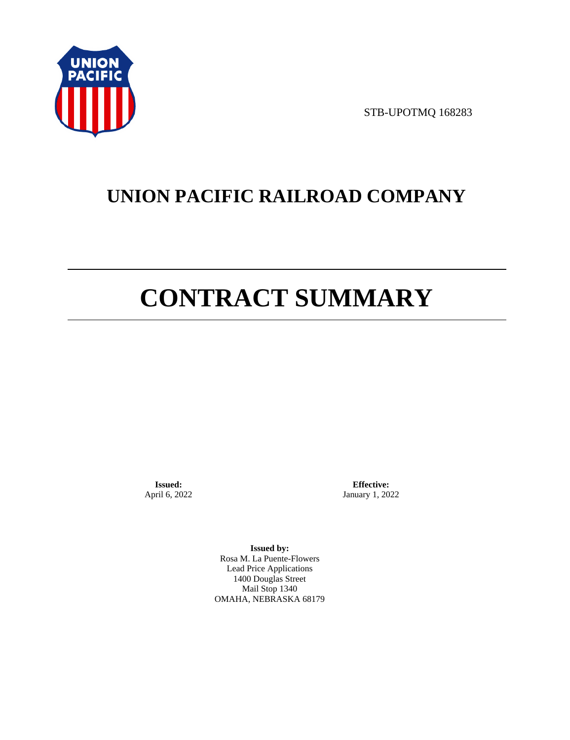STB-UPOTMQ 168283

# UNION PACIFIC RAILROAD COMPANY

# CONTRACT SUMMARY

**Issued:**
April 6, 2022

**Effective:**
January 1, 2022

**Issued by:**
Rosa M. La Puente-Flowers
Lead Price Applications
1400 Douglas Street
Mail Stop 1340
OMAHA, NEBRASKA 68179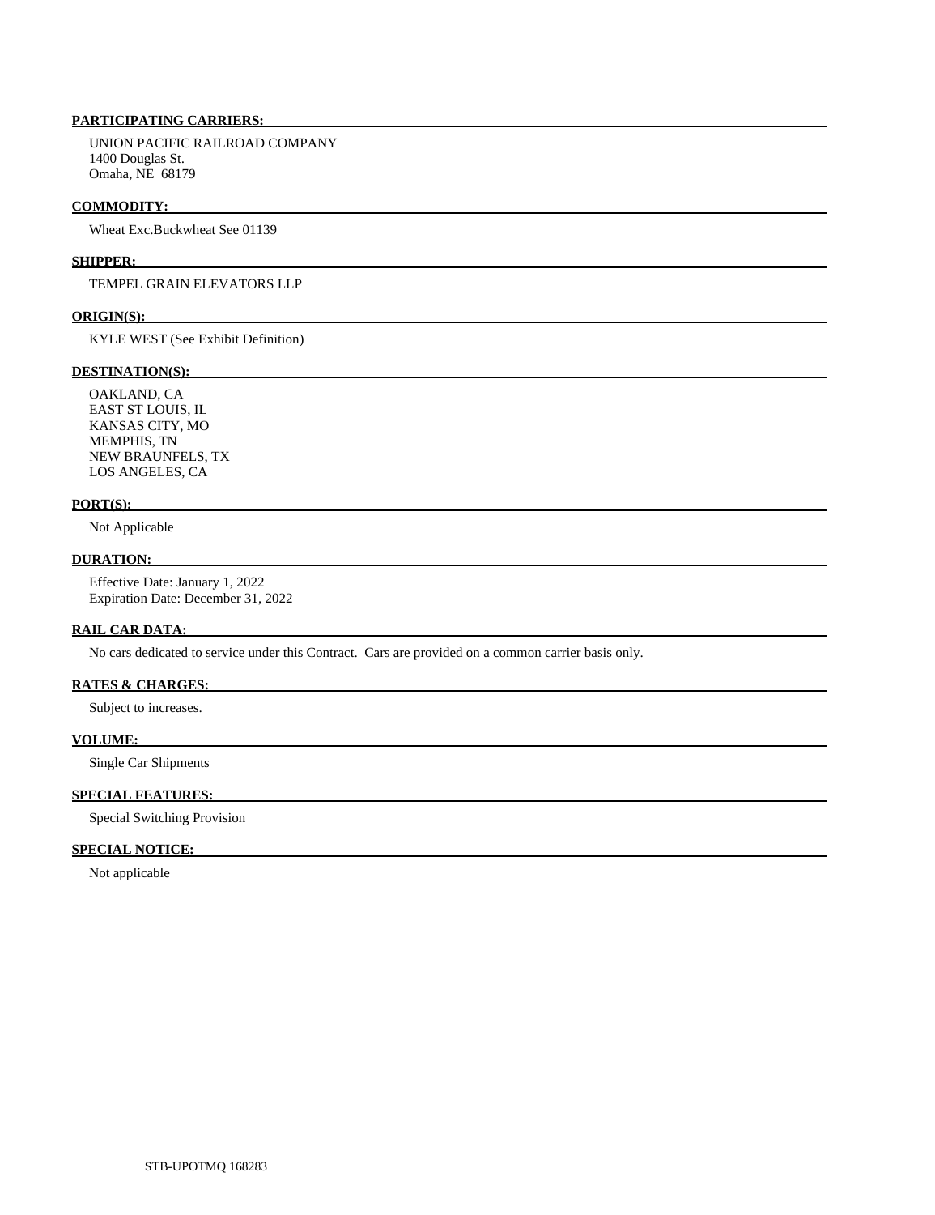**PARTICIPATING CARRIERS:**

UNION PACIFIC RAILROAD COMPANY
1400 Douglas St.
Omaha, NE 68179

**COMMODITY:**

Wheat Exc.Buckwheat See 01139

**SHIPPER:**

TEMPEL GRAIN ELEVATORS LLP

**ORIGIN(S):**

KYLE WEST (See Exhibit Definition)

**DESTINATION(S):**

OAKLAND, CA
EAST ST LOUIS, IL
KANSAS CITY, MO
MEMPHIS, TN
NEW BRAUNFELS, TX
LOS ANGELES, CA

**PORT(S):**

Not Applicable

**DURATION:**

Effective Date: January 1, 2022
Expiration Date: December 31, 2022

**RAIL CAR DATA:**

No cars dedicated to service under this Contract. Cars are provided on a common carrier basis only.

**RATES & CHARGES:**

Subject to increases.

**VOLUME:**

Single Car Shipments

**SPECIAL FEATURES:**

Special Switching Provision

**SPECIAL NOTICE:**

Not applicable

STB-UPOTMQ 168283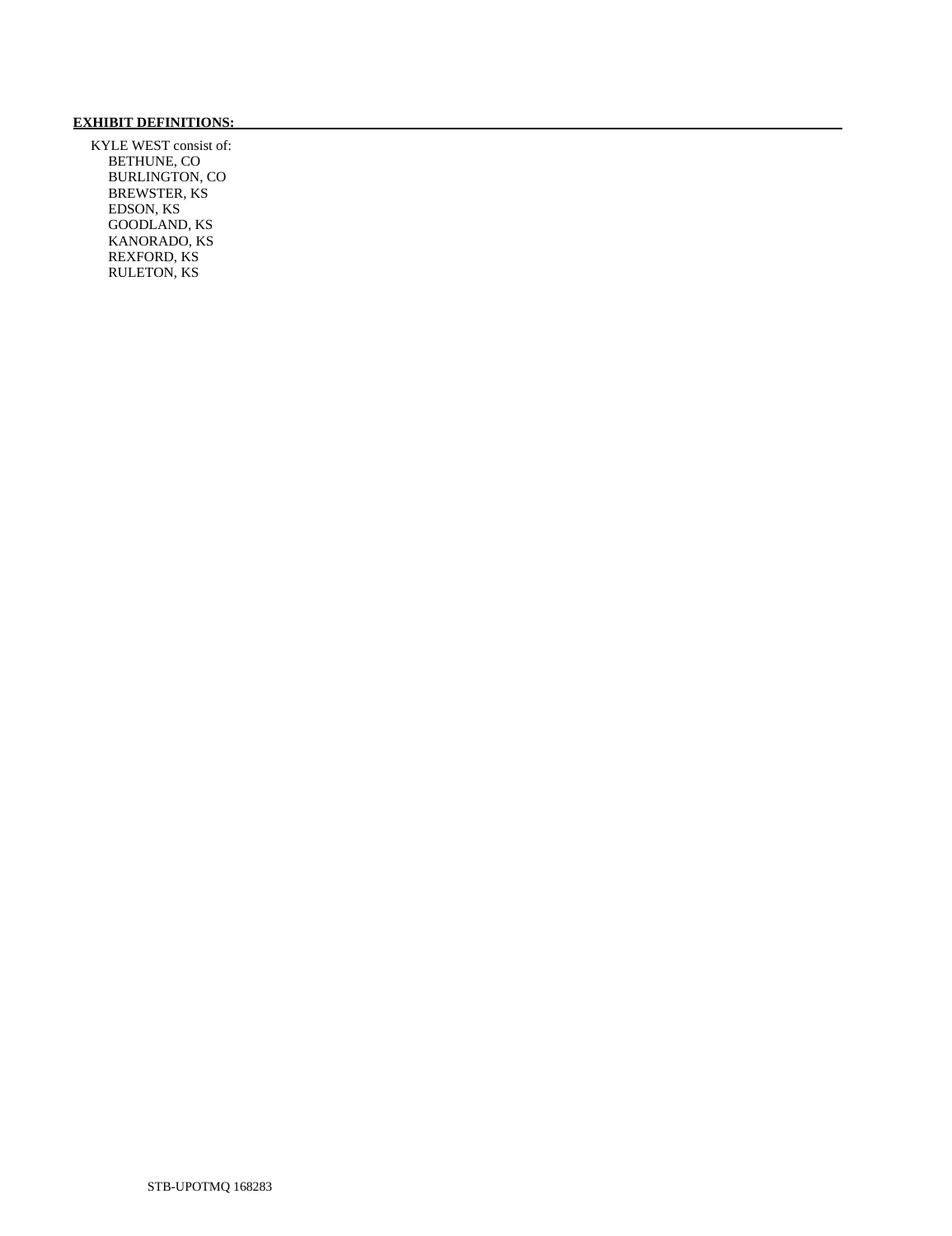**EXHIBIT DEFINITIONS:**

KYLE WEST consist of:
- BETHUNE, CO
- BURLINGTON, CO
- BREWSTER, KS
- EDSON, KS
- GOODLAND, KS
- KANORADO, KS
- REXFORD, KS
- RULETON, KS

STB-UPOTMQ 168283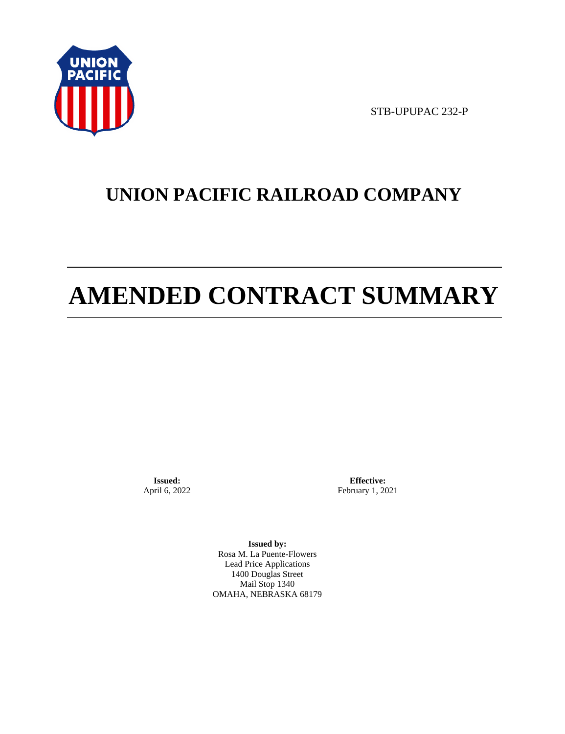STB-UPUPAC 232-P

# UNION PACIFIC RAILROAD COMPANY

# AMENDED CONTRACT SUMMARY

**Issued:**
April 6, 2022

**Effective:**
February 1, 2021

**Issued by:**
Rosa M. La Puente-Flowers
Lead Price Applications
1400 Douglas Street
Mail Stop 1340
OMAHA, NEBRASKA 68179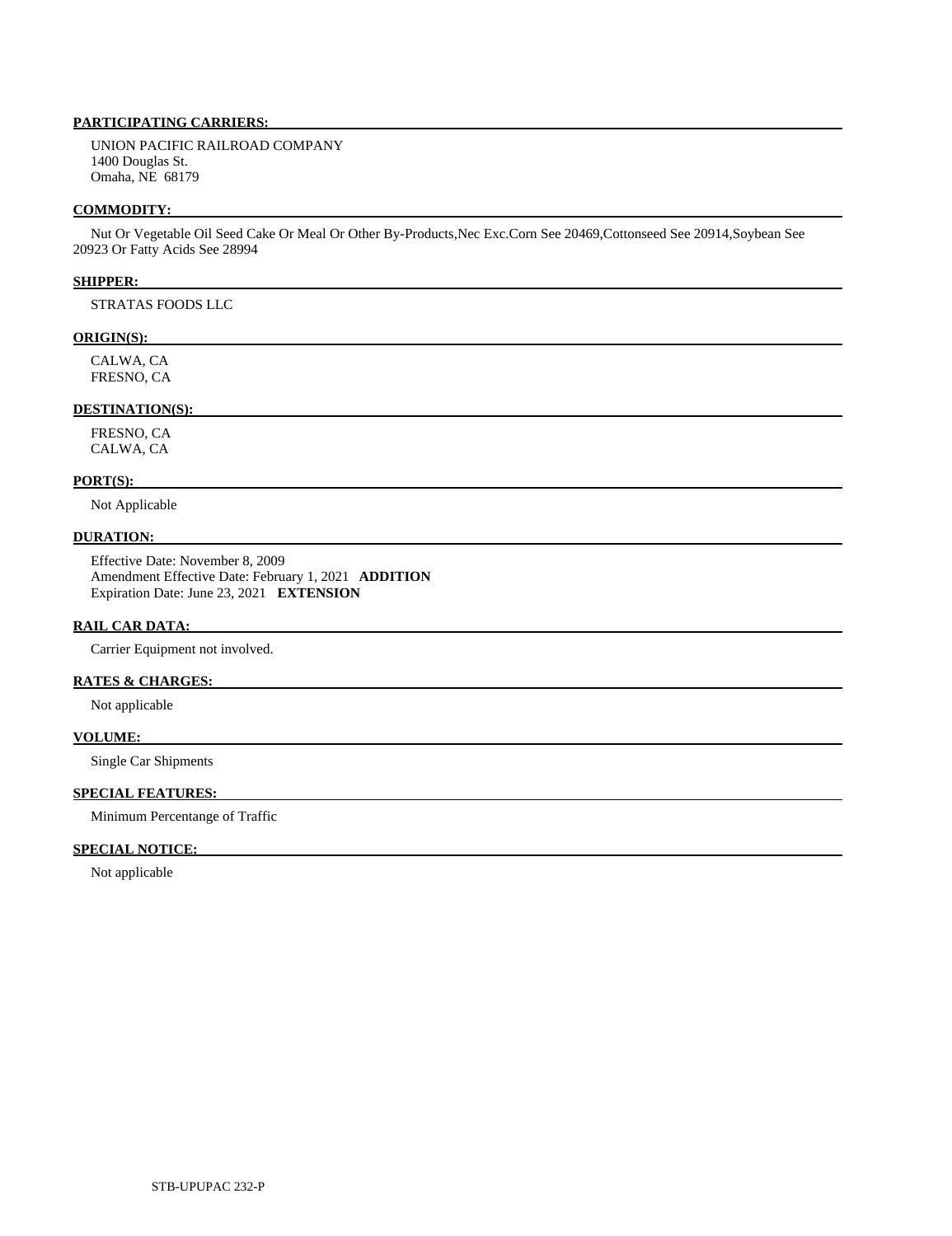**PARTICIPATING CARRIERS:**

UNION PACIFIC RAILROAD COMPANY
1400 Douglas St.
Omaha, NE 68179

**COMMODITY:**

Nut Or Vegetable Oil Seed Cake Or Meal Or Other By-Products,Nec Exc.Corn See 20469,Cottonseed See 20914,Soybean See 20923 Or Fatty Acids See 28994

**SHIPPER:**

STRATAS FOODS LLC

**ORIGIN(S):**

CALWA, CA
FRESNO, CA

**DESTINATION(S):**

FRESNO, CA
CALWA, CA

**PORT(S):**

Not Applicable

**DURATION:**

Effective Date: November 8, 2009
Amendment Effective Date: February 1, 2021 **ADDITION**
Expiration Date: June 23, 2021 **EXTENSION**

**RAIL CAR DATA:**

Carrier Equipment not involved.

**RATES & CHARGES:**

Not applicable

**VOLUME:**

Single Car Shipments

**SPECIAL FEATURES:**

Minimum Percentange of Traffic

**SPECIAL NOTICE:**

Not applicable

STB-UPUPAC 232-P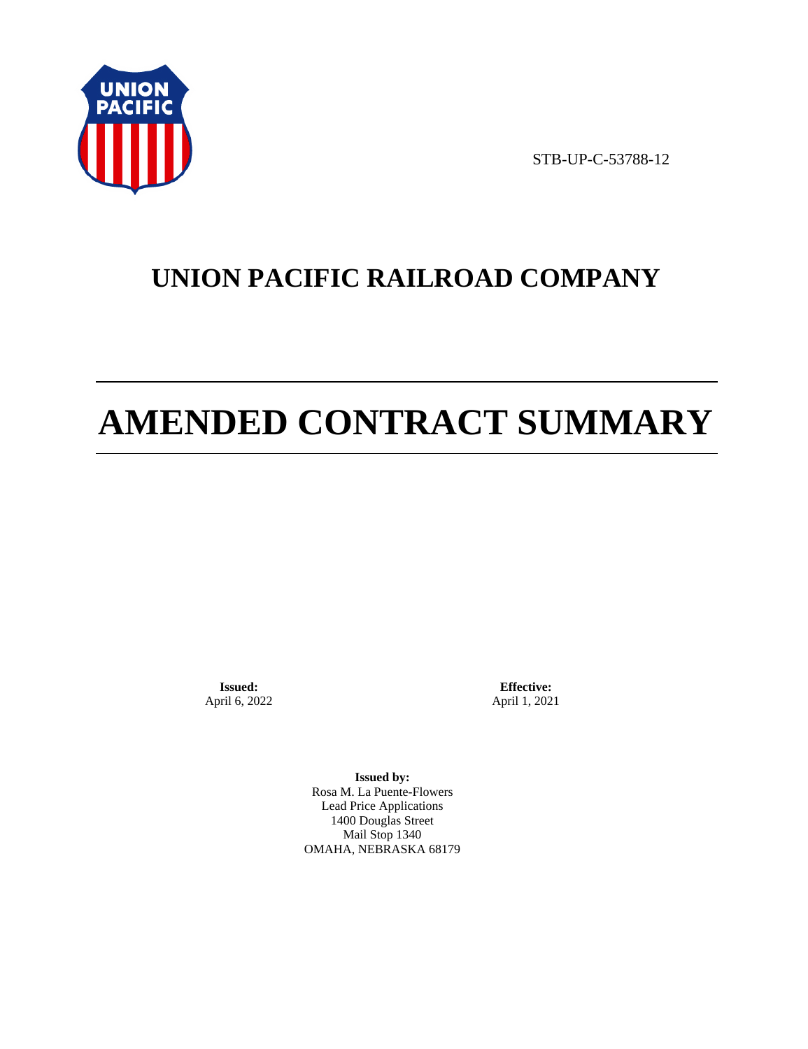STB-UP-C-53788-12

# UNION PACIFIC RAILROAD COMPANY

# AMENDED CONTRACT SUMMARY

**Issued:**
April 6, 2022

**Effective:**
April 1, 2021

**Issued by:**
Rosa M. La Puente-Flowers
Lead Price Applications
1400 Douglas Street
Mail Stop 1340
OMAHA, NEBRASKA 68179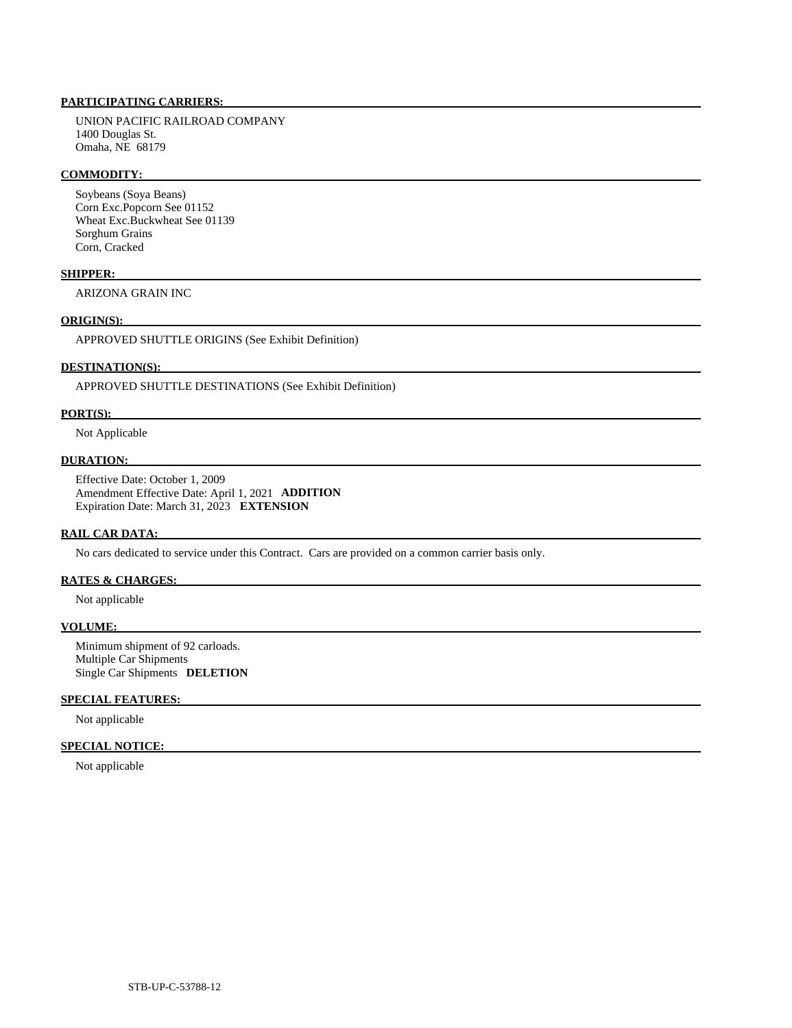**PARTICIPATING CARRIERS:**

UNION PACIFIC RAILROAD COMPANY
1400 Douglas St.
Omaha, NE 68179

**COMMODITY:**

Soybeans (Soya Beans)
Corn Exc.Popcorn See 01152
Wheat Exc.Buckwheat See 01139
Sorghum Grains
Corn, Cracked

**SHIPPER:**

ARIZONA GRAIN INC

**ORIGIN(S):**

APPROVED SHUTTLE ORIGINS (See Exhibit Definition)

**DESTINATION(S):**

APPROVED SHUTTLE DESTINATIONS (See Exhibit Definition)

**PORT(S):**

Not Applicable

**DURATION:**

Effective Date: October 1, 2009
Amendment Effective Date: April 1, 2021 **ADDITION**
Expiration Date: March 31, 2023 **EXTENSION**

**RAIL CAR DATA:**

No cars dedicated to service under this Contract. Cars are provided on a common carrier basis only.

**RATES & CHARGES:**

Not applicable

**VOLUME:**

Minimum shipment of 92 carloads.
Multiple Car Shipments
Single Car Shipments **DELETION**

**SPECIAL FEATURES:**

Not applicable

**SPECIAL NOTICE:**

Not applicable

STB-UP-C-53788-12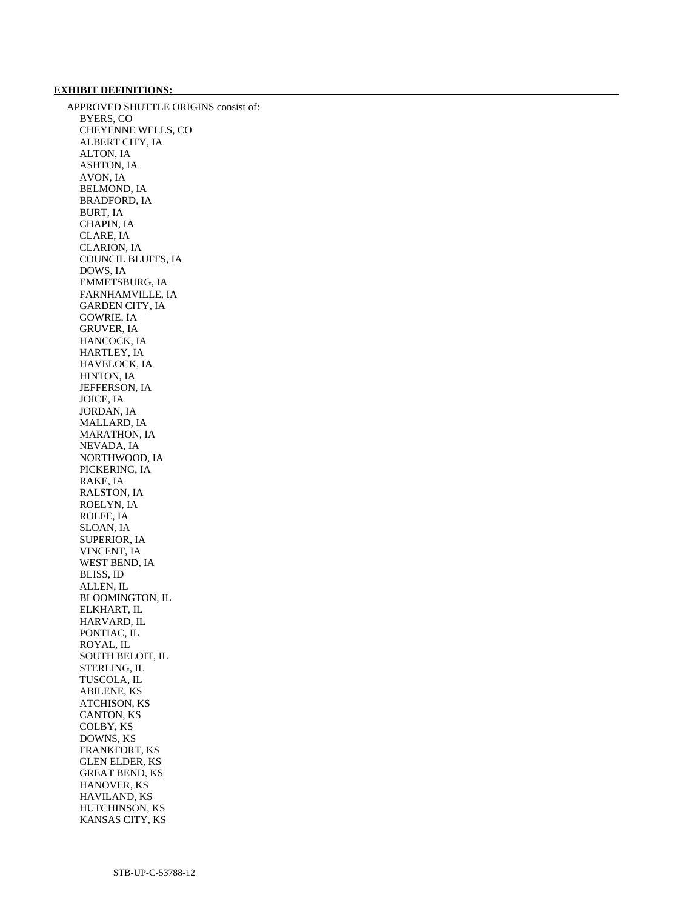**EXHIBIT DEFINITIONS:**

APPROVED SHUTTLE ORIGINS consist of:

- BYERS, CO
- CHEYENNE WELLS, CO
- ALBERT CITY, IA
- ALTON, IA
- ASHTON, IA
- AVON, IA
- BELMOND, IA
- BRADFORD, IA
- BURT, IA
- CHAPIN, IA
- CLARE, IA
- CLARION, IA
- COUNCIL BLUFFS, IA
- DOWS, IA
- EMMETSBURG, IA
- FARNHAMVILLE, IA
- GARDEN CITY, IA
- GOWRIE, IA
- GRUVER, IA
- HANCOCK, IA
- HARTLEY, IA
- HAVELOCK, IA
- HINTON, IA
- JEFFERSON, IA
- JOICE, IA
- JORDAN, IA
- MALLARD, IA
- MARATHON, IA
- NEVADA, IA
- NORTHWOOD, IA
- PICKERING, IA
- RAKE, IA
- RALSTON, IA
- ROELYN, IA
- ROLFE, IA
- SLOAN, IA
- SUPERIOR, IA
- VINCENT, IA
- WEST BEND, IA
- BLISS, ID
- ALLEN, IL
- BLOOMINGTON, IL
- ELKHART, IL
- HARVARD, IL
- PONTIAC, IL
- ROYAL, IL
- SOUTH BELOIT, IL
- STERLING, IL
- TUSCOLA, IL
- ABILENE, KS
- ATCHISON, KS
- CANTON, KS
- COLBY, KS
- DOWNS, KS
- FRANKFORT, KS
- GLEN ELDER, KS
- GREAT BEND, KS
- HANOVER, KS
- HAVILAND, KS
- HUTCHINSON, KS
- KANSAS CITY, KS

STB-UP-C-53788-12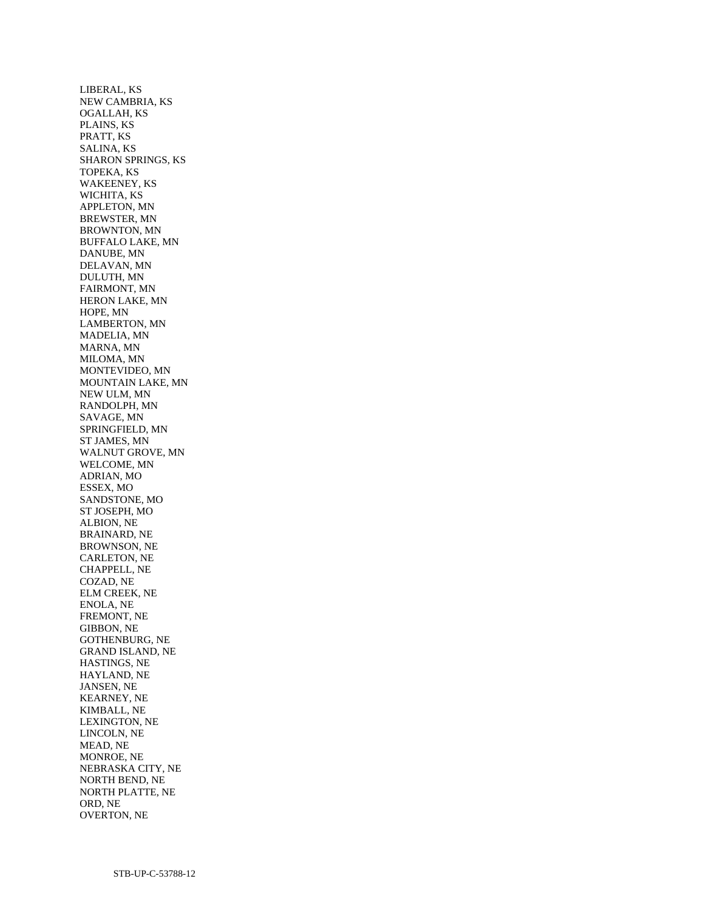LIBERAL, KS
NEW CAMBRIA, KS
OGALLAH, KS
PLAINS, KS
PRATT, KS
SALINA, KS
SHARON SPRINGS, KS
TOPEKA, KS
WAKEENEY, KS
WICHITA, KS
APPLETON, MN
BREWSTER, MN
BROWNTON, MN
BUFFALO LAKE, MN
DANUBE, MN
DELAVAN, MN
DULUTH, MN
FAIRMONT, MN
HERON LAKE, MN
HOPE, MN
LAMBERTON, MN
MADELIA, MN
MARNA, MN
MILOMA, MN
MONTEVIDEO, MN
MOUNTAIN LAKE, MN
NEW ULM, MN
RANDOLPH, MN
SAVAGE, MN
SPRINGFIELD, MN
ST JAMES, MN
WALNUT GROVE, MN
WELCOME, MN
ADRIAN, MO
ESSEX, MO
SANDSTONE, MO
ST JOSEPH, MO
ALBION, NE
BRAINARD, NE
BROWNSON, NE
CARLETON, NE
CHAPPELL, NE
COZAD, NE
ELM CREEK, NE
ENOLA, NE
FREMONT, NE
GIBBON, NE
GOTHENBURG, NE
GRAND ISLAND, NE
HASTINGS, NE
HAYLAND, NE
JANSEN, NE
KEARNEY, NE
KIMBALL, NE
LEXINGTON, NE
LINCOLN, NE
MEAD, NE
MONROE, NE
NEBRASKA CITY, NE
NORTH BEND, NE
NORTH PLATTE, NE
ORD, NE
OVERTON, NE

STB-UP-C-53788-12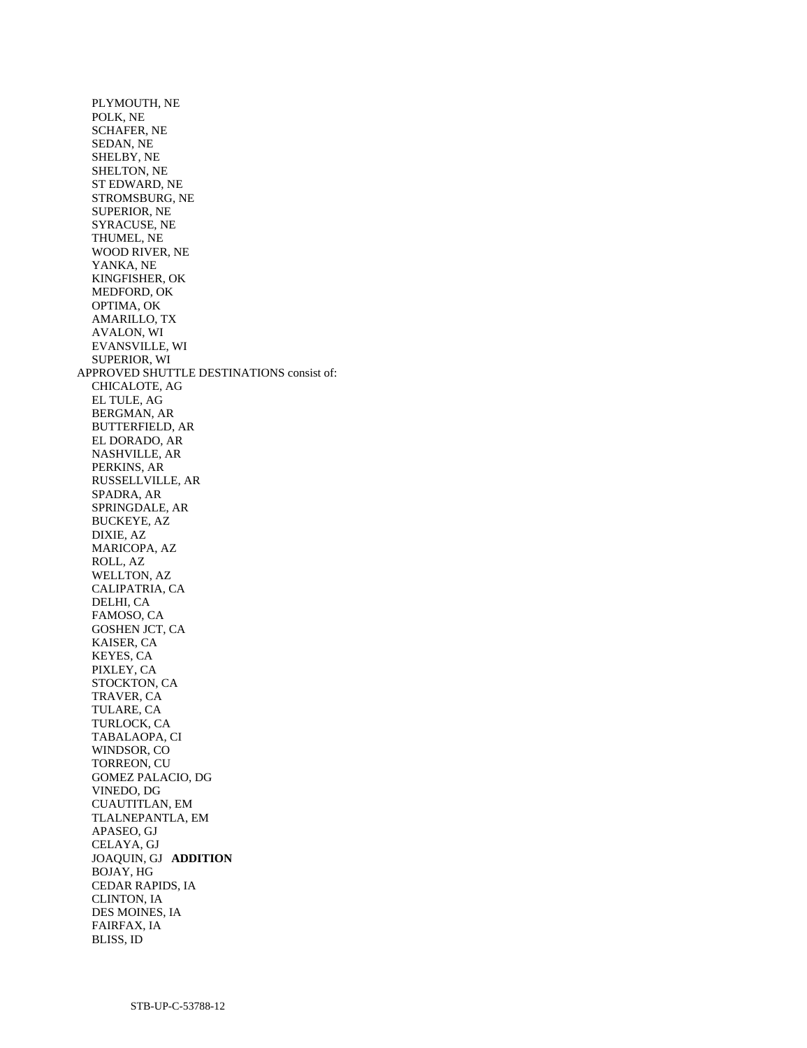PLYMOUTH, NE
POLK, NE
SCHAFER, NE
SEDAN, NE
SHELBY, NE
SHELTON, NE
ST EDWARD, NE
STROMSBURG, NE
SUPERIOR, NE
SYRACUSE, NE
THUMEL, NE
WOOD RIVER, NE
YANKA, NE
KINGFISHER, OK
MEDFORD, OK
OPTIMA, OK
AMARILLO, TX
AVALON, WI
EVANSVILLE, WI
SUPERIOR, WI

APPROVED SHUTTLE DESTINATIONS consist of:

CHICALOTE, AG
EL TULE, AG
BERGMAN, AR
BUTTERFIELD, AR
EL DORADO, AR
NASHVILLE, AR
PERKINS, AR
RUSSELLVILLE, AR
SPADRA, AR
SPRINGDALE, AR
BUCKEYE, AZ
DIXIE, AZ
MARICOPA, AZ
ROLL, AZ
WELLTON, AZ
CALIPATRIA, CA
DELHI, CA
FAMOSO, CA
GOSHEN JCT, CA
KAISER, CA
KEYES, CA
PIXLEY, CA
STOCKTON, CA
TRAVER, CA
TULARE, CA
TURLOCK, CA
TABALAOPA, CI
WINDSOR, CO
TORREON, CU
GOMEZ PALACIO, DG
VINEDO, DG
CUAUTITLAN, EM
TLALNEPANTLA, EM
APASEO, GJ
CELAYA, GJ
JOAQUIN, GJ **ADDITION**
BOJAY, HG
CEDAR RAPIDS, IA
CLINTON, IA
DES MOINES, IA
FAIRFAX, IA
BLISS, ID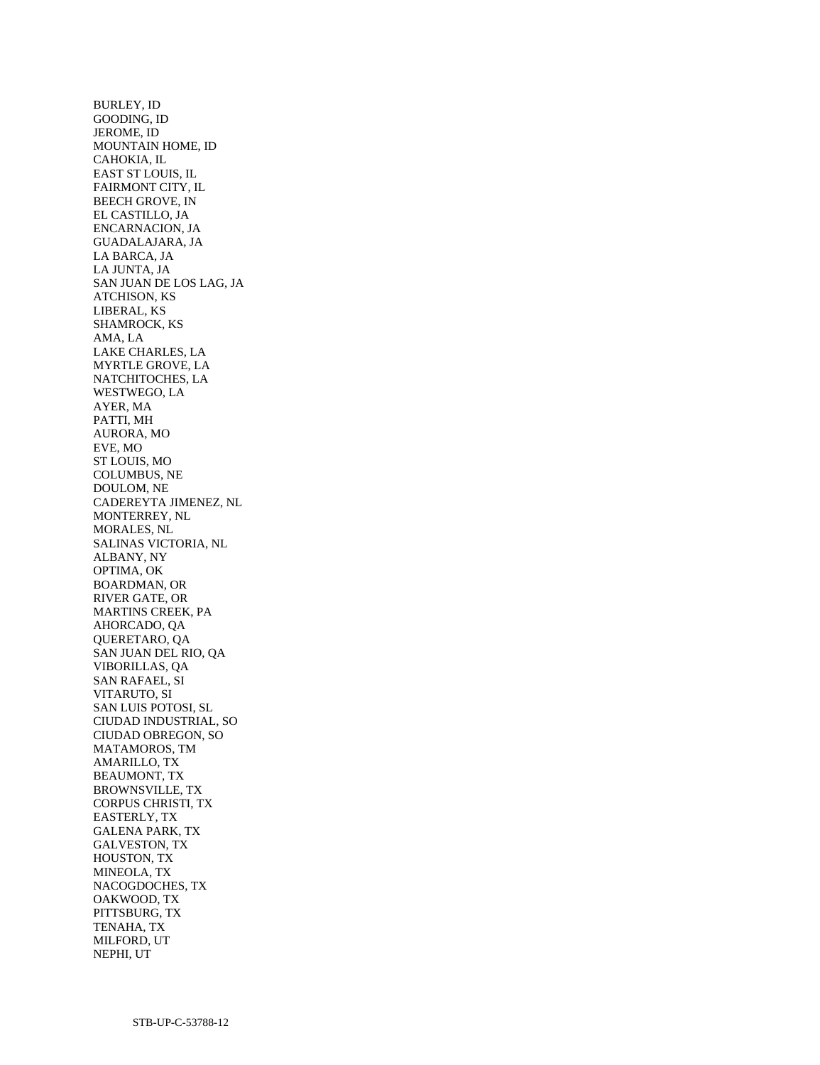BURLEY, ID
GOODING, ID
JEROME, ID
MOUNTAIN HOME, ID
CAHOKIA, IL
EAST ST LOUIS, IL
FAIRMONT CITY, IL
BEECH GROVE, IN
EL CASTILLO, JA
ENCARNACION, JA
GUADALAJARA, JA
LA BARCA, JA
LA JUNTA, JA
SAN JUAN DE LOS LAG, JA
ATCHISON, KS
LIBERAL, KS
SHAMROCK, KS
AMA, LA
LAKE CHARLES, LA
MYRTLE GROVE, LA
NATCHITOCHES, LA
WESTWEGO, LA
AYER, MA
PATTI, MH
AURORA, MO
EVE, MO
ST LOUIS, MO
COLUMBUS, NE
DOULOM, NE
CADEREYTA JIMENEZ, NL
MONTERREY, NL
MORALES, NL
SALINAS VICTORIA, NL
ALBANY, NY
OPTIMA, OK
BOARDMAN, OR
RIVER GATE, OR
MARTINS CREEK, PA
AHORCADO, QA
QUERETARO, QA
SAN JUAN DEL RIO, QA
VIBORILLAS, QA
SAN RAFAEL, SI
VITARUTO, SI
SAN LUIS POTOSI, SL
CIUDAD INDUSTRIAL, SO
CIUDAD OBREGON, SO
MATAMOROS, TM
AMARILLO, TX
BEAUMONT, TX
BROWNSVILLE, TX
CORPUS CHRISTI, TX
EASTERLY, TX
GALENA PARK, TX
GALVESTON, TX
HOUSTON, TX
MINEOLA, TX
NACOGDOCHES, TX
OAKWOOD, TX
PITTSBURG, TX
TENAHA, TX
MILFORD, UT
NEPHI, UT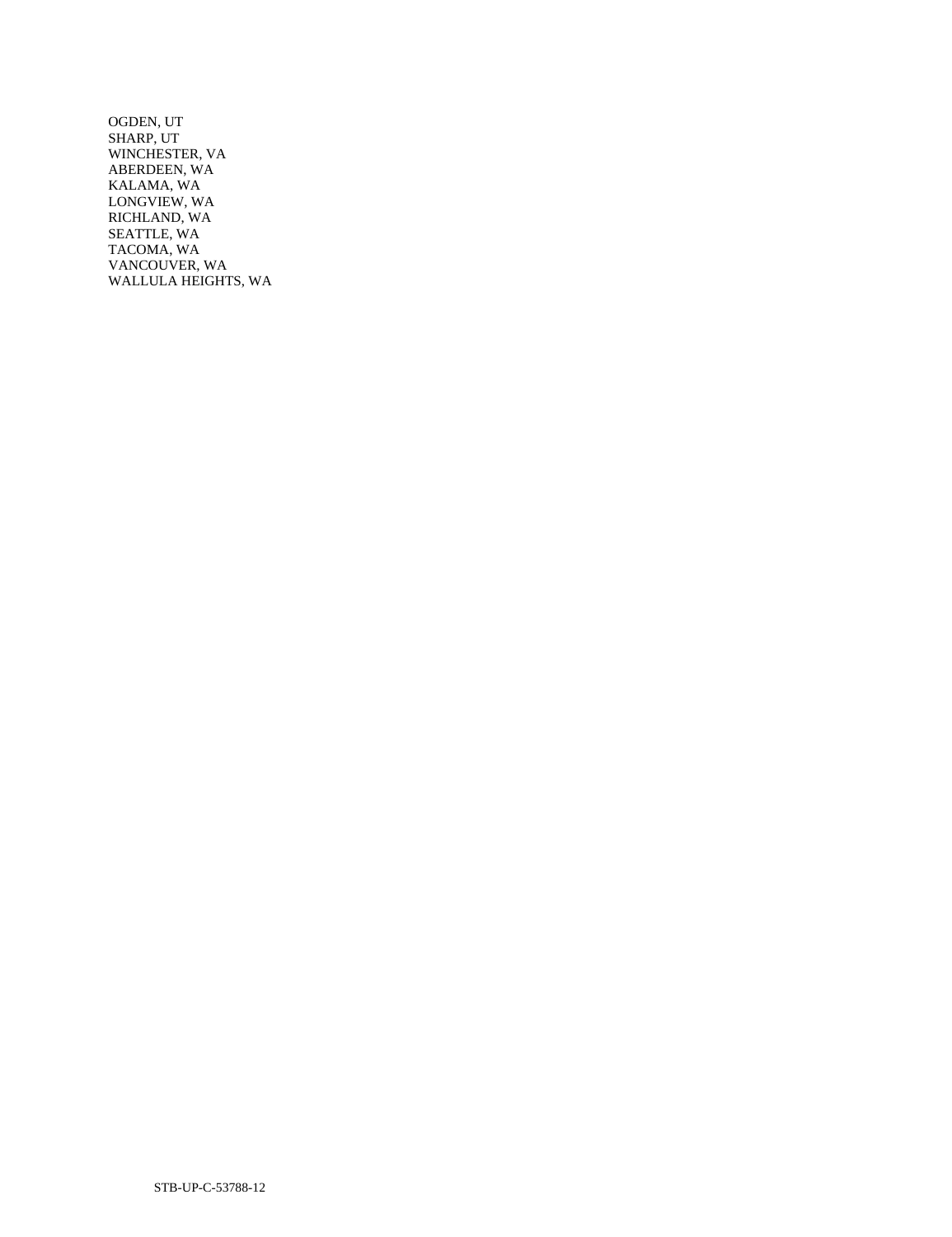OGDEN, UT
SHARP, UT
WINCHESTER, VA
ABERDEEN, WA
KALAMA, WA
LONGVIEW, WA
RICHLAND, WA
SEATTLE, WA
TACOMA, WA
VANCOUVER, WA
WALLULA HEIGHTS, WA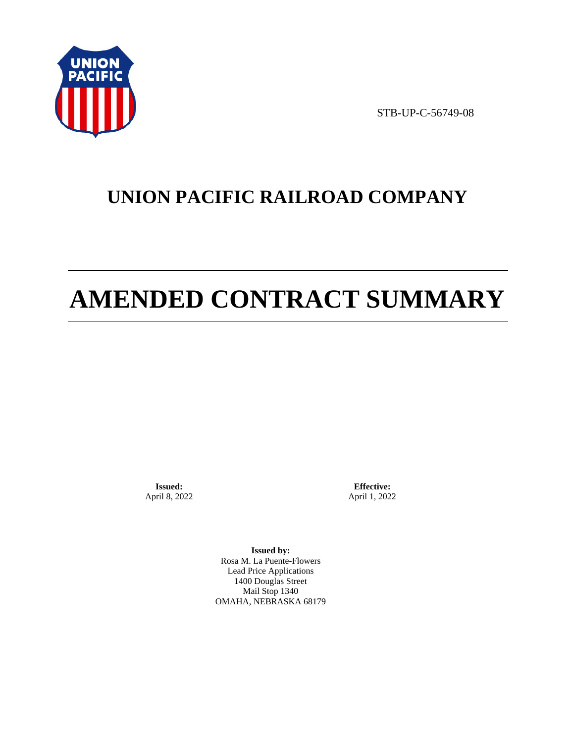STB-UP-C-56749-08

# UNION PACIFIC RAILROAD COMPANY

# AMENDED CONTRACT SUMMARY

**Issued:**
April 8, 2022

**Effective:**
April 1, 2022

**Issued by:**
Rosa M. La Puente-Flowers
Lead Price Applications
1400 Douglas Street
Mail Stop 1340
OMAHA, NEBRASKA 68179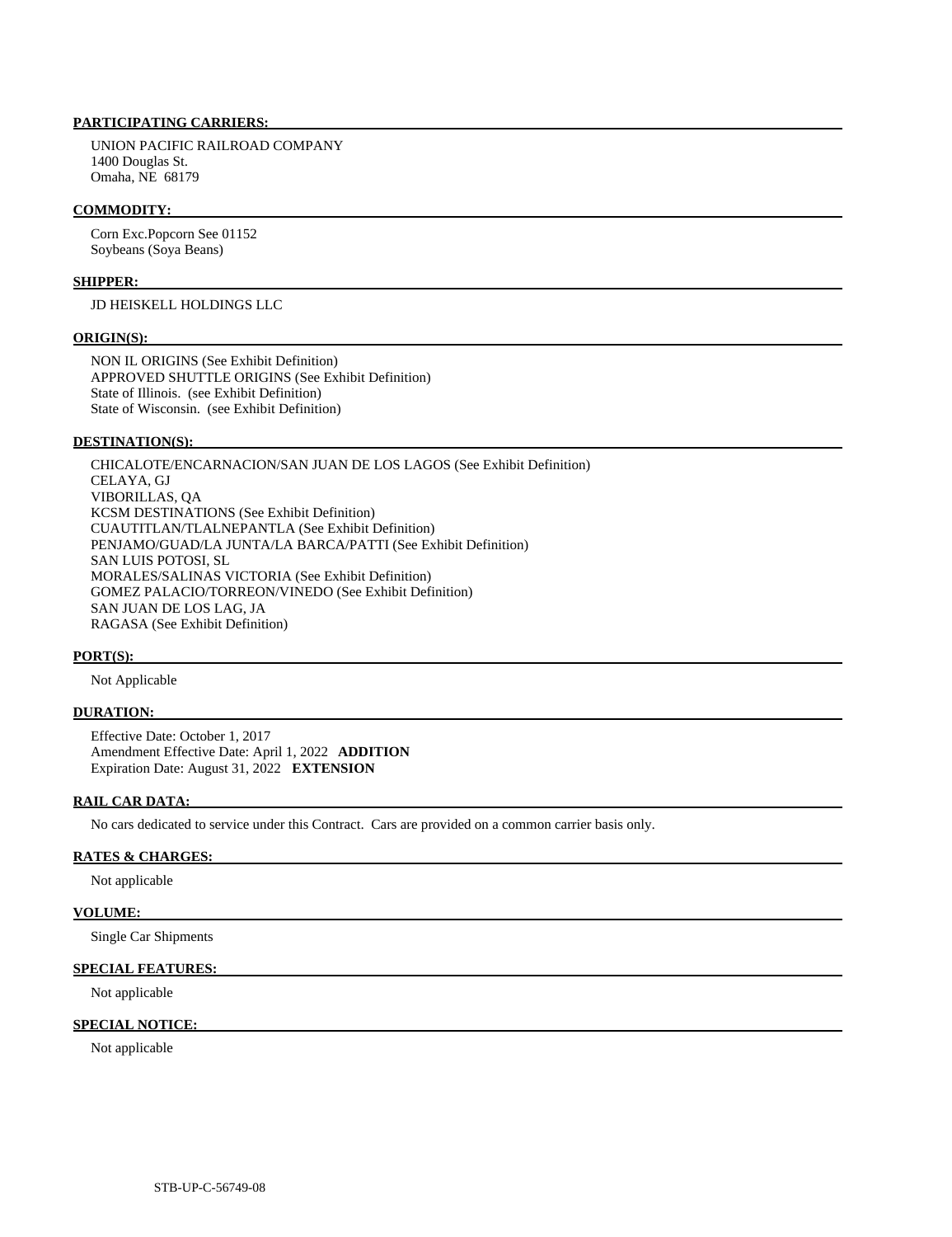**PARTICIPATING CARRIERS:**

UNION PACIFIC RAILROAD COMPANY
1400 Douglas St.
Omaha, NE 68179

**COMMODITY:**

Corn Exc.Popcorn See 01152
Soybeans (Soya Beans)

**SHIPPER:**

JD HEISKELL HOLDINGS LLC

**ORIGIN(S):**

NON IL ORIGINS (See Exhibit Definition)
APPROVED SHUTTLE ORIGINS (See Exhibit Definition)
State of Illinois. (see Exhibit Definition)
State of Wisconsin. (see Exhibit Definition)

**DESTINATION(S):**

CHICALOTE/ENCARNACION/SAN JUAN DE LOS LAGOS (See Exhibit Definition)
CELAYA, GJ
VIBORILLAS, QA
KCSM DESTINATIONS (See Exhibit Definition)
CUAUTITLAN/TLALNEPANTLA (See Exhibit Definition)
PENJAMO/GUAD/LA JUNTA/LA BARCA/PATTI (See Exhibit Definition)
SAN LUIS POTOSI, SL
MORALES/SALINAS VICTORIA (See Exhibit Definition)
GOMEZ PALACIO/TORREON/VINEDO (See Exhibit Definition)
SAN JUAN DE LOS LAG, JA
RAGASA (See Exhibit Definition)

**PORT(S):**

Not Applicable

**DURATION:**

Effective Date: October 1, 2017
Amendment Effective Date: April 1, 2022 **ADDITION**
Expiration Date: August 31, 2022 **EXTENSION**

**RAIL CAR DATA:**

No cars dedicated to service under this Contract. Cars are provided on a common carrier basis only.

**RATES & CHARGES:**

Not applicable

**VOLUME:**

Single Car Shipments

**SPECIAL FEATURES:**

Not applicable

**SPECIAL NOTICE:**

Not applicable

STB-UP-C-56749-08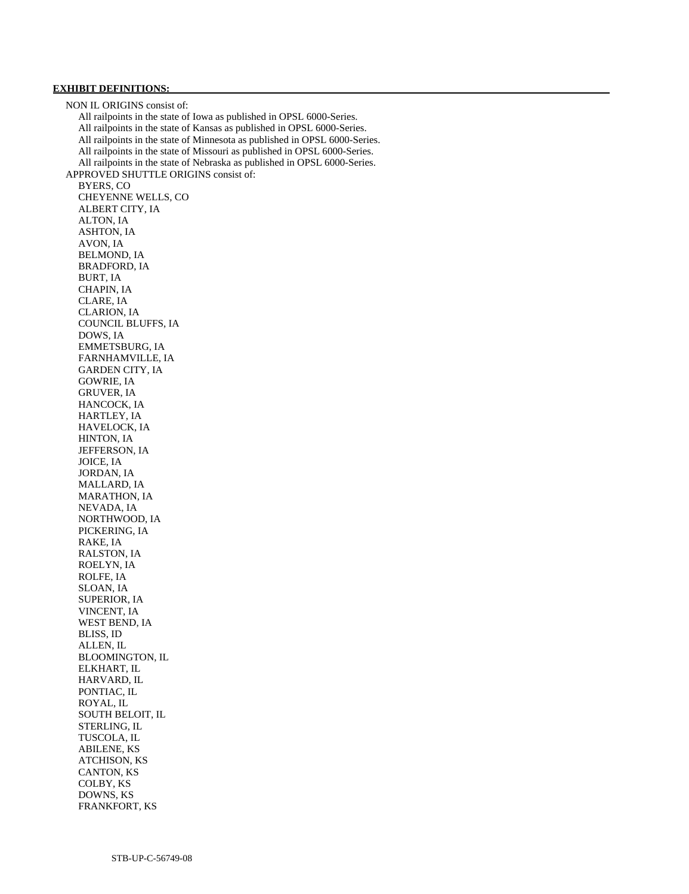**EXHIBIT DEFINITIONS:**

NON IL ORIGINS consist of:

- All railpoints in the state of Iowa as published in OPSL 6000-Series.
- All railpoints in the state of Kansas as published in OPSL 6000-Series.
- All railpoints in the state of Minnesota as published in OPSL 6000-Series.
- All railpoints in the state of Missouri as published in OPSL 6000-Series.
- All railpoints in the state of Nebraska as published in OPSL 6000-Series.

APPROVED SHUTTLE ORIGINS consist of:

- BYERS, CO
- CHEYENNE WELLS, CO
- ALBERT CITY, IA
- ALTON, IA
- ASHTON, IA
- AVON, IA
- BELMOND, IA
- BRADFORD, IA
- BURT, IA
- CHAPIN, IA
- CLARE, IA
- CLARION, IA
- COUNCIL BLUFFS, IA
- DOWS, IA
- EMMETSBURG, IA
- FARNHAMVILLE, IA
- GARDEN CITY, IA
- GOWRIE, IA
- GRUVER, IA
- HANCOCK, IA
- HARTLEY, IA
- HAVELOCK, IA
- HINTON, IA
- JEFFERSON, IA
- JOICE, IA
- JORDAN, IA
- MALLARD, IA
- MARATHON, IA
- NEVADA, IA
- NORTHWOOD, IA
- PICKERING, IA
- RAKE, IA
- RALSTON, IA
- ROELYN, IA
- ROLFE, IA
- SLOAN, IA
- SUPERIOR, IA
- VINCENT, IA
- WEST BEND, IA
- BLISS, ID
- ALLEN, IL
- BLOOMINGTON, IL
- ELKHART, IL
- HARVARD, IL
- PONTIAC, IL
- ROYAL, IL
- SOUTH BELOIT, IL
- STERLING, IL
- TUSCOLA, IL
- ABILENE, KS
- ATCHISON, KS
- CANTON, KS
- COLBY, KS
- DOWNS, KS
- FRANKFORT, KS

STB-UP-C-56749-08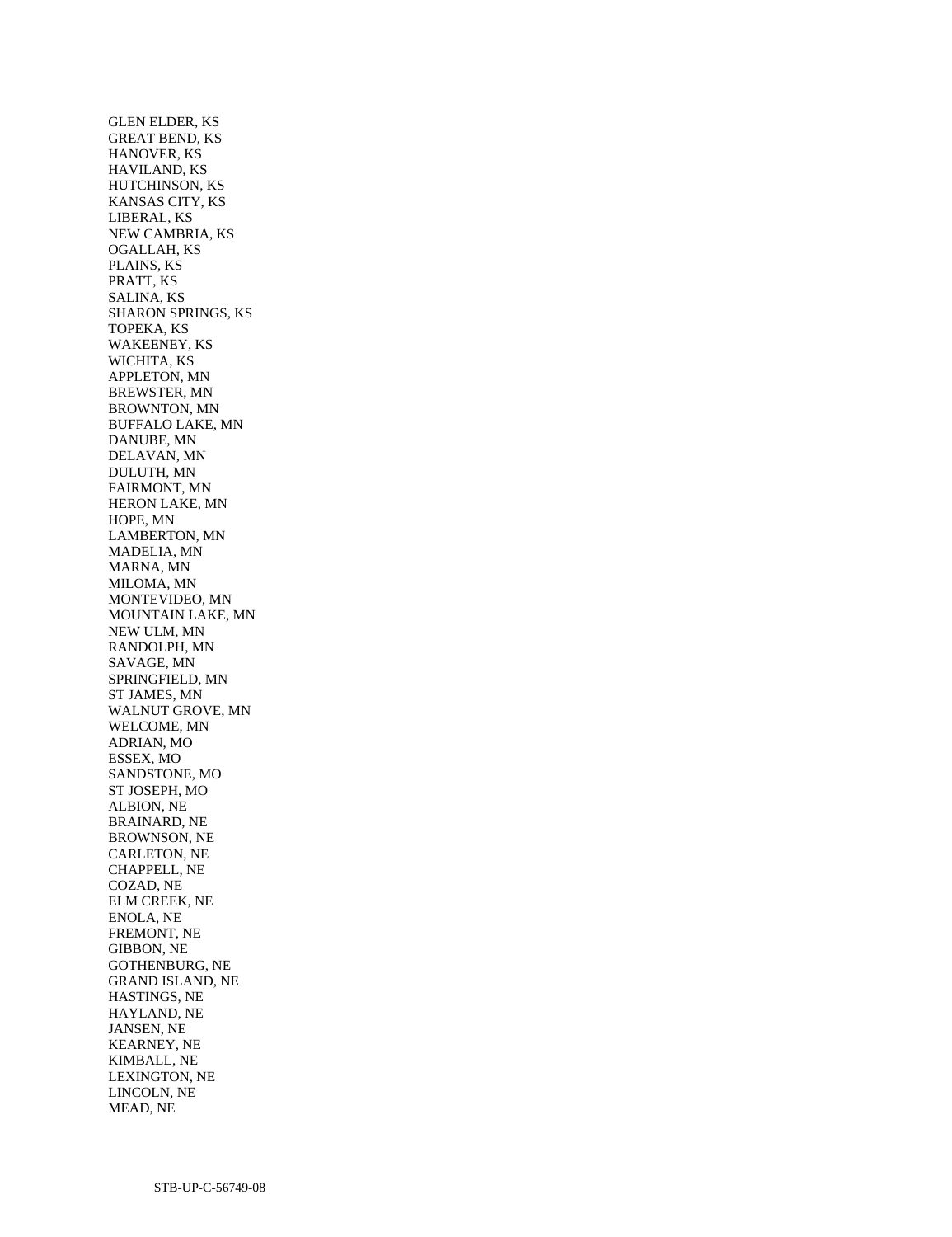GLEN ELDER, KS
GREAT BEND, KS
HANOVER, KS
HAVILAND, KS
HUTCHINSON, KS
KANSAS CITY, KS
LIBERAL, KS
NEW CAMBRIA, KS
OGALLAH, KS
PLAINS, KS
PRATT, KS
SALINA, KS
SHARON SPRINGS, KS
TOPEKA, KS
WAKEENEY, KS
WICHITA, KS
APPLETON, MN
BREWSTER, MN
BROWNTON, MN
BUFFALO LAKE, MN
DANUBE, MN
DELAVAN, MN
DULUTH, MN
FAIRMONT, MN
HERON LAKE, MN
HOPE, MN
LAMBERTON, MN
MADELIA, MN
MARNA, MN
MILOMA, MN
MONTEVIDEO, MN
MOUNTAIN LAKE, MN
NEW ULM, MN
RANDOLPH, MN
SAVAGE, MN
SPRINGFIELD, MN
ST JAMES, MN
WALNUT GROVE, MN
WELCOME, MN
ADRIAN, MO
ESSEX, MO
SANDSTONE, MO
ST JOSEPH, MO
ALBION, NE
BRAINARD, NE
BROWNSON, NE
CARLETON, NE
CHAPPELL, NE
COZAD, NE
ELM CREEK, NE
ENOLA, NE
FREMONT, NE
GIBBON, NE
GOTHENBURG, NE
GRAND ISLAND, NE
HASTINGS, NE
HAYLAND, NE
JANSEN, NE
KEARNEY, NE
KIMBALL, NE
LEXINGTON, NE
LINCOLN, NE
MEAD, NE

STB-UP-C-56749-08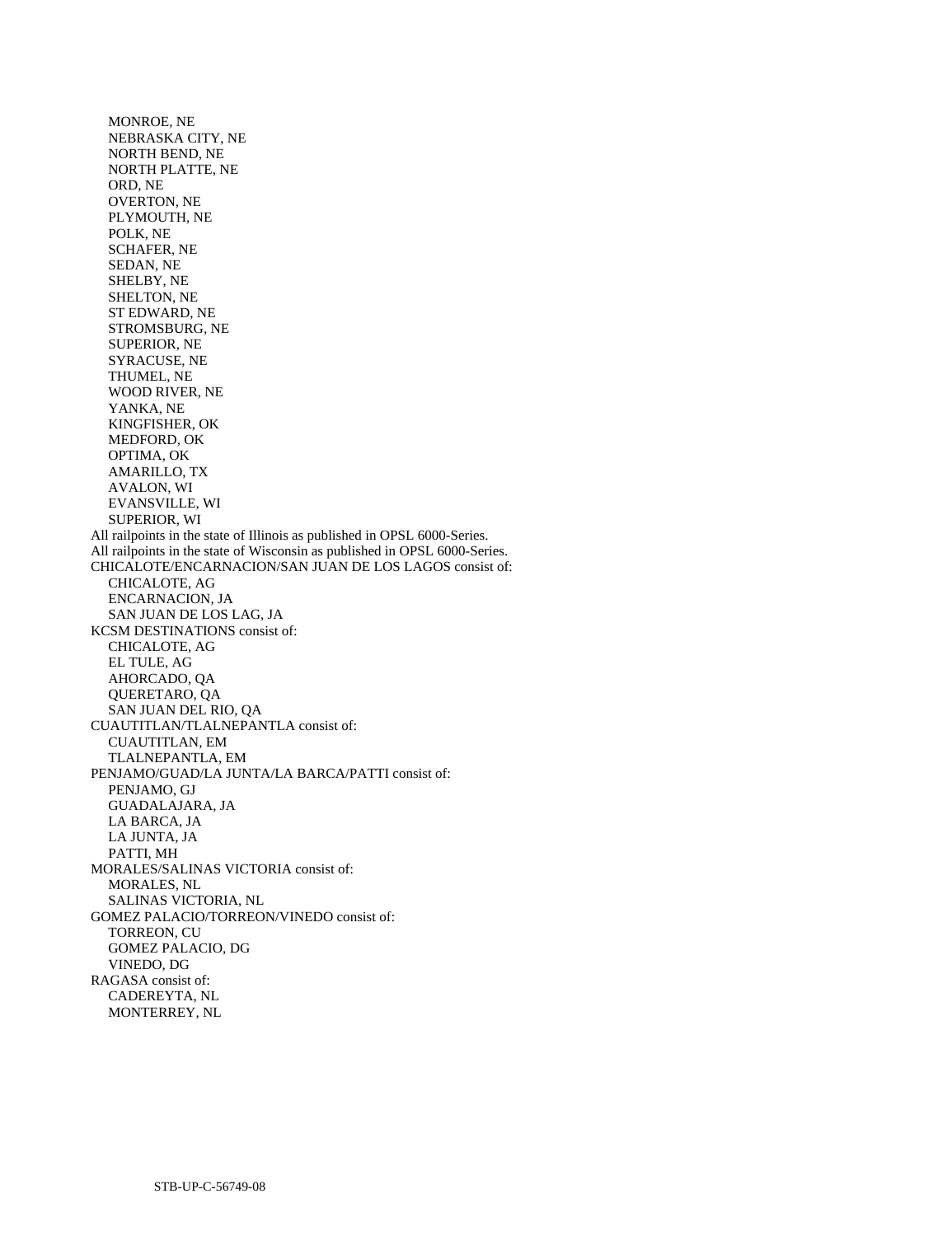MONROE, NE
NEBRASKA CITY, NE
NORTH BEND, NE
NORTH PLATTE, NE
ORD, NE
OVERTON, NE
PLYMOUTH, NE
POLK, NE
SCHAFER, NE
SEDAN, NE
SHELBY, NE
SHELTON, NE
ST EDWARD, NE
STROMSBURG, NE
SUPERIOR, NE
SYRACUSE, NE
THUMEL, NE
WOOD RIVER, NE
YANKA, NE
KINGFISHER, OK
MEDFORD, OK
OPTIMA, OK
AMARILLO, TX
AVALON, WI
EVANSVILLE, WI
SUPERIOR, WI

All railpoints in the state of Illinois as published in OPSL 6000-Series.
All railpoints in the state of Wisconsin as published in OPSL 6000-Series.

CHICALOTE/ENCARNACION/SAN JUAN DE LOS LAGOS consist of:
CHICALOTE, AG
ENCARNACION, JA
SAN JUAN DE LOS LAG, JA

KCSM DESTINATIONS consist of:
CHICALOTE, AG
EL TULE, AG
AHORCADO, QA
QUERETARO, QA
SAN JUAN DEL RIO, QA

CUAUTITLAN/TLALNEPANTLA consist of:
CUAUTITLAN, EM
TLALNEPANTLA, EM

PENJAMO/GUAD/LA JUNTA/LA BARCA/PATTI consist of:
PENJAMO, GJ
GUADALAJARA, JA
LA BARCA, JA
LA JUNTA, JA
PATTI, MH

MORALES/SALINAS VICTORIA consist of:
MORALES, NL
SALINAS VICTORIA, NL

GOMEZ PALACIO/TORREON/VINEDO consist of:
TORREON, CU
GOMEZ PALACIO, DG
VINEDO, DG

RAGASA consist of:
CADEREYTA, NL
MONTERREY, NL

STB-UP-C-56749-08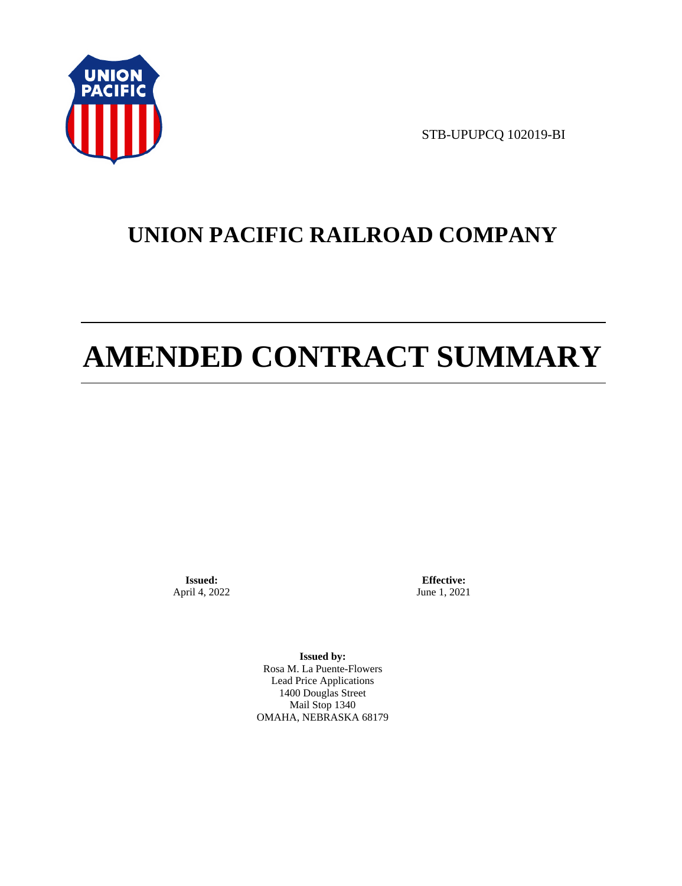STB-UPUPCQ 102019-BI

# UNION PACIFIC RAILROAD COMPANY

# AMENDED CONTRACT SUMMARY

**Issued:**
April 4, 2022

**Effective:**
June 1, 2021

**Issued by:**
Rosa M. La Puente-Flowers
Lead Price Applications
1400 Douglas Street
Mail Stop 1340
OMAHA, NEBRASKA 68179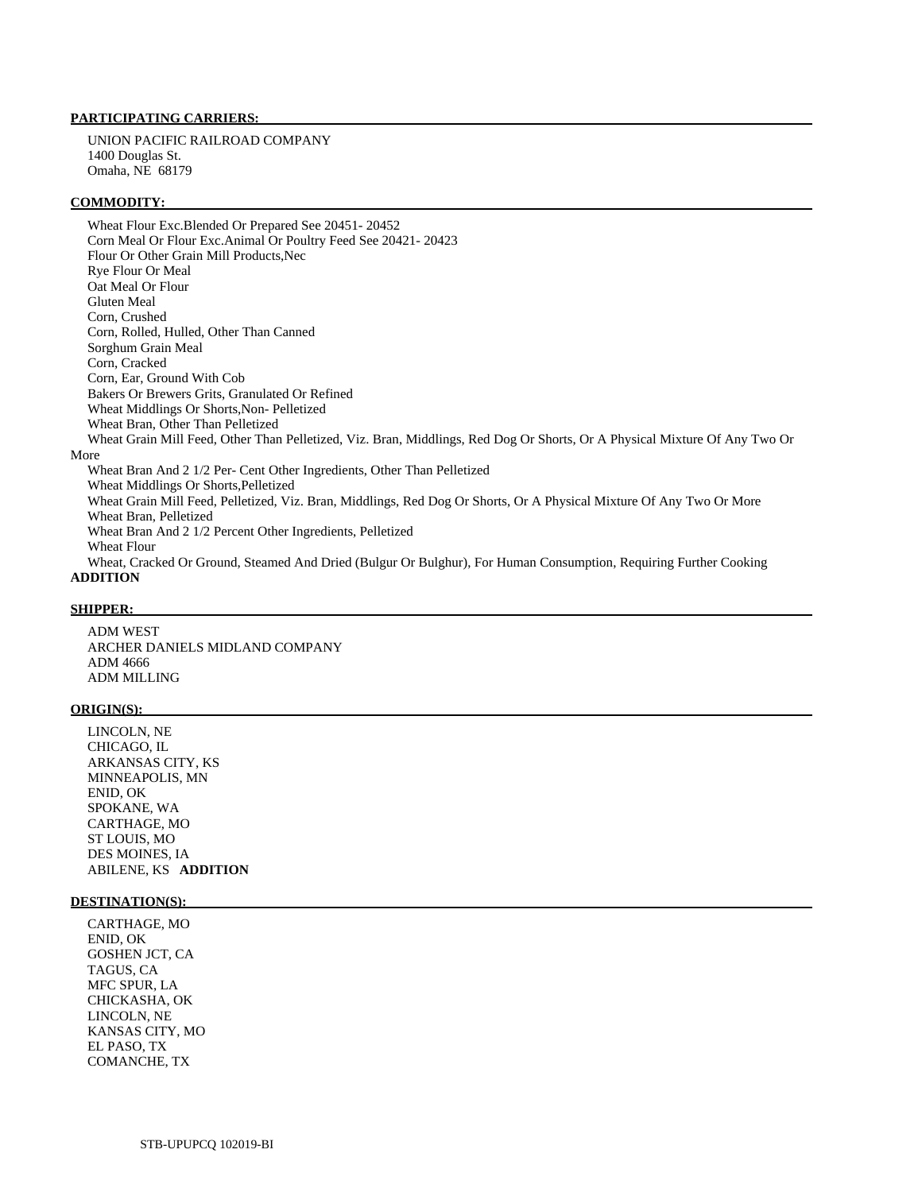**PARTICIPATING CARRIERS:**

UNION PACIFIC RAILROAD COMPANY
1400 Douglas St.
Omaha, NE 68179

**COMMODITY:**

Wheat Flour Exc.Blended Or Prepared See 20451- 20452
Corn Meal Or Flour Exc.Animal Or Poultry Feed See 20421- 20423
Flour Or Other Grain Mill Products,Nec
Rye Flour Or Meal
Oat Meal Or Flour
Gluten Meal
Corn, Crushed
Corn, Rolled, Hulled, Other Than Canned
Sorghum Grain Meal
Corn, Cracked
Corn, Ear, Ground With Cob
Bakers Or Brewers Grits, Granulated Or Refined
Wheat Middlings Or Shorts,Non- Pelletized
Wheat Bran, Other Than Pelletized
Wheat Grain Mill Feed, Other Than Pelletized, Viz. Bran, Middlings, Red Dog Or Shorts, Or A Physical Mixture Of Any Two Or More
Wheat Bran And 2 1/2 Per- Cent Other Ingredients, Other Than Pelletized
Wheat Middlings Or Shorts,Pelletized
Wheat Grain Mill Feed, Pelletized, Viz. Bran, Middlings, Red Dog Or Shorts, Or A Physical Mixture Of Any Two Or More
Wheat Bran, Pelletized
Wheat Bran And 2 1/2 Percent Other Ingredients, Pelletized
Wheat Flour
Wheat, Cracked Or Ground, Steamed And Dried (Bulgur Or Bulghur), For Human Consumption, Requiring Further Cooking
**ADDITION**

**SHIPPER:**

ADM WEST
ARCHER DANIELS MIDLAND COMPANY
ADM 4666
ADM MILLING

**ORIGIN(S):**

LINCOLN, NE
CHICAGO, IL
ARKANSAS CITY, KS
MINNEAPOLIS, MN
ENID, OK
SPOKANE, WA
CARTHAGE, MO
ST LOUIS, MO
DES MOINES, IA
ABILENE, KS **ADDITION**

**DESTINATION(S):**

CARTHAGE, MO
ENID, OK
GOSHEN JCT, CA
TAGUS, CA
MFC SPUR, LA
CHICKASHA, OK
LINCOLN, NE
KANSAS CITY, MO
EL PASO, TX
COMANCHE, TX

STB-UPUPCQ 102019-BI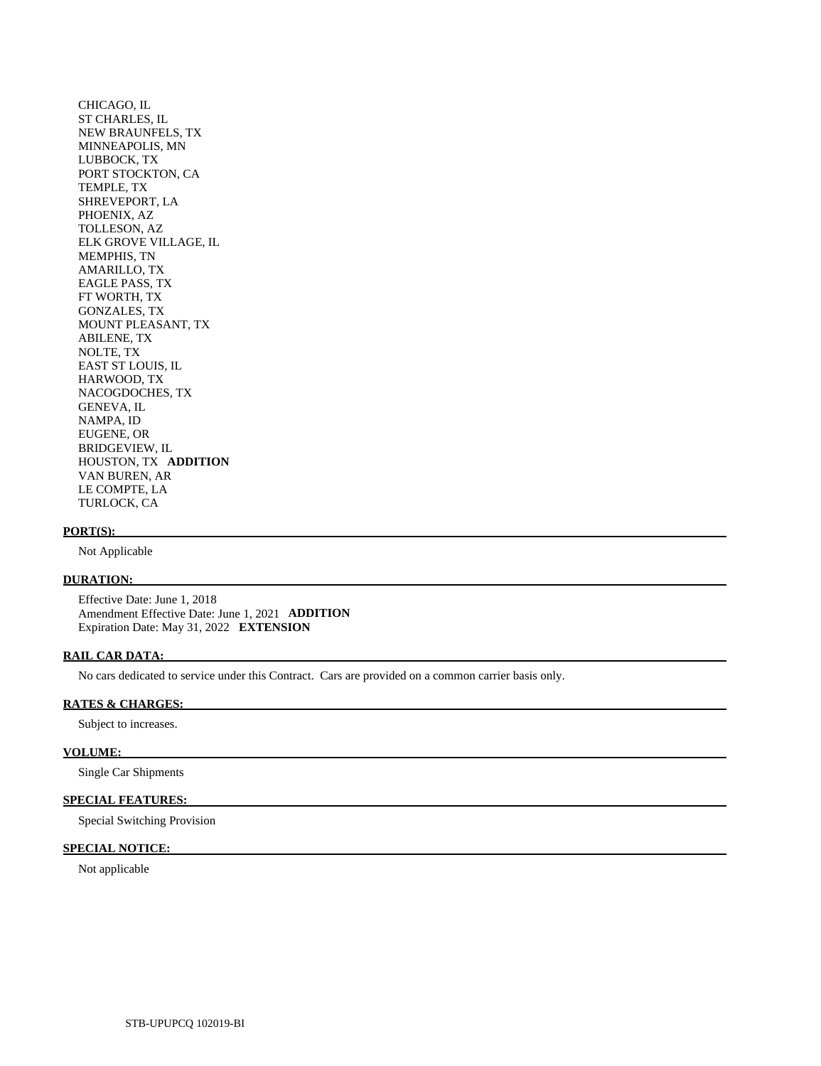CHICAGO, IL
ST CHARLES, IL
NEW BRAUNFELS, TX
MINNEAPOLIS, MN
LUBBOCK, TX
PORT STOCKTON, CA
TEMPLE, TX
SHREVEPORT, LA
PHOENIX, AZ
TOLLESON, AZ
ELK GROVE VILLAGE, IL
MEMPHIS, TN
AMARILLO, TX
EAGLE PASS, TX
FT WORTH, TX
GONZALES, TX
MOUNT PLEASANT, TX
ABILENE, TX
NOLTE, TX
EAST ST LOUIS, IL
HARWOOD, TX
NACOGDOCHES, TX
GENEVA, IL
NAMPA, ID
EUGENE, OR
BRIDGEVIEW, IL
HOUSTON, TX **ADDITION**
VAN BUREN, AR
LE COMPTE, LA
TURLOCK, CA

**PORT(S):**

Not Applicable

**DURATION:**

Effective Date: June 1, 2018
Amendment Effective Date: June 1, 2021 **ADDITION**
Expiration Date: May 31, 2022 **EXTENSION**

**RAIL CAR DATA:**

No cars dedicated to service under this Contract. Cars are provided on a common carrier basis only.

**RATES & CHARGES:**

Subject to increases.

**VOLUME:**

Single Car Shipments

**SPECIAL FEATURES:**

Special Switching Provision

**SPECIAL NOTICE:**

Not applicable

STB-UPUPCQ 102019-BI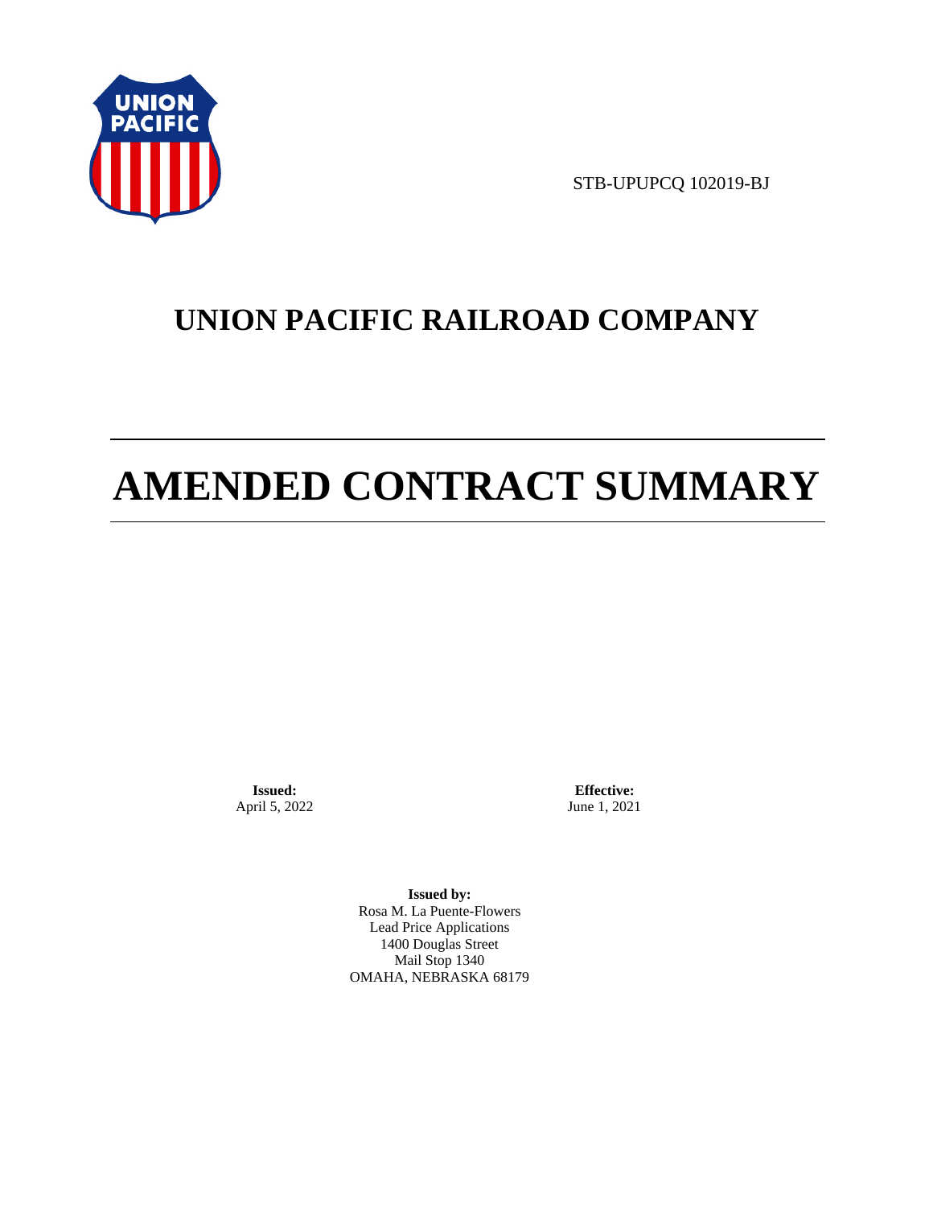STB-UPUPCQ 102019-BJ

# UNION PACIFIC RAILROAD COMPANY

# AMENDED CONTRACT SUMMARY

**Issued:**
April 5, 2022

**Effective:**
June 1, 2021

**Issued by:**
Rosa M. La Puente-Flowers
Lead Price Applications
1400 Douglas Street
Mail Stop 1340
OMAHA, NEBRASKA 68179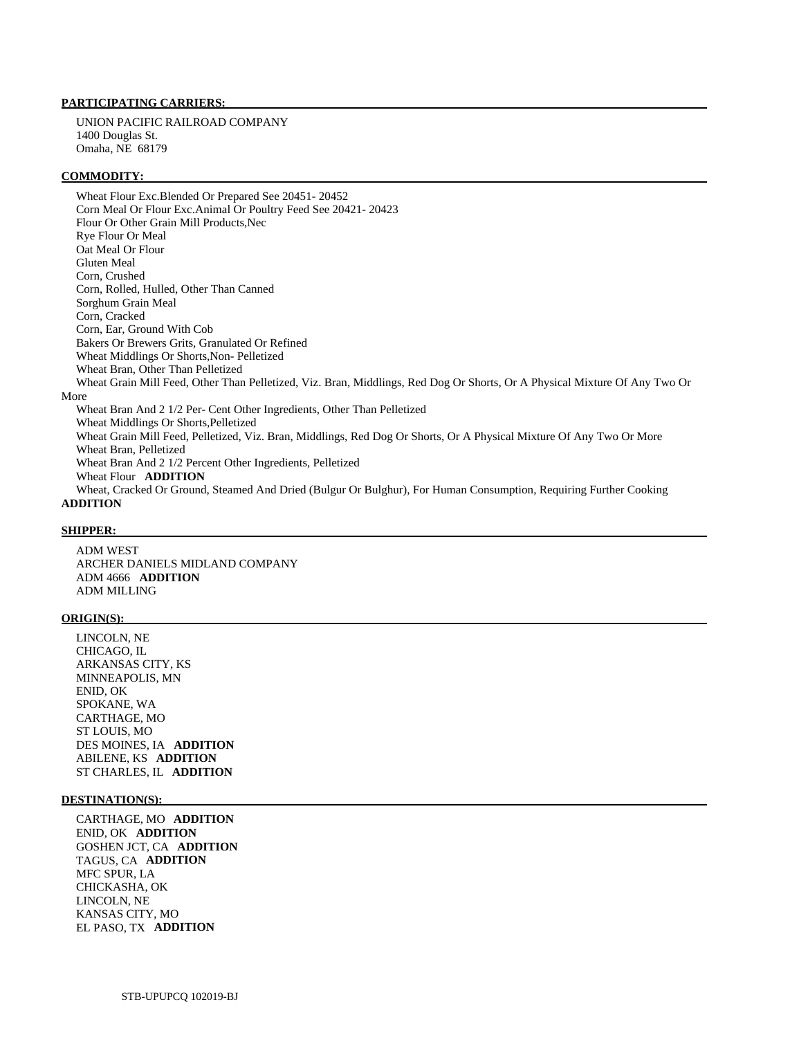**PARTICIPATING CARRIERS:**

UNION PACIFIC RAILROAD COMPANY
1400 Douglas St.
Omaha, NE 68179

**COMMODITY:**

Wheat Flour Exc.Blended Or Prepared See 20451- 20452
Corn Meal Or Flour Exc.Animal Or Poultry Feed See 20421- 20423
Flour Or Other Grain Mill Products,Nec
Rye Flour Or Meal
Oat Meal Or Flour
Gluten Meal
Corn, Crushed
Corn, Rolled, Hulled, Other Than Canned
Sorghum Grain Meal
Corn, Cracked
Corn, Ear, Ground With Cob
Bakers Or Brewers Grits, Granulated Or Refined
Wheat Middlings Or Shorts,Non- Pelletized
Wheat Bran, Other Than Pelletized
Wheat Grain Mill Feed, Other Than Pelletized, Viz. Bran, Middlings, Red Dog Or Shorts, Or A Physical Mixture Of Any Two Or More
Wheat Bran And 2 1/2 Per- Cent Other Ingredients, Other Than Pelletized
Wheat Middlings Or Shorts,Pelletized
Wheat Grain Mill Feed, Pelletized, Viz. Bran, Middlings, Red Dog Or Shorts, Or A Physical Mixture Of Any Two Or More
Wheat Bran, Pelletized
Wheat Bran And 2 1/2 Percent Other Ingredients, Pelletized
Wheat Flour **ADDITION**
Wheat, Cracked Or Ground, Steamed And Dried (Bulgur Or Bulghur), For Human Consumption, Requiring Further Cooking **ADDITION**

**SHIPPER:**

ADM WEST
ARCHER DANIELS MIDLAND COMPANY
ADM 4666 **ADDITION**
ADM MILLING

**ORIGIN(S):**

LINCOLN, NE
CHICAGO, IL
ARKANSAS CITY, KS
MINNEAPOLIS, MN
ENID, OK
SPOKANE, WA
CARTHAGE, MO
ST LOUIS, MO
DES MOINES, IA **ADDITION**
ABILENE, KS **ADDITION**
ST CHARLES, IL **ADDITION**

**DESTINATION(S):**

CARTHAGE, MO **ADDITION**
ENID, OK **ADDITION**
GOSHEN JCT, CA **ADDITION**
TAGUS, CA **ADDITION**
MFC SPUR, LA
CHICKASHA, OK
LINCOLN, NE
KANSAS CITY, MO
EL PASO, TX **ADDITION**

STB-UPUPCQ 102019-BJ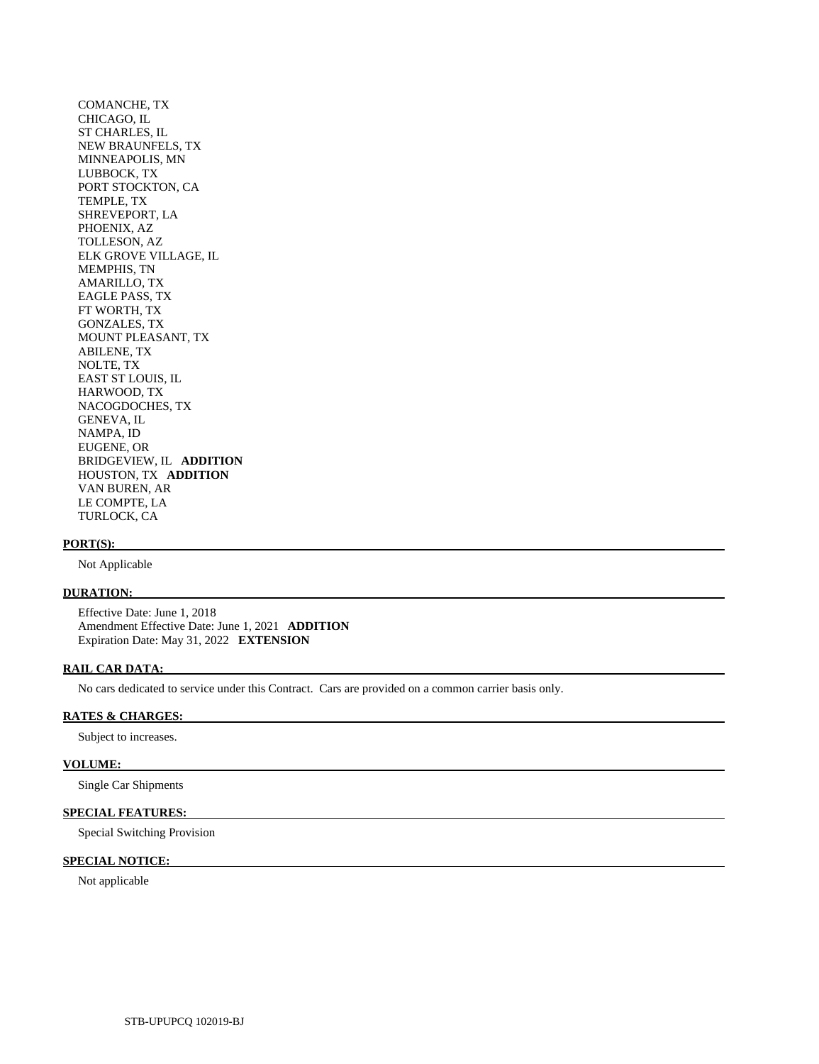COMANCHE, TX
CHICAGO, IL
ST CHARLES, IL
NEW BRAUNFELS, TX
MINNEAPOLIS, MN
LUBBOCK, TX
PORT STOCKTON, CA
TEMPLE, TX
SHREVEPORT, LA
PHOENIX, AZ
TOLLESON, AZ
ELK GROVE VILLAGE, IL
MEMPHIS, TN
AMARILLO, TX
EAGLE PASS, TX
FT WORTH, TX
GONZALES, TX
MOUNT PLEASANT, TX
ABILENE, TX
NOLTE, TX
EAST ST LOUIS, IL
HARWOOD, TX
NACOGDOCHES, TX
GENEVA, IL
NAMPA, ID
EUGENE, OR
BRIDGEVIEW, IL **ADDITION**
HOUSTON, TX **ADDITION**
VAN BUREN, AR
LE COMPTE, LA
TURLOCK, CA

**PORT(S):**

Not Applicable

**DURATION:**

Effective Date: June 1, 2018
Amendment Effective Date: June 1, 2021 **ADDITION**
Expiration Date: May 31, 2022 **EXTENSION**

**RAIL CAR DATA:**

No cars dedicated to service under this Contract. Cars are provided on a common carrier basis only.

**RATES & CHARGES:**

Subject to increases.

**VOLUME:**

Single Car Shipments

**SPECIAL FEATURES:**

Special Switching Provision

**SPECIAL NOTICE:**

Not applicable

STB-UPUPCQ 102019-BJ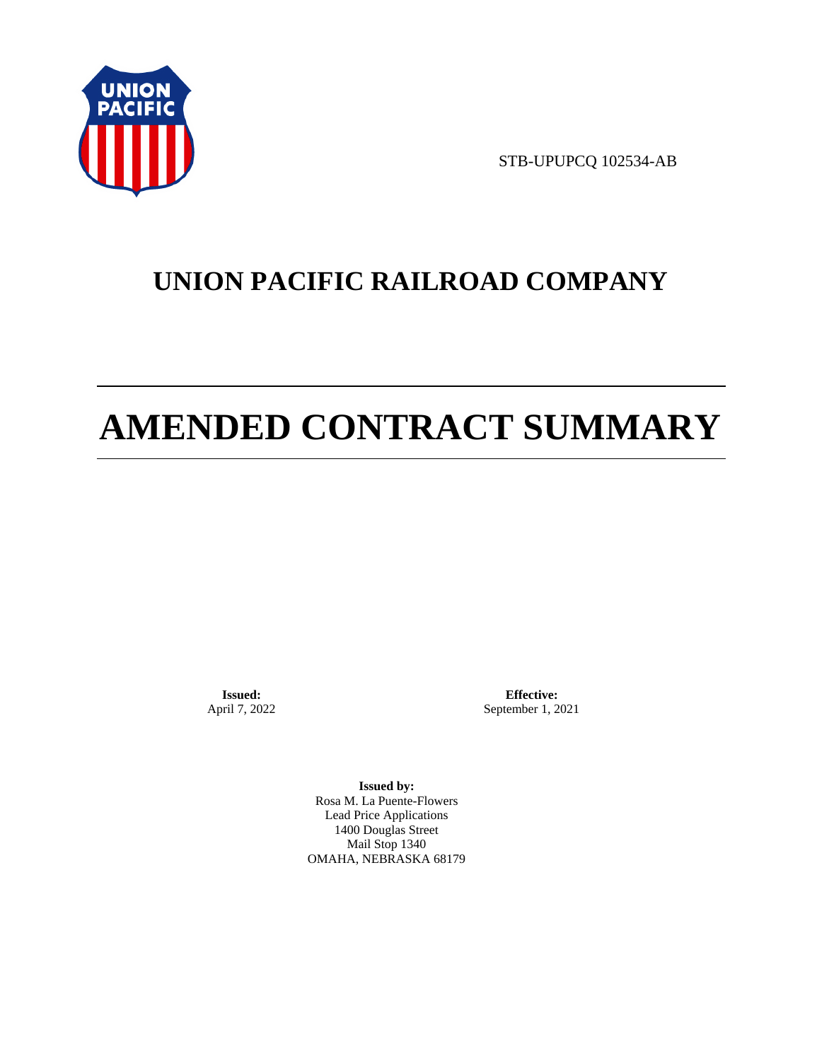STB-UPUPCQ 102534-AB

# UNION PACIFIC RAILROAD COMPANY

# AMENDED CONTRACT SUMMARY

**Issued:**
April 7, 2022

**Effective:**
September 1, 2021

**Issued by:**
Rosa M. La Puente-Flowers
Lead Price Applications
1400 Douglas Street
Mail Stop 1340
OMAHA, NEBRASKA 68179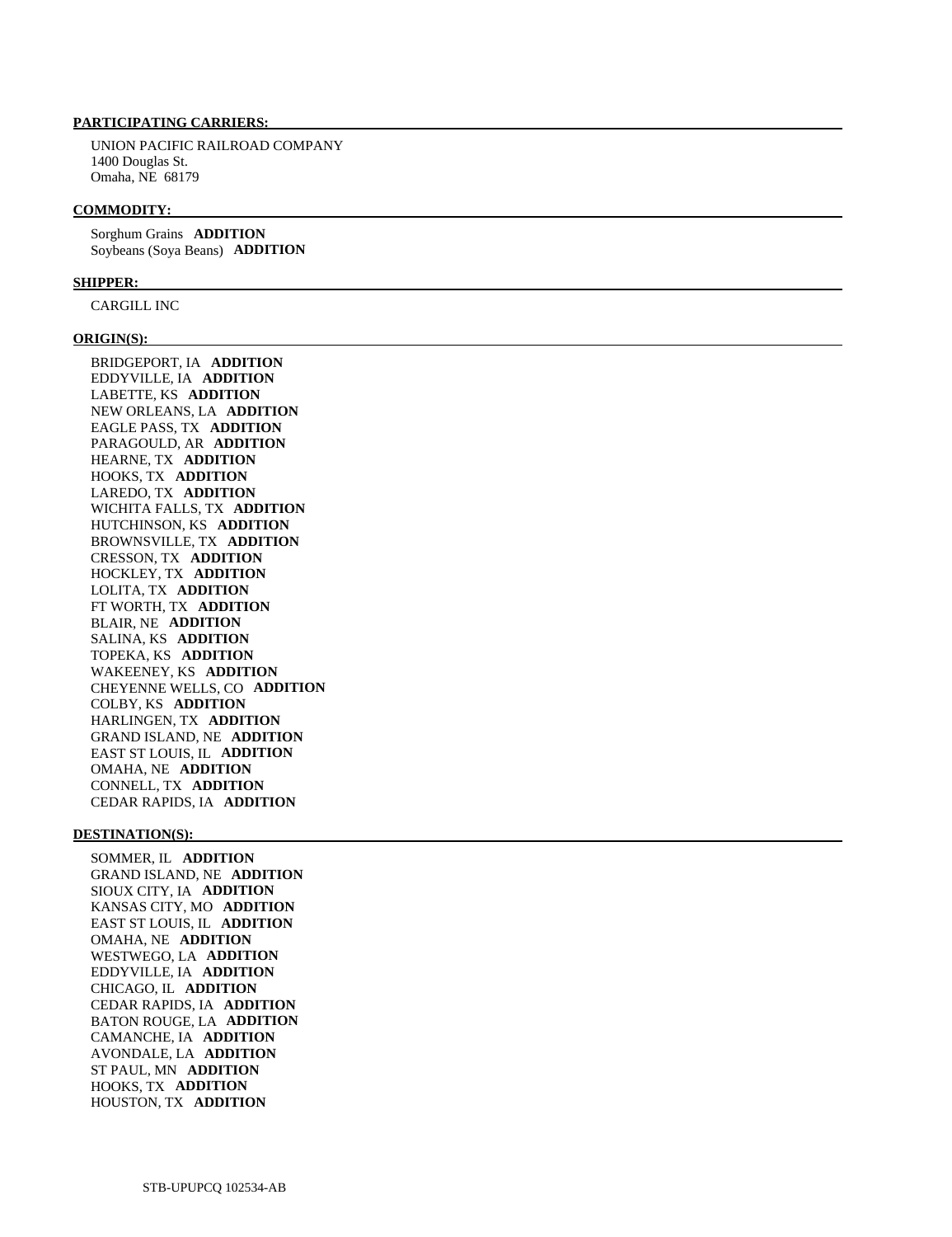**PARTICIPATING CARRIERS:**

UNION PACIFIC RAILROAD COMPANY
1400 Douglas St.
Omaha, NE 68179

**COMMODITY:**

Sorghum Grains **ADDITION**
Soybeans (Soya Beans) **ADDITION**

**SHIPPER:**

CARGILL INC

**ORIGIN(S):**

BRIDGEPORT, IA **ADDITION**
EDDYVILLE, IA **ADDITION**
LABETTE, KS **ADDITION**
NEW ORLEANS, LA **ADDITION**
EAGLE PASS, TX **ADDITION**
PARAGOULD, AR **ADDITION**
HEARNE, TX **ADDITION**
HOOKS, TX **ADDITION**
LAREDO, TX **ADDITION**
WICHITA FALLS, TX **ADDITION**
HUTCHINSON, KS **ADDITION**
BROWNSVILLE, TX **ADDITION**
CRESSON, TX **ADDITION**
HOCKLEY, TX **ADDITION**
LOLITA, TX **ADDITION**
FT WORTH, TX **ADDITION**
BLAIR, NE **ADDITION**
SALINA, KS **ADDITION**
TOPEKA, KS **ADDITION**
WAKEENEY, KS **ADDITION**
CHEYENNE WELLS, CO **ADDITION**
COLBY, KS **ADDITION**
HARLINGEN, TX **ADDITION**
GRAND ISLAND, NE **ADDITION**
EAST ST LOUIS, IL **ADDITION**
OMAHA, NE **ADDITION**
CONNELL, TX **ADDITION**
CEDAR RAPIDS, IA **ADDITION**

**DESTINATION(S):**

SOMMER, IL **ADDITION**
GRAND ISLAND, NE **ADDITION**
SIOUX CITY, IA **ADDITION**
KANSAS CITY, MO **ADDITION**
EAST ST LOUIS, IL **ADDITION**
OMAHA, NE **ADDITION**
WESTWEGO, LA **ADDITION**
EDDYVILLE, IA **ADDITION**
CHICAGO, IL **ADDITION**
CEDAR RAPIDS, IA **ADDITION**
BATON ROUGE, LA **ADDITION**
CAMANCHE, IA **ADDITION**
AVONDALE, LA **ADDITION**
ST PAUL, MN **ADDITION**
HOOKS, TX **ADDITION**
HOUSTON, TX **ADDITION**

STB-UPUPCQ 102534-AB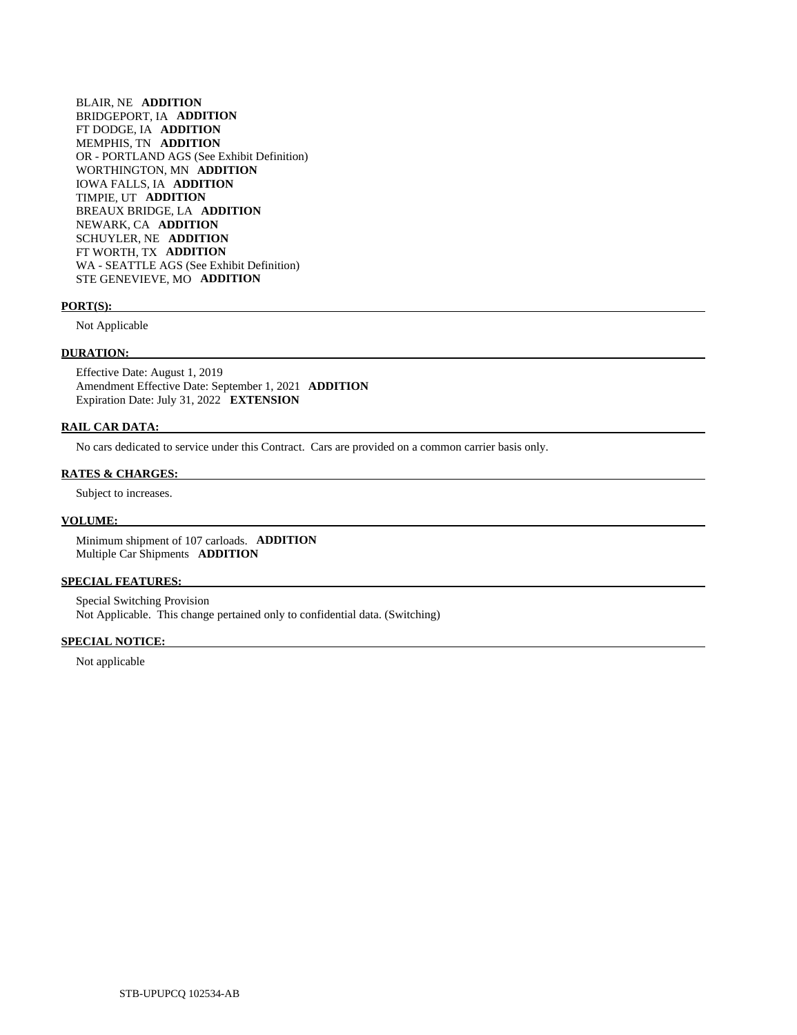BLAIR, NE **ADDITION**
BRIDGEPORT, IA **ADDITION**
FT DODGE, IA **ADDITION**
MEMPHIS, TN **ADDITION**
OR - PORTLAND AGS (See Exhibit Definition)
WORTHINGTON, MN **ADDITION**
IOWA FALLS, IA **ADDITION**
TIMPIE, UT **ADDITION**
BREAUX BRIDGE, LA **ADDITION**
NEWARK, CA **ADDITION**
SCHUYLER, NE **ADDITION**
FT WORTH, TX **ADDITION**
WA - SEATTLE AGS (See Exhibit Definition)
STE GENEVIEVE, MO **ADDITION**

**PORT(S):**

Not Applicable

**DURATION:**

Effective Date: August 1, 2019
Amendment Effective Date: September 1, 2021 **ADDITION**
Expiration Date: July 31, 2022 **EXTENSION**

**RAIL CAR DATA:**

No cars dedicated to service under this Contract. Cars are provided on a common carrier basis only.

**RATES & CHARGES:**

Subject to increases.

**VOLUME:**

Minimum shipment of 107 carloads. **ADDITION**
Multiple Car Shipments **ADDITION**

**SPECIAL FEATURES:**

Special Switching Provision
Not Applicable. This change pertained only to confidential data. (Switching)

**SPECIAL NOTICE:**

Not applicable

STB-UPUPCQ 102534-AB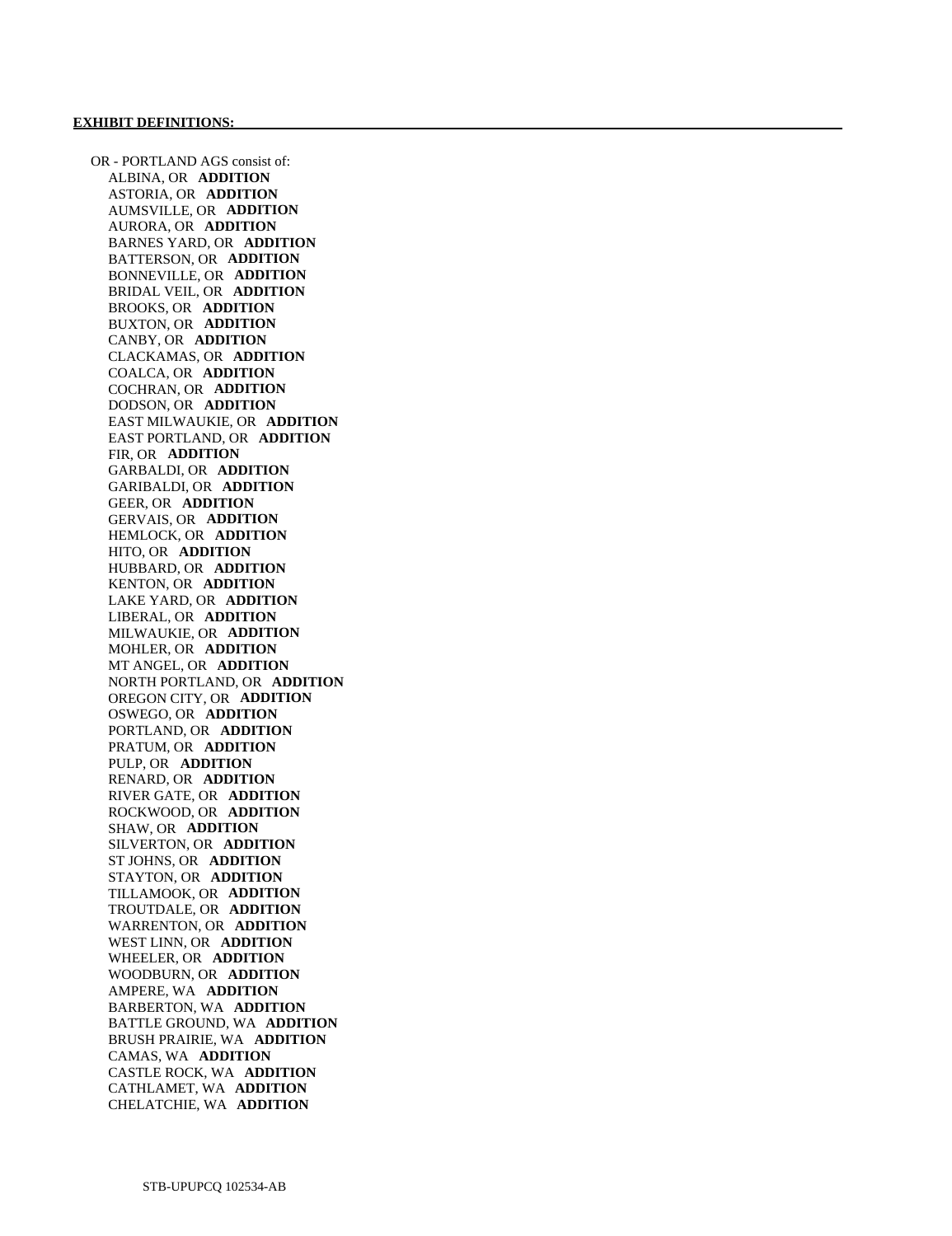**EXHIBIT DEFINITIONS:**

OR - PORTLAND AGS consist of:

- ALBINA, OR **ADDITION**
- ASTORIA, OR **ADDITION**
- AUMSVILLE, OR **ADDITION**
- AURORA, OR **ADDITION**
- BARNES YARD, OR **ADDITION**
- BATTERSON, OR **ADDITION**
- BONNEVILLE, OR **ADDITION**
- BRIDAL VEIL, OR **ADDITION**
- BROOKS, OR **ADDITION**
- BUXTON, OR **ADDITION**
- CANBY, OR **ADDITION**
- CLACKAMAS, OR **ADDITION**
- COALCA, OR **ADDITION**
- COCHRAN, OR **ADDITION**
- DODSON, OR **ADDITION**
- EAST MILWAUKIE, OR **ADDITION**
- EAST PORTLAND, OR **ADDITION**
- FIR, OR **ADDITION**
- GARBALDI, OR **ADDITION**
- GARIBALDI, OR **ADDITION**
- GEER, OR **ADDITION**
- GERVAIS, OR **ADDITION**
- HEMLOCK, OR **ADDITION**
- HITO, OR **ADDITION**
- HUBBARD, OR **ADDITION**
- KENTON, OR **ADDITION**
- LAKE YARD, OR **ADDITION**
- LIBERAL, OR **ADDITION**
- MILWAUKIE, OR **ADDITION**
- MOHLER, OR **ADDITION**
- MT ANGEL, OR **ADDITION**
- NORTH PORTLAND, OR **ADDITION**
- OREGON CITY, OR **ADDITION**
- OSWEGO, OR **ADDITION**
- PORTLAND, OR **ADDITION**
- PRATUM, OR **ADDITION**
- PULP, OR **ADDITION**
- RENARD, OR **ADDITION**
- RIVER GATE, OR **ADDITION**
- ROCKWOOD, OR **ADDITION**
- SHAW, OR **ADDITION**
- SILVERTON, OR **ADDITION**
- ST JOHNS, OR **ADDITION**
- STAYTON, OR **ADDITION**
- TILLAMOOK, OR **ADDITION**
- TROUTDALE, OR **ADDITION**
- WARRENTON, OR **ADDITION**
- WEST LINN, OR **ADDITION**
- WHEELER, OR **ADDITION**
- WOODBURN, OR **ADDITION**
- AMPERE, WA **ADDITION**
- BARBERTON, WA **ADDITION**
- BATTLE GROUND, WA **ADDITION**
- BRUSH PRAIRIE, WA **ADDITION**
- CAMAS, WA **ADDITION**
- CASTLE ROCK, WA **ADDITION**
- CATHLAMET, WA **ADDITION**
- CHELATCHIE, WA **ADDITION**

STB-UPUPCQ 102534-AB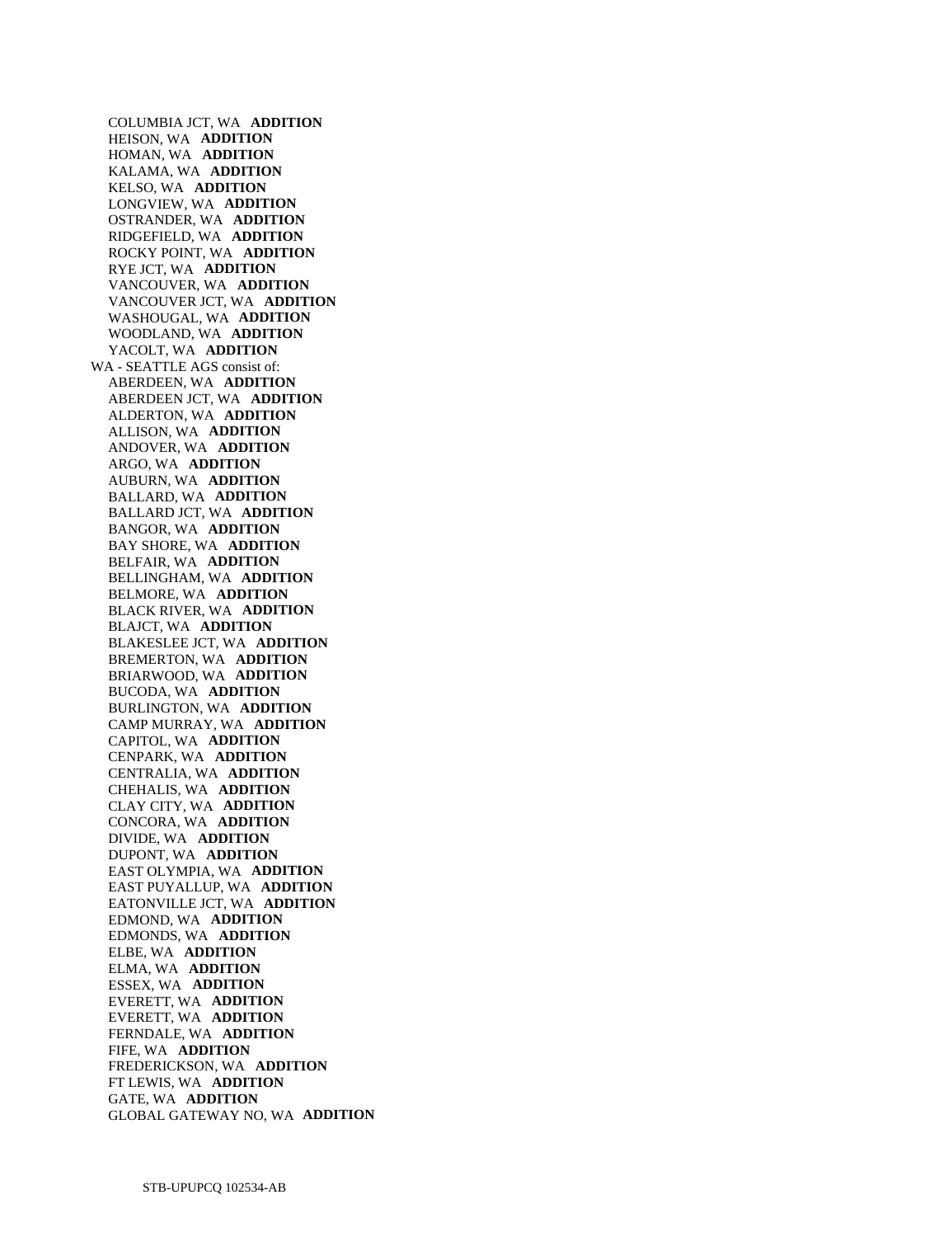COLUMBIA JCT, WA **ADDITION**
HEISON, WA **ADDITION**
HOMAN, WA **ADDITION**
KALAMA, WA **ADDITION**
KELSO, WA **ADDITION**
LONGVIEW, WA **ADDITION**
OSTRANDER, WA **ADDITION**
RIDGEFIELD, WA **ADDITION**
ROCKY POINT, WA **ADDITION**
RYE JCT, WA **ADDITION**
VANCOUVER, WA **ADDITION**
VANCOUVER JCT, WA **ADDITION**
WASHOUGAL, WA **ADDITION**
WOODLAND, WA **ADDITION**
YACOLT, WA **ADDITION**

WA - SEATTLE AGS consist of:

ABERDEEN, WA **ADDITION**
ABERDEEN JCT, WA **ADDITION**
ALDERTON, WA **ADDITION**
ALLISON, WA **ADDITION**
ANDOVER, WA **ADDITION**
ARGO, WA **ADDITION**
AUBURN, WA **ADDITION**
BALLARD, WA **ADDITION**
BALLARD JCT, WA **ADDITION**
BANGOR, WA **ADDITION**
BAY SHORE, WA **ADDITION**
BELFAIR, WA **ADDITION**
BELLINGHAM, WA **ADDITION**
BELMORE, WA **ADDITION**
BLACK RIVER, WA **ADDITION**
BLAJCT, WA **ADDITION**
BLAKESLEE JCT, WA **ADDITION**
BREMERTON, WA **ADDITION**
BRIARWOOD, WA **ADDITION**
BUCODA, WA **ADDITION**
BURLINGTON, WA **ADDITION**
CAMP MURRAY, WA **ADDITION**
CAPITOL, WA **ADDITION**
CENPARK, WA **ADDITION**
CENTRALIA, WA **ADDITION**
CHEHALIS, WA **ADDITION**
CLAY CITY, WA **ADDITION**
CONCORA, WA **ADDITION**
DIVIDE, WA **ADDITION**
DUPONT, WA **ADDITION**
EAST OLYMPIA, WA **ADDITION**
EAST PUYALLUP, WA **ADDITION**
EATONVILLE JCT, WA **ADDITION**
EDMOND, WA **ADDITION**
EDMONDS, WA **ADDITION**
ELBE, WA **ADDITION**
ELMA, WA **ADDITION**
ESSEX, WA **ADDITION**
EVERETT, WA **ADDITION**
EVERETT, WA **ADDITION**
FERNDALE, WA **ADDITION**
FIFE, WA **ADDITION**
FREDERICKSON, WA **ADDITION**
FT LEWIS, WA **ADDITION**
GATE, WA **ADDITION**
GLOBAL GATEWAY NO, WA **ADDITION**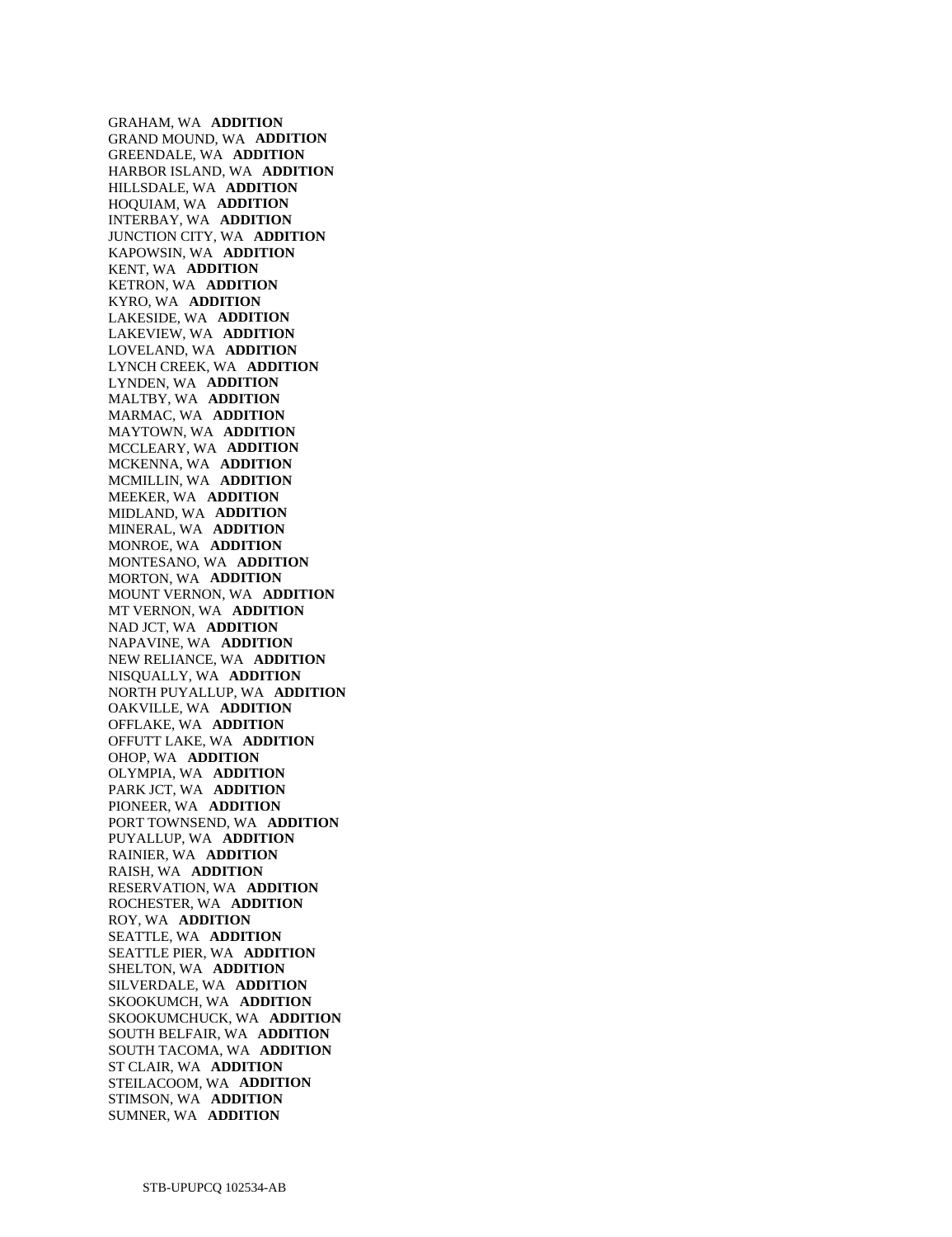GRAHAM, WA **ADDITION**
GRAND MOUND, WA **ADDITION**
GREENDALE, WA **ADDITION**
HARBOR ISLAND, WA **ADDITION**
HILLSDALE, WA **ADDITION**
HOQUIAM, WA **ADDITION**
INTERBAY, WA **ADDITION**
JUNCTION CITY, WA **ADDITION**
KAPOWSIN, WA **ADDITION**
KENT, WA **ADDITION**
KETRON, WA **ADDITION**
KYRO, WA **ADDITION**
LAKESIDE, WA **ADDITION**
LAKEVIEW, WA **ADDITION**
LOVELAND, WA **ADDITION**
LYNCH CREEK, WA **ADDITION**
LYNDEN, WA **ADDITION**
MALTBY, WA **ADDITION**
MARMAC, WA **ADDITION**
MAYTOWN, WA **ADDITION**
MCCLEARY, WA **ADDITION**
MCKENNA, WA **ADDITION**
MCMILLIN, WA **ADDITION**
MEEKER, WA **ADDITION**
MIDLAND, WA **ADDITION**
MINERAL, WA **ADDITION**
MONROE, WA **ADDITION**
MONTESANO, WA **ADDITION**
MORTON, WA **ADDITION**
MOUNT VERNON, WA **ADDITION**
MT VERNON, WA **ADDITION**
NAD JCT, WA **ADDITION**
NAPAVINE, WA **ADDITION**
NEW RELIANCE, WA **ADDITION**
NISQUALLY, WA **ADDITION**
NORTH PUYALLUP, WA **ADDITION**
OAKVILLE, WA **ADDITION**
OFFLAKE, WA **ADDITION**
OFFUTT LAKE, WA **ADDITION**
OHOP, WA **ADDITION**
OLYMPIA, WA **ADDITION**
PARK JCT, WA **ADDITION**
PIONEER, WA **ADDITION**
PORT TOWNSEND, WA **ADDITION**
PUYALLUP, WA **ADDITION**
RAINIER, WA **ADDITION**
RAISH, WA **ADDITION**
RESERVATION, WA **ADDITION**
ROCHESTER, WA **ADDITION**
ROY, WA **ADDITION**
SEATTLE, WA **ADDITION**
SEATTLE PIER, WA **ADDITION**
SHELTON, WA **ADDITION**
SILVERDALE, WA **ADDITION**
SKOOKUMCH, WA **ADDITION**
SKOOKUMCHUCK, WA **ADDITION**
SOUTH BELFAIR, WA **ADDITION**
SOUTH TACOMA, WA **ADDITION**
ST CLAIR, WA **ADDITION**
STEILACOOM, WA **ADDITION**
STIMSON, WA **ADDITION**
SUMNER, WA **ADDITION**

STB-UPUPCQ 102534-AB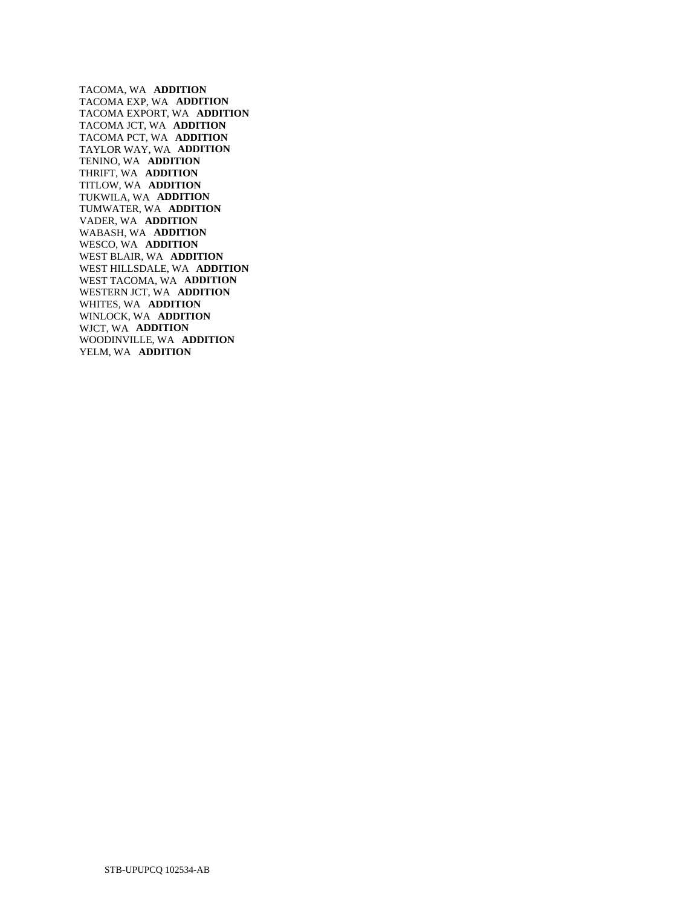TACOMA, WA **ADDITION**
TACOMA EXP, WA **ADDITION**
TACOMA EXPORT, WA **ADDITION**
TACOMA JCT, WA **ADDITION**
TACOMA PCT, WA **ADDITION**
TAYLOR WAY, WA **ADDITION**
TENINO, WA **ADDITION**
THRIFT, WA **ADDITION**
TITLOW, WA **ADDITION**
TUKWILA, WA **ADDITION**
TUMWATER, WA **ADDITION**
VADER, WA **ADDITION**
WABASH, WA **ADDITION**
WESCO, WA **ADDITION**
WEST BLAIR, WA **ADDITION**
WEST HILLSDALE, WA **ADDITION**
WEST TACOMA, WA **ADDITION**
WESTERN JCT, WA **ADDITION**
WHITES, WA **ADDITION**
WINLOCK, WA **ADDITION**
WJCT, WA **ADDITION**
WOODINVILLE, WA **ADDITION**
YELM, WA **ADDITION**

STB-UPUPCQ 102534-AB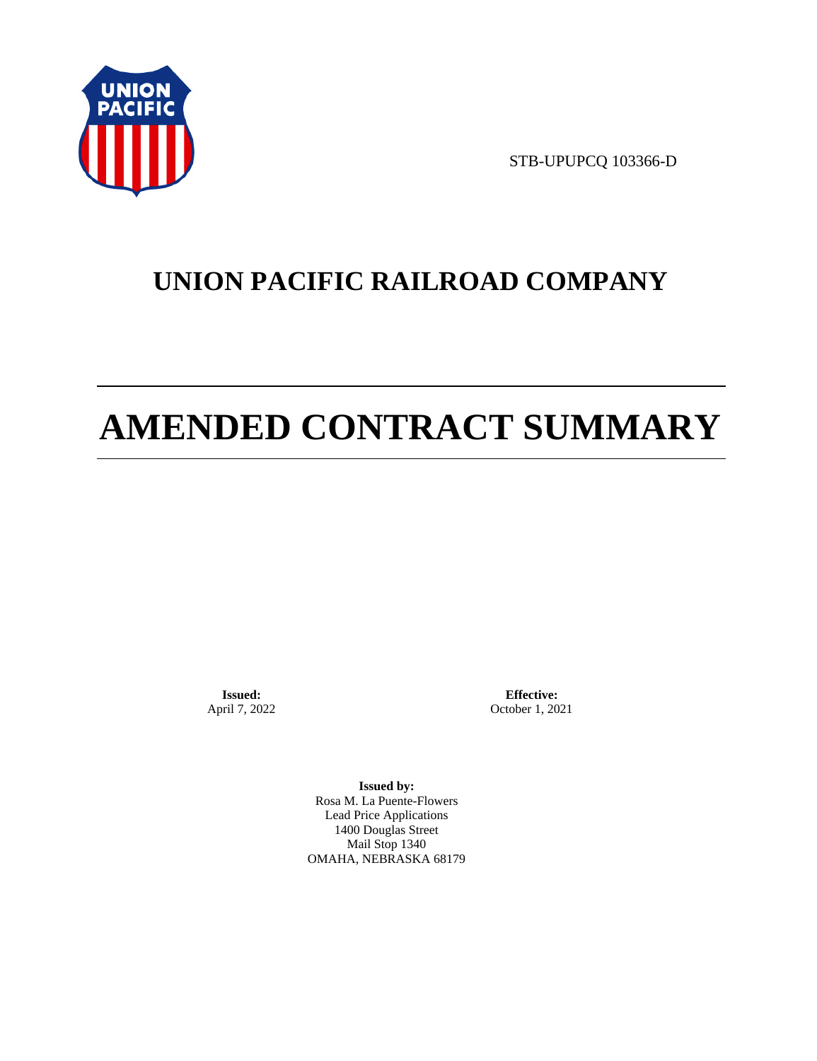STB-UPUPCQ 103366-D

# UNION PACIFIC RAILROAD COMPANY

# AMENDED CONTRACT SUMMARY

**Issued:**
April 7, 2022

**Effective:**
October 1, 2021

**Issued by:**
Rosa M. La Puente-Flowers
Lead Price Applications
1400 Douglas Street
Mail Stop 1340
OMAHA, NEBRASKA 68179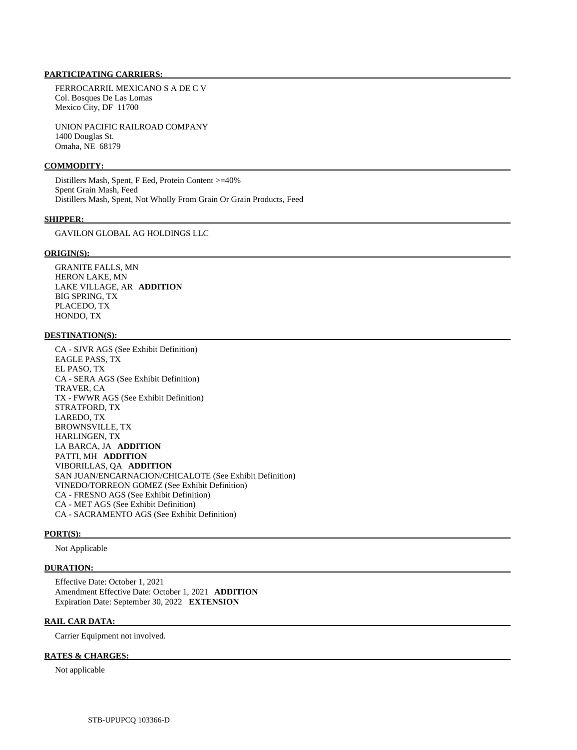**PARTICIPATING CARRIERS:**

FERROCARRIL MEXICANO S A DE C V
Col. Bosques De Las Lomas
Mexico City, DF 11700

UNION PACIFIC RAILROAD COMPANY
1400 Douglas St.
Omaha, NE 68179

**COMMODITY:**

Distillers Mash, Spent, F Eed, Protein Content >=40%
Spent Grain Mash, Feed
Distillers Mash, Spent, Not Wholly From Grain Or Grain Products, Feed

**SHIPPER:**

GAVILON GLOBAL AG HOLDINGS LLC

**ORIGIN(S):**

GRANITE FALLS, MN
HERON LAKE, MN
LAKE VILLAGE, AR **ADDITION**
BIG SPRING, TX
PLACEDO, TX
HONDO, TX

**DESTINATION(S):**

CA - SJVR AGS (See Exhibit Definition)
EAGLE PASS, TX
EL PASO, TX
CA - SERA AGS (See Exhibit Definition)
TRAVER, CA
TX - FWWR AGS (See Exhibit Definition)
STRATFORD, TX
LAREDO, TX
BROWNSVILLE, TX
HARLINGEN, TX
LA BARCA, JA **ADDITION**
PATTI, MH **ADDITION**
VIBORILLAS, QA **ADDITION**
SAN JUAN/ENCARNACION/CHICALOTE (See Exhibit Definition)
VINEDO/TORREON GOMEZ (See Exhibit Definition)
CA - FRESNO AGS (See Exhibit Definition)
CA - MET AGS (See Exhibit Definition)
CA - SACRAMENTO AGS (See Exhibit Definition)

**PORT(S):**

Not Applicable

**DURATION:**

Effective Date: October 1, 2021
Amendment Effective Date: October 1, 2021 **ADDITION**
Expiration Date: September 30, 2022 **EXTENSION**

**RAIL CAR DATA:**

Carrier Equipment not involved.

**RATES & CHARGES:**

Not applicable

STB-UPUPCQ 103366-D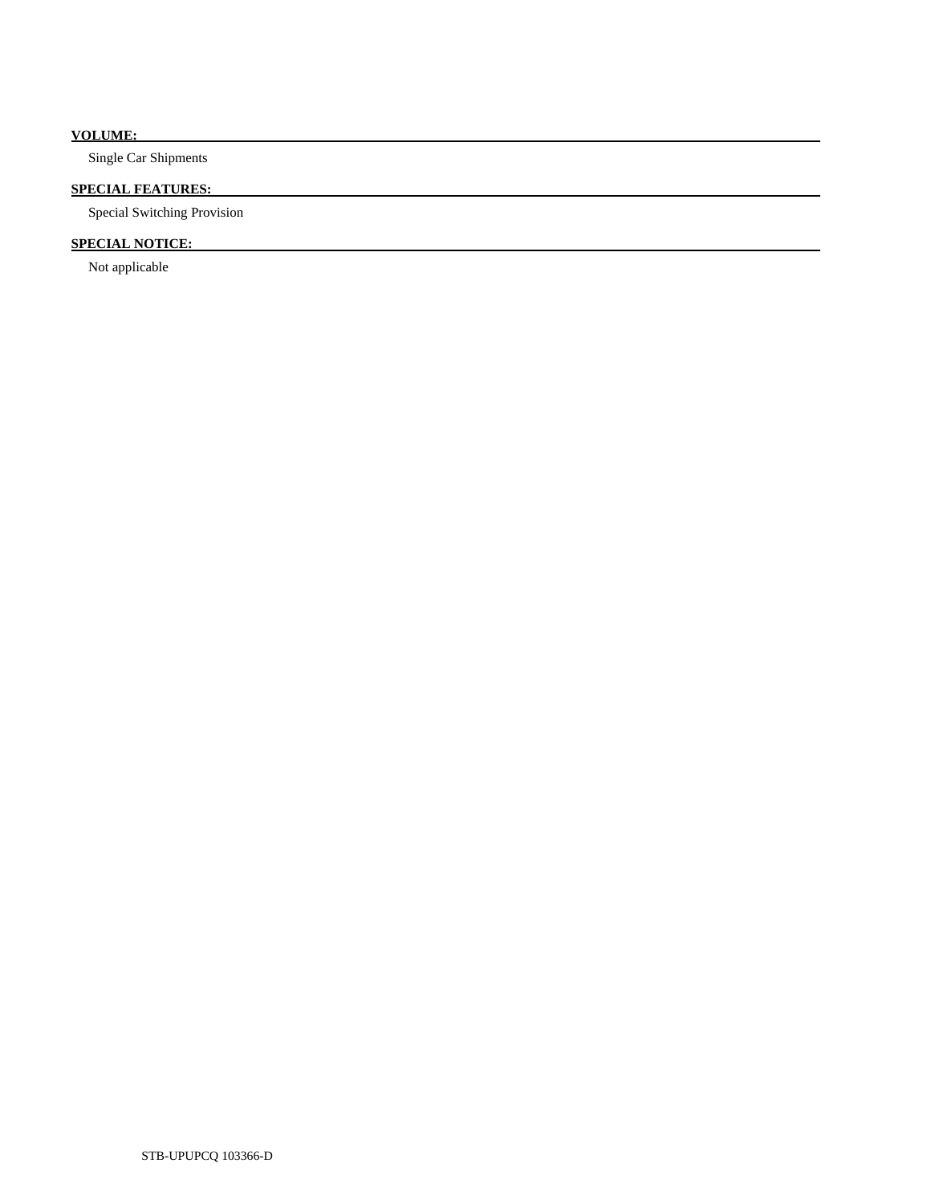**VOLUME:**

Single Car Shipments

**SPECIAL FEATURES:**

Special Switching Provision

**SPECIAL NOTICE:**

Not applicable

STB-UPUPCQ 103366-D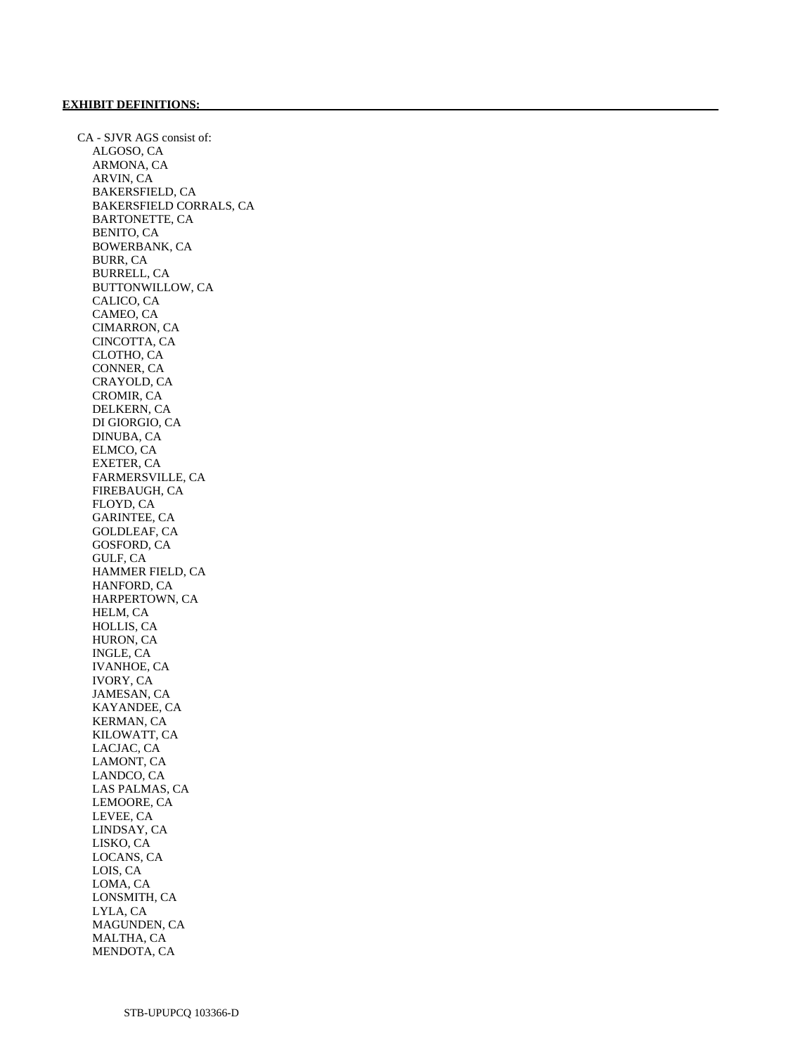**EXHIBIT DEFINITIONS:**

CA - SJVR AGS consist of:

- ALGOSO, CA
- ARMONA, CA
- ARVIN, CA
- BAKERSFIELD, CA
- BAKERSFIELD CORRALS, CA
- BARTONETTE, CA
- BENITO, CA
- BOWERBANK, CA
- BURR, CA
- BURRELL, CA
- BUTTONWILLOW, CA
- CALICO, CA
- CAMEO, CA
- CIMARRON, CA
- CINCOTTA, CA
- CLOTHO, CA
- CONNER, CA
- CRAYOLD, CA
- CROMIR, CA
- DELKERN, CA
- DI GIORGIO, CA
- DINUBA, CA
- ELMCO, CA
- EXETER, CA
- FARMERSVILLE, CA
- FIREBAUGH, CA
- FLOYD, CA
- GARINTEE, CA
- GOLDLEAF, CA
- GOSFORD, CA
- GULF, CA
- HAMMER FIELD, CA
- HANFORD, CA
- HARPERTOWN, CA
- HELM, CA
- HOLLIS, CA
- HURON, CA
- INGLE, CA
- IVANHOE, CA
- IVORY, CA
- JAMESAN, CA
- KAYANDEE, CA
- KERMAN, CA
- KILOWATT, CA
- LACJAC, CA
- LAMONT, CA
- LANDCO, CA
- LAS PALMAS, CA
- LEMOORE, CA
- LEVEE, CA
- LINDSAY, CA
- LISKO, CA
- LOCANS, CA
- LOIS, CA
- LOMA, CA
- LONSMITH, CA
- LYLA, CA
- MAGUNDEN, CA
- MALTHA, CA
- MENDOTA, CA

STB-UPUPCQ 103366-D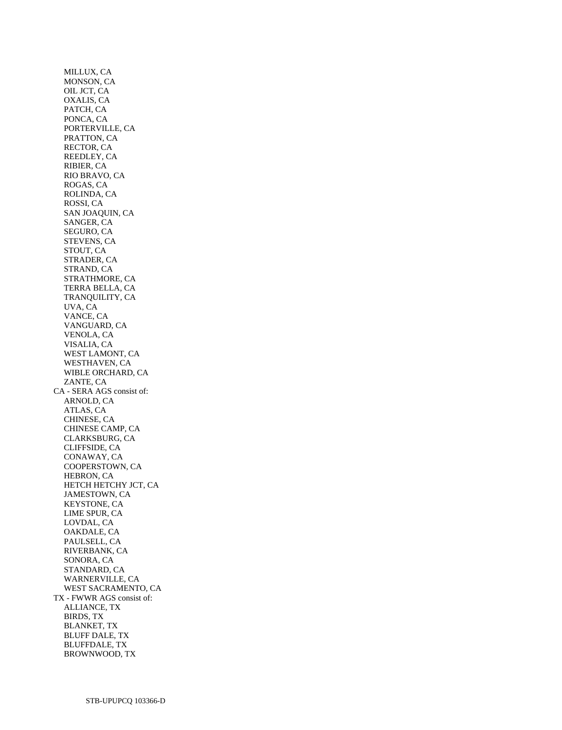MILLUX, CA
MONSON, CA
OIL JCT, CA
OXALIS, CA
PATCH, CA
PONCA, CA
PORTERVILLE, CA
PRATTON, CA
RECTOR, CA
REEDLEY, CA
RIBIER, CA
RIO BRAVO, CA
ROGAS, CA
ROLINDA, CA
ROSSI, CA
SAN JOAQUIN, CA
SANGER, CA
SEGURO, CA
STEVENS, CA
STOUT, CA
STRADER, CA
STRAND, CA
STRATHMORE, CA
TERRA BELLA, CA
TRANQUILITY, CA
UVA, CA
VANCE, CA
VANGUARD, CA
VENOLA, CA
VISALIA, CA
WEST LAMONT, CA
WESTHAVEN, CA
WIBLE ORCHARD, CA
ZANTE, CA

CA - SERA AGS consist of:

ARNOLD, CA
ATLAS, CA
CHINESE, CA
CHINESE CAMP, CA
CLARKSBURG, CA
CLIFFSIDE, CA
CONAWAY, CA
COOPERSTOWN, CA
HEBRON, CA
HETCH HETCHY JCT, CA
JAMESTOWN, CA
KEYSTONE, CA
LIME SPUR, CA
LOVDAL, CA
OAKDALE, CA
PAULSELL, CA
RIVERBANK, CA
SONORA, CA
STANDARD, CA
WARNERVILLE, CA
WEST SACRAMENTO, CA

TX - FWWR AGS consist of:

ALLIANCE, TX
BIRDS, TX
BLANKET, TX
BLUFF DALE, TX
BLUFFDALE, TX
BROWNWOOD, TX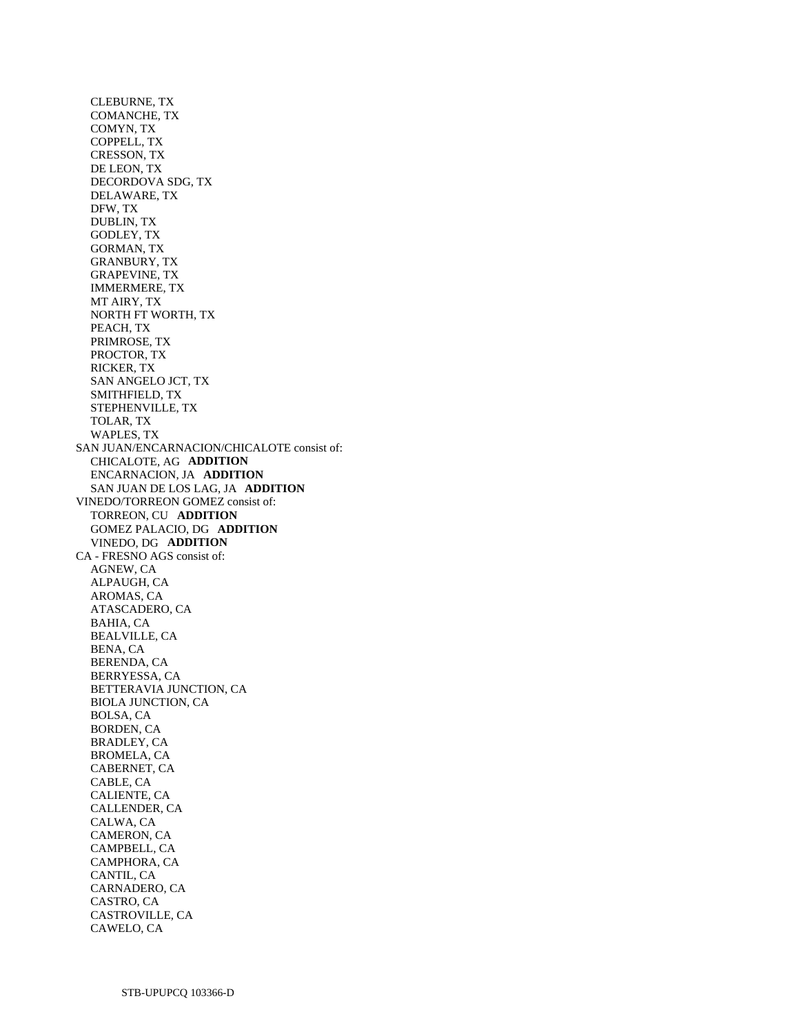CLEBURNE, TX
COMANCHE, TX
COMYN, TX
COPPELL, TX
CRESSON, TX
DE LEON, TX
DECORDOVA SDG, TX
DELAWARE, TX
DFW, TX
DUBLIN, TX
GODLEY, TX
GORMAN, TX
GRANBURY, TX
GRAPEVINE, TX
IMMERMERE, TX
MT AIRY, TX
NORTH FT WORTH, TX
PEACH, TX
PRIMROSE, TX
PROCTOR, TX
RICKER, TX
SAN ANGELO JCT, TX
SMITHFIELD, TX
STEPHENVILLE, TX
TOLAR, TX
WAPLES, TX

SAN JUAN/ENCARNACION/CHICALOTE consist of:
CHICALOTE, AG **ADDITION**
ENCARNACION, JA **ADDITION**
SAN JUAN DE LOS LAG, JA **ADDITION**

VINEDO/TORREON GOMEZ consist of:
TORREON, CU **ADDITION**
GOMEZ PALACIO, DG **ADDITION**
VINEDO, DG **ADDITION**

CA - FRESNO AGS consist of:
AGNEW, CA
ALPAUGH, CA
AROMAS, CA
ATASCADERO, CA
BAHIA, CA
BEALVILLE, CA
BENA, CA
BERENDA, CA
BERRYESSA, CA
BETTERAVIA JUNCTION, CA
BIOLA JUNCTION, CA
BOLSA, CA
BORDEN, CA
BRADLEY, CA
BROMELA, CA
CABERNET, CA
CABLE, CA
CALIENTE, CA
CALLENDER, CA
CALWA, CA
CAMERON, CA
CAMPBELL, CA
CAMPHORA, CA
CANTIL, CA
CARNADERO, CA
CASTRO, CA
CASTROVILLE, CA
CAWELO, CA

STB-UPUPCQ 103366-D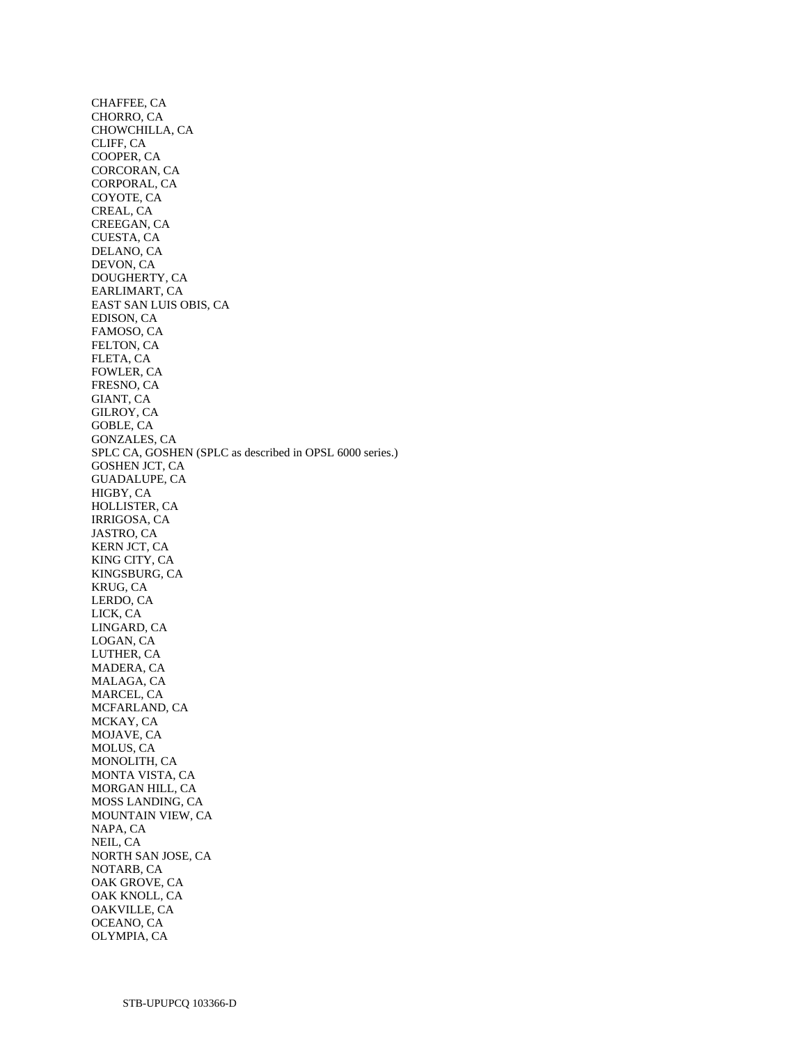CHAFFEE, CA
CHORRO, CA
CHOWCHILLA, CA
CLIFF, CA
COOPER, CA
CORCORAN, CA
CORPORAL, CA
COYOTE, CA
CREAL, CA
CREEGAN, CA
CUESTA, CA
DELANO, CA
DEVON, CA
DOUGHERTY, CA
EARLIMART, CA
EAST SAN LUIS OBIS, CA
EDISON, CA
FAMOSO, CA
FELTON, CA
FLETA, CA
FOWLER, CA
FRESNO, CA
GIANT, CA
GILROY, CA
GOBLE, CA
GONZALES, CA
SPLC CA, GOSHEN (SPLC as described in OPSL 6000 series.)
GOSHEN JCT, CA
GUADALUPE, CA
HIGBY, CA
HOLLISTER, CA
IRRIGOSA, CA
JASTRO, CA
KERN JCT, CA
KING CITY, CA
KINGSBURG, CA
KRUG, CA
LERDO, CA
LICK, CA
LINGARD, CA
LOGAN, CA
LUTHER, CA
MADERA, CA
MALAGA, CA
MARCEL, CA
MCFARLAND, CA
MCKAY, CA
MOJAVE, CA
MOLUS, CA
MONOLITH, CA
MONTA VISTA, CA
MORGAN HILL, CA
MOSS LANDING, CA
MOUNTAIN VIEW, CA
NAPA, CA
NEIL, CA
NORTH SAN JOSE, CA
NOTARB, CA
OAK GROVE, CA
OAK KNOLL, CA
OAKVILLE, CA
OCEANO, CA
OLYMPIA, CA

STB-UPUPCQ 103366-D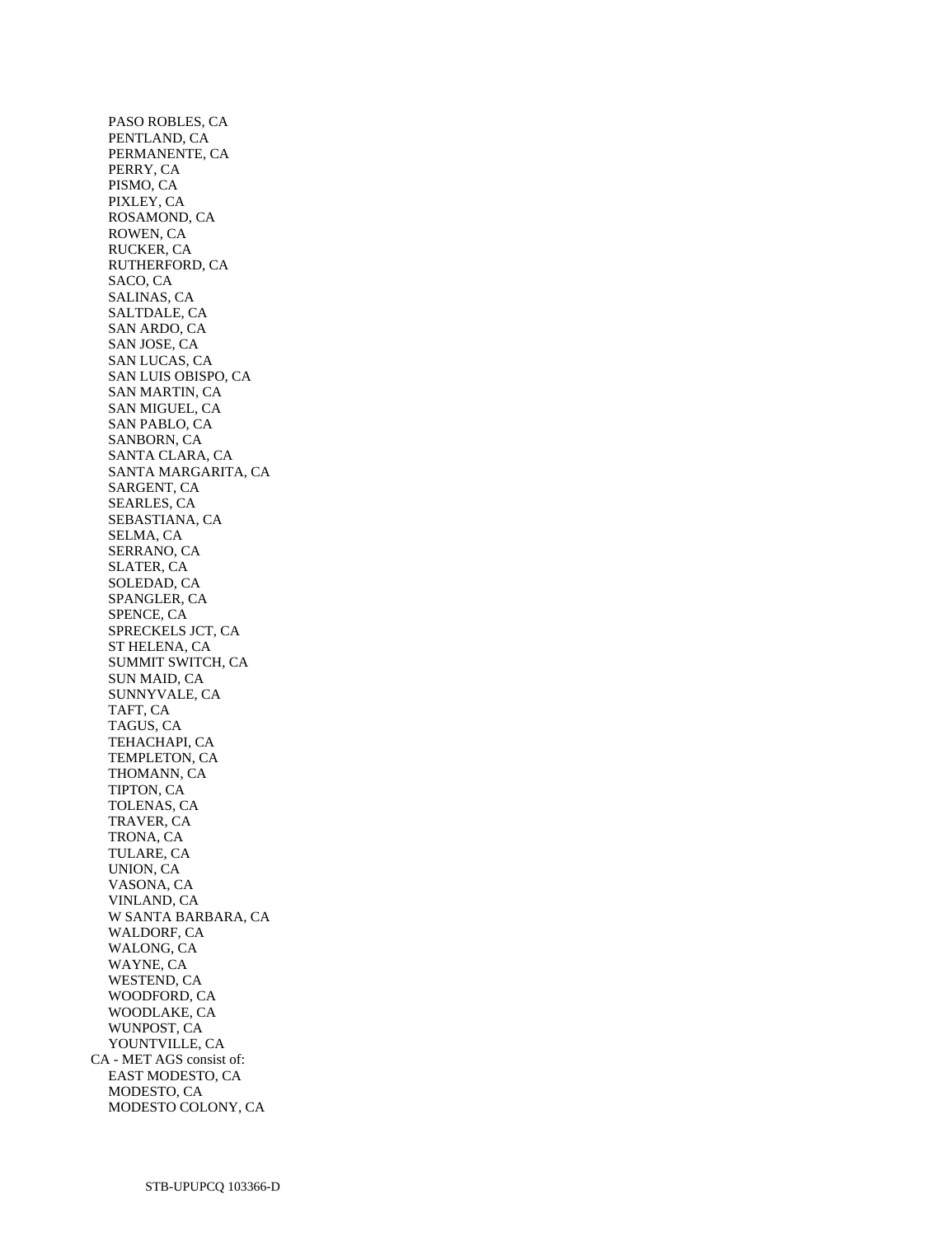PASO ROBLES, CA
PENTLAND, CA
PERMANENTE, CA
PERRY, CA
PISMO, CA
PIXLEY, CA
ROSAMOND, CA
ROWEN, CA
RUCKER, CA
RUTHERFORD, CA
SACO, CA
SALINAS, CA
SALTDALE, CA
SAN ARDO, CA
SAN JOSE, CA
SAN LUCAS, CA
SAN LUIS OBISPO, CA
SAN MARTIN, CA
SAN MIGUEL, CA
SAN PABLO, CA
SANBORN, CA
SANTA CLARA, CA
SANTA MARGARITA, CA
SARGENT, CA
SEARLES, CA
SEBASTIANA, CA
SELMA, CA
SERRANO, CA
SLATER, CA
SOLEDAD, CA
SPANGLER, CA
SPENCE, CA
SPRECKELS JCT, CA
ST HELENA, CA
SUMMIT SWITCH, CA
SUN MAID, CA
SUNNYVALE, CA
TAFT, CA
TAGUS, CA
TEHACHAPI, CA
TEMPLETON, CA
THOMANN, CA
TIPTON, CA
TOLENAS, CA
TRAVER, CA
TRONA, CA
TULARE, CA
UNION, CA
VASONA, CA
VINLAND, CA
W SANTA BARBARA, CA
WALDORF, CA
WALONG, CA
WAYNE, CA
WESTEND, CA
WOODFORD, CA
WOODLAKE, CA
WUNPOST, CA
YOUNTVILLE, CA

CA - MET AGS consist of:

EAST MODESTO, CA
MODESTO, CA
MODESTO COLONY, CA

STB-UPUPCQ 103366-D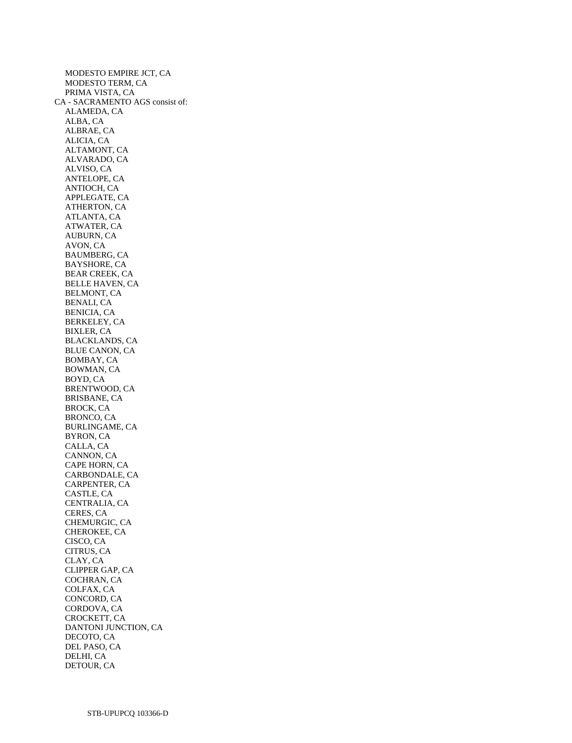MODESTO EMPIRE JCT, CA
MODESTO TERM, CA
PRIMA VISTA, CA

CA - SACRAMENTO AGS consist of:

ALAMEDA, CA
ALBA, CA
ALBRAE, CA
ALICIA, CA
ALTAMONT, CA
ALVARADO, CA
ALVISO, CA
ANTELOPE, CA
ANTIOCH, CA
APPLEGATE, CA
ATHERTON, CA
ATLANTA, CA
ATWATER, CA
AUBURN, CA
AVON, CA
BAUMBERG, CA
BAYSHORE, CA
BEAR CREEK, CA
BELLE HAVEN, CA
BELMONT, CA
BENALI, CA
BENICIA, CA
BERKELEY, CA
BIXLER, CA
BLACKLANDS, CA
BLUE CANON, CA
BOMBAY, CA
BOWMAN, CA
BOYD, CA
BRENTWOOD, CA
BRISBANE, CA
BROCK, CA
BRONCO, CA
BURLINGAME, CA
BYRON, CA
CALLA, CA
CANNON, CA
CAPE HORN, CA
CARBONDALE, CA
CARPENTER, CA
CASTLE, CA
CENTRALIA, CA
CERES, CA
CHEMURGIC, CA
CHEROKEE, CA
CISCO, CA
CITRUS, CA
CLAY, CA
CLIPPER GAP, CA
COCHRAN, CA
COLFAX, CA
CONCORD, CA
CORDOVA, CA
CROCKETT, CA
DANTONI JUNCTION, CA
DECOTO, CA
DEL PASO, CA
DELHI, CA
DETOUR, CA

STB-UPUPCQ 103366-D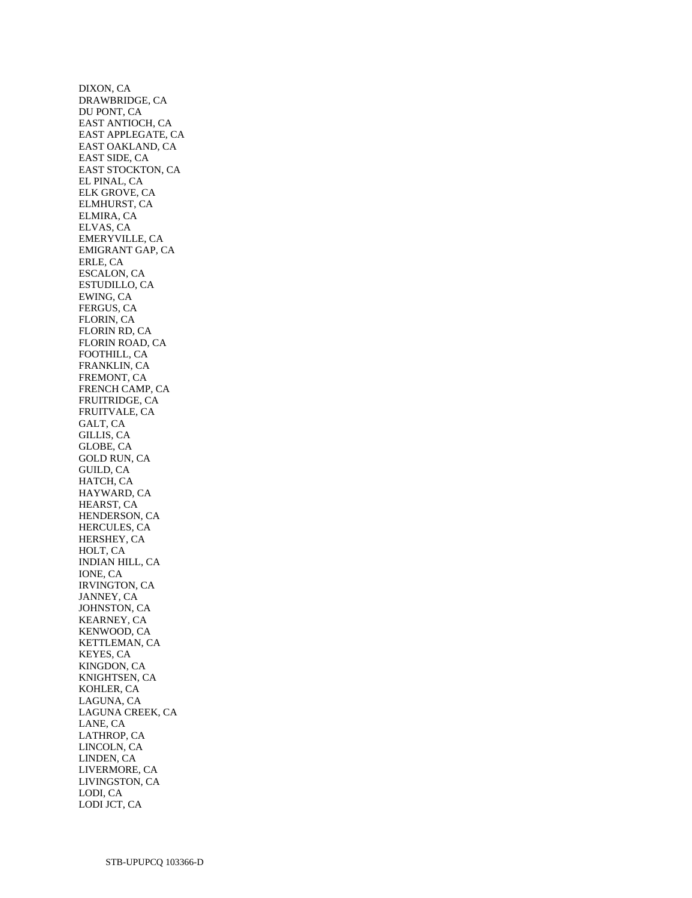DIXON, CA
DRAWBRIDGE, CA
DU PONT, CA
EAST ANTIOCH, CA
EAST APPLEGATE, CA
EAST OAKLAND, CA
EAST SIDE, CA
EAST STOCKTON, CA
EL PINAL, CA
ELK GROVE, CA
ELMHURST, CA
ELMIRA, CA
ELVAS, CA
EMERYVILLE, CA
EMIGRANT GAP, CA
ERLE, CA
ESCALON, CA
ESTUDILLO, CA
EWING, CA
FERGUS, CA
FLORIN, CA
FLORIN RD, CA
FLORIN ROAD, CA
FOOTHILL, CA
FRANKLIN, CA
FREMONT, CA
FRENCH CAMP, CA
FRUITRIDGE, CA
FRUITVALE, CA
GALT, CA
GILLIS, CA
GLOBE, CA
GOLD RUN, CA
GUILD, CA
HATCH, CA
HAYWARD, CA
HEARST, CA
HENDERSON, CA
HERCULES, CA
HERSHEY, CA
HOLT, CA
INDIAN HILL, CA
IONE, CA
IRVINGTON, CA
JANNEY, CA
JOHNSTON, CA
KEARNEY, CA
KENWOOD, CA
KETTLEMAN, CA
KEYES, CA
KINGDON, CA
KNIGHTSEN, CA
KOHLER, CA
LAGUNA, CA
LAGUNA CREEK, CA
LANE, CA
LATHROP, CA
LINCOLN, CA
LINDEN, CA
LIVERMORE, CA
LIVINGSTON, CA
LODI, CA
LODI JCT, CA

STB-UPUPCQ 103366-D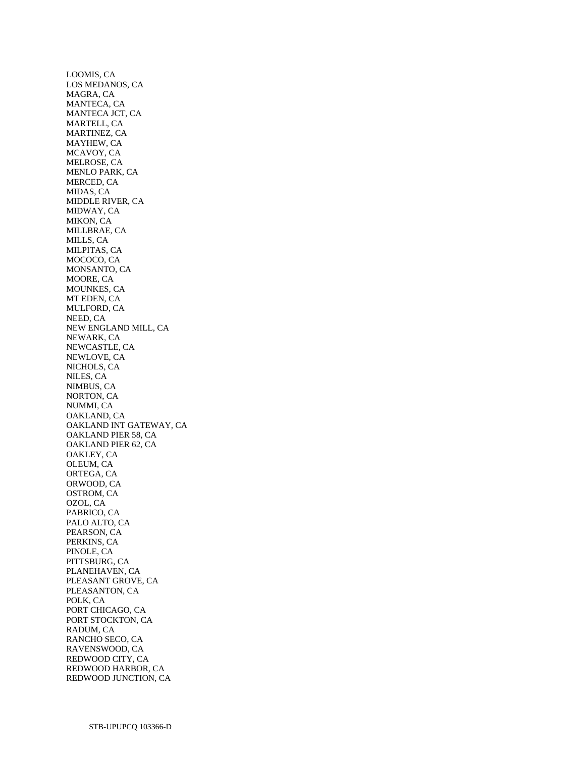LOOMIS, CA
LOS MEDANOS, CA
MAGRA, CA
MANTECA, CA
MANTECA JCT, CA
MARTELL, CA
MARTINEZ, CA
MAYHEW, CA
MCAVOY, CA
MELROSE, CA
MENLO PARK, CA
MERCED, CA
MIDAS, CA
MIDDLE RIVER, CA
MIDWAY, CA
MIKON, CA
MILLBRAE, CA
MILLS, CA
MILPITAS, CA
MOCOCO, CA
MONSANTO, CA
MOORE, CA
MOUNKES, CA
MT EDEN, CA
MULFORD, CA
NEED, CA
NEW ENGLAND MILL, CA
NEWARK, CA
NEWCASTLE, CA
NEWLOVE, CA
NICHOLS, CA
NILES, CA
NIMBUS, CA
NORTON, CA
NUMMI, CA
OAKLAND, CA
OAKLAND INT GATEWAY, CA
OAKLAND PIER 58, CA
OAKLAND PIER 62, CA
OAKLEY, CA
OLEUM, CA
ORTEGA, CA
ORWOOD, CA
OSTROM, CA
OZOL, CA
PABRICO, CA
PALO ALTO, CA
PEARSON, CA
PERKINS, CA
PINOLE, CA
PITTSBURG, CA
PLANEHAVEN, CA
PLEASANT GROVE, CA
PLEASANTON, CA
POLK, CA
PORT CHICAGO, CA
PORT STOCKTON, CA
RADUM, CA
RANCHO SECO, CA
RAVENSWOOD, CA
REDWOOD CITY, CA
REDWOOD HARBOR, CA
REDWOOD JUNCTION, CA

STB-UPUPCQ 103366-D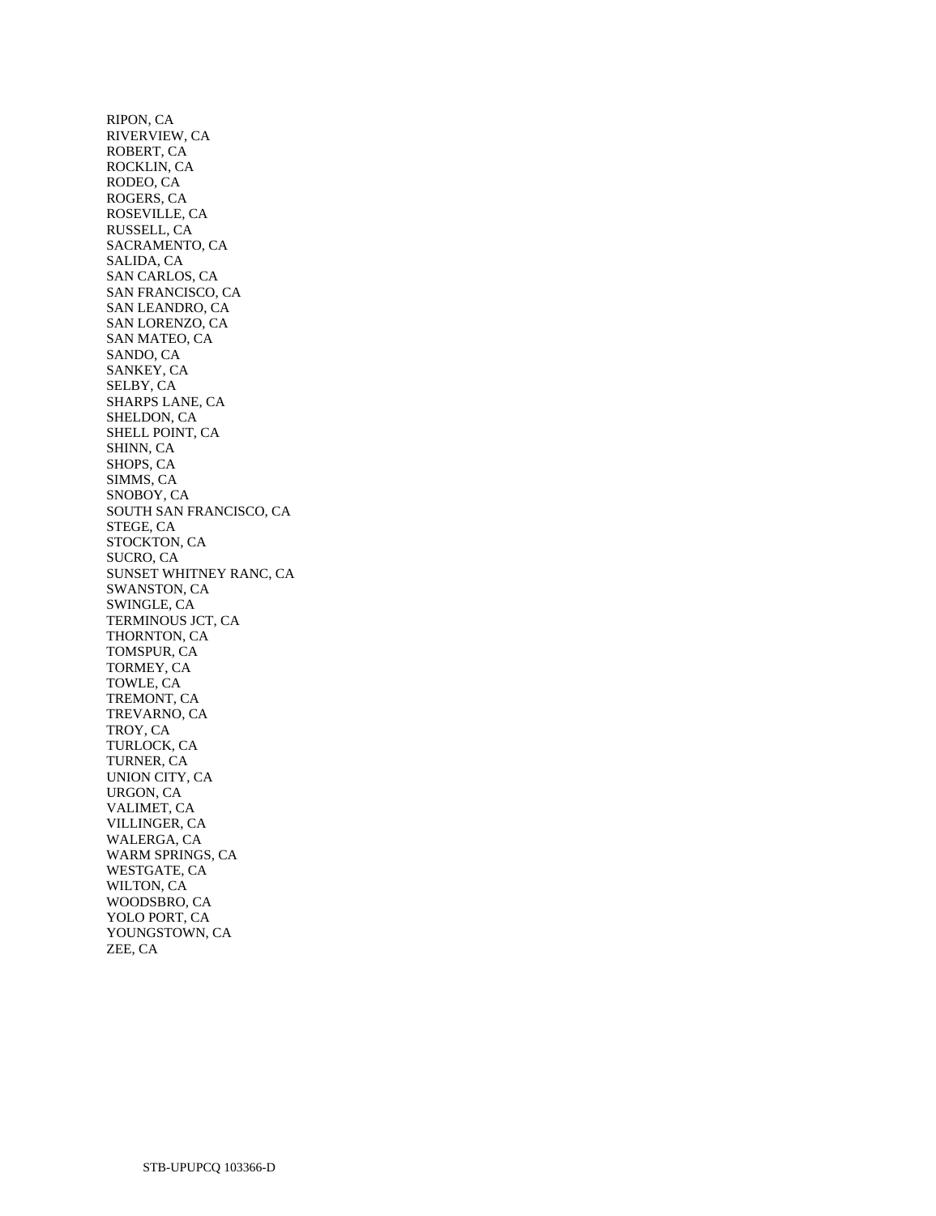RIPON, CA
RIVERVIEW, CA
ROBERT, CA
ROCKLIN, CA
RODEO, CA
ROGERS, CA
ROSEVILLE, CA
RUSSELL, CA
SACRAMENTO, CA
SALIDA, CA
SAN CARLOS, CA
SAN FRANCISCO, CA
SAN LEANDRO, CA
SAN LORENZO, CA
SAN MATEO, CA
SANDO, CA
SANKEY, CA
SELBY, CA
SHARPS LANE, CA
SHELDON, CA
SHELL POINT, CA
SHINN, CA
SHOPS, CA
SIMMS, CA
SNOBOY, CA
SOUTH SAN FRANCISCO, CA
STEGE, CA
STOCKTON, CA
SUCRO, CA
SUNSET WHITNEY RANC, CA
SWANSTON, CA
SWINGLE, CA
TERMINOUS JCT, CA
THORNTON, CA
TOMSPUR, CA
TORMEY, CA
TOWLE, CA
TREMONT, CA
TREVARNO, CA
TROY, CA
TURLOCK, CA
TURNER, CA
UNION CITY, CA
URGON, CA
VALIMET, CA
VILLINGER, CA
WALERGA, CA
WARM SPRINGS, CA
WESTGATE, CA
WILTON, CA
WOODSBRO, CA
YOLO PORT, CA
YOUNGSTOWN, CA
ZEE, CA

STB-UPUPCQ 103366-D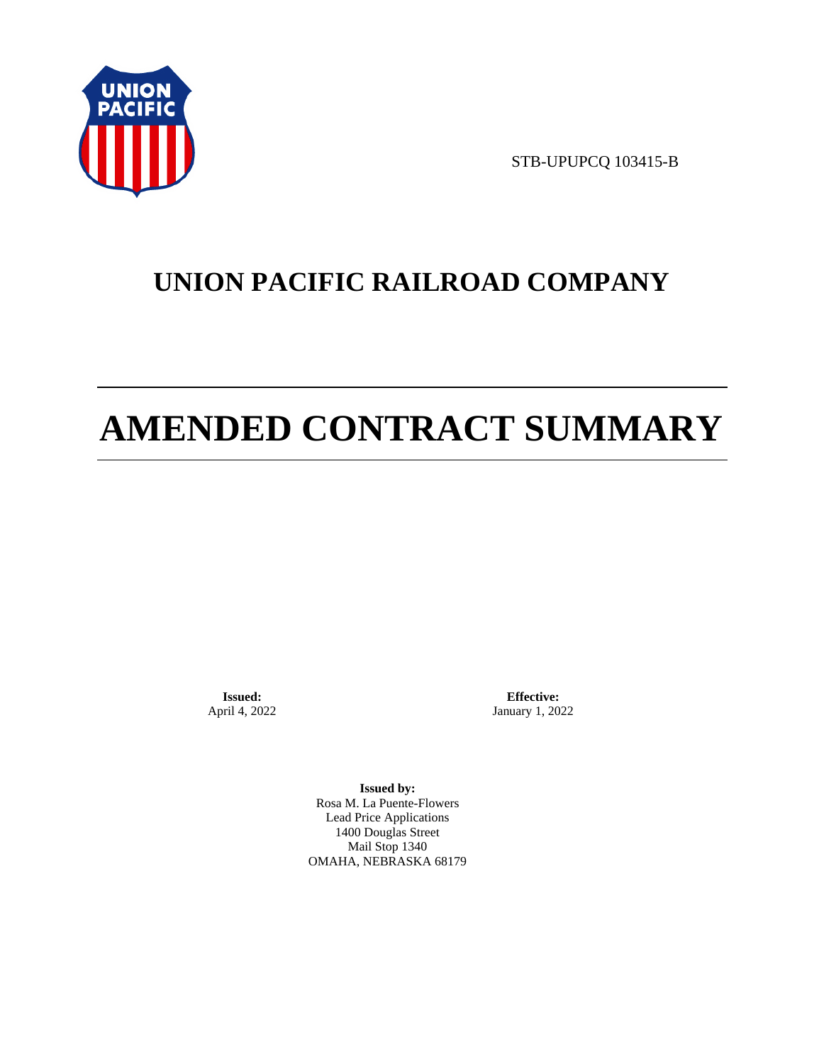STB-UPUPCQ 103415-B

# UNION PACIFIC RAILROAD COMPANY

# AMENDED CONTRACT SUMMARY

**Issued:**
April 4, 2022

**Effective:**
January 1, 2022

**Issued by:**
Rosa M. La Puente-Flowers
Lead Price Applications
1400 Douglas Street
Mail Stop 1340
OMAHA, NEBRASKA 68179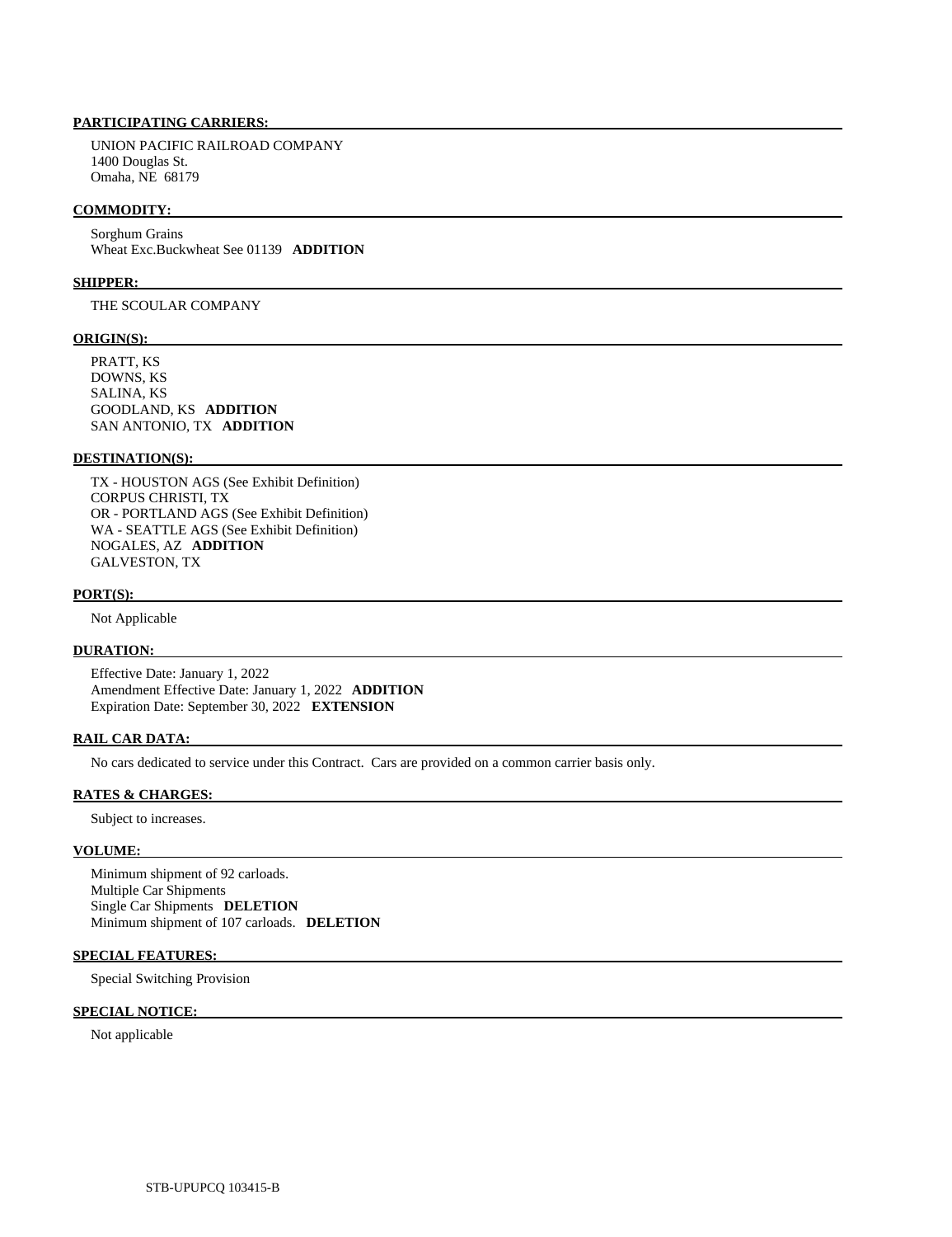**PARTICIPATING CARRIERS:**

UNION PACIFIC RAILROAD COMPANY
1400 Douglas St.
Omaha, NE 68179

**COMMODITY:**

Sorghum Grains
Wheat Exc.Buckwheat See 01139 **ADDITION**

**SHIPPER:**

THE SCOULAR COMPANY

**ORIGIN(S):**

PRATT, KS
DOWNS, KS
SALINA, KS
GOODLAND, KS **ADDITION**
SAN ANTONIO, TX **ADDITION**

**DESTINATION(S):**

TX - HOUSTON AGS (See Exhibit Definition)
CORPUS CHRISTI, TX
OR - PORTLAND AGS (See Exhibit Definition)
WA - SEATTLE AGS (See Exhibit Definition)
NOGALES, AZ **ADDITION**
GALVESTON, TX

**PORT(S):**

Not Applicable

**DURATION:**

Effective Date: January 1, 2022
Amendment Effective Date: January 1, 2022 **ADDITION**
Expiration Date: September 30, 2022 **EXTENSION**

**RAIL CAR DATA:**

No cars dedicated to service under this Contract. Cars are provided on a common carrier basis only.

**RATES & CHARGES:**

Subject to increases.

**VOLUME:**

Minimum shipment of 92 carloads.
Multiple Car Shipments
Single Car Shipments **DELETION**
Minimum shipment of 107 carloads. **DELETION**

**SPECIAL FEATURES:**

Special Switching Provision

**SPECIAL NOTICE:**

Not applicable

STB-UPUPCQ 103415-B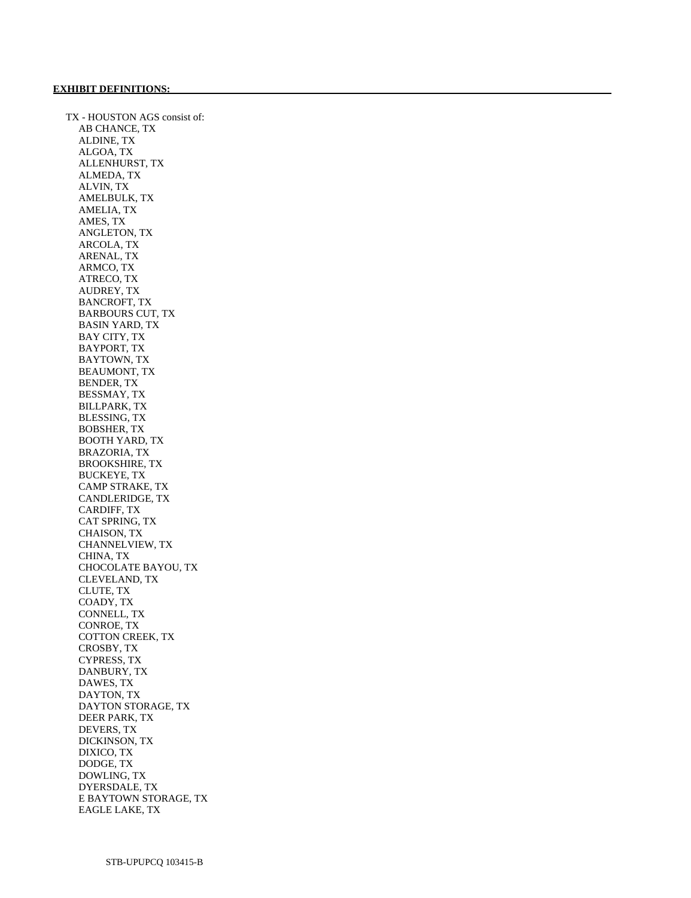**EXHIBIT DEFINITIONS:**

TX - HOUSTON AGS consist of:

- AB CHANCE, TX
- ALDINE, TX
- ALGOA, TX
- ALLENHURST, TX
- ALMEDA, TX
- ALVIN, TX
- AMELBULK, TX
- AMELIA, TX
- AMES, TX
- ANGLETON, TX
- ARCOLA, TX
- ARENAL, TX
- ARMCO, TX
- ATRECO, TX
- AUDREY, TX
- BANCROFT, TX
- BARBOURS CUT, TX
- BASIN YARD, TX
- BAY CITY, TX
- BAYPORT, TX
- BAYTOWN, TX
- BEAUMONT, TX
- BENDER, TX
- BESSMAY, TX
- BILLPARK, TX
- BLESSING, TX
- BOBSHER, TX
- BOOTH YARD, TX
- BRAZORIA, TX
- BROOKSHIRE, TX
- BUCKEYE, TX
- CAMP STRAKE, TX
- CANDLERIDGE, TX
- CARDIFF, TX
- CAT SPRING, TX
- CHAISON, TX
- CHANNELVIEW, TX
- CHINA, TX
- CHOCOLATE BAYOU, TX
- CLEVELAND, TX
- CLUTE, TX
- COADY, TX
- CONNELL, TX
- CONROE, TX
- COTTON CREEK, TX
- CROSBY, TX
- CYPRESS, TX
- DANBURY, TX
- DAWES, TX
- DAYTON, TX
- DAYTON STORAGE, TX
- DEER PARK, TX
- DEVERS, TX
- DICKINSON, TX
- DIXICO, TX
- DODGE, TX
- DOWLING, TX
- DYERSDALE, TX
- E BAYTOWN STORAGE, TX
- EAGLE LAKE, TX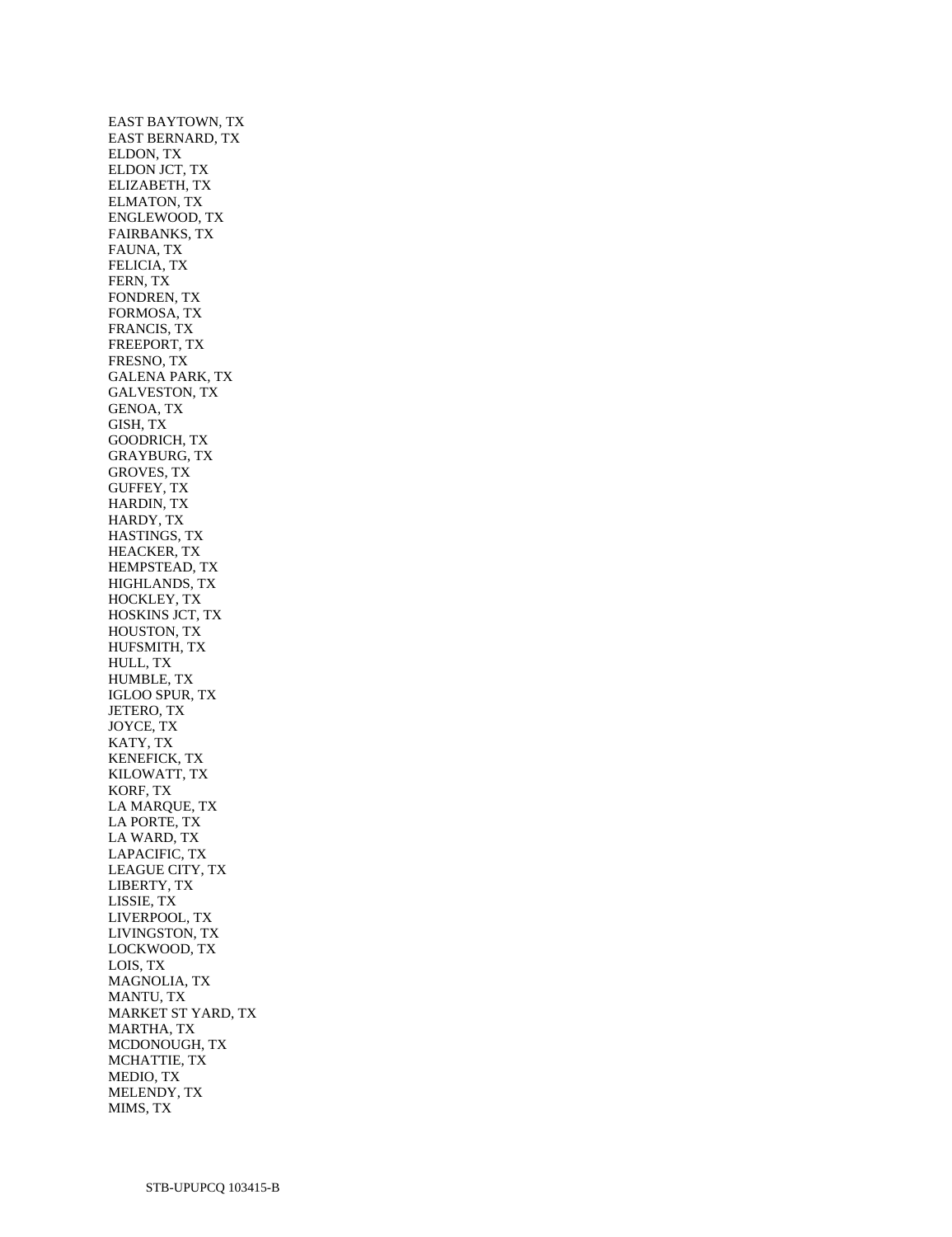EAST BAYTOWN, TX
EAST BERNARD, TX
ELDON, TX
ELDON JCT, TX
ELIZABETH, TX
ELMATON, TX
ENGLEWOOD, TX
FAIRBANKS, TX
FAUNA, TX
FELICIA, TX
FERN, TX
FONDREN, TX
FORMOSA, TX
FRANCIS, TX
FREEPORT, TX
FRESNO, TX
GALENA PARK, TX
GALVESTON, TX
GENOA, TX
GISH, TX
GOODRICH, TX
GRAYBURG, TX
GROVES, TX
GUFFEY, TX
HARDIN, TX
HARDY, TX
HASTINGS, TX
HEACKER, TX
HEMPSTEAD, TX
HIGHLANDS, TX
HOCKLEY, TX
HOSKINS JCT, TX
HOUSTON, TX
HUFSMITH, TX
HULL, TX
HUMBLE, TX
IGLOO SPUR, TX
JETERO, TX
JOYCE, TX
KATY, TX
KENEFICK, TX
KILOWATT, TX
KORF, TX
LA MARQUE, TX
LA PORTE, TX
LA WARD, TX
LAPACIFIC, TX
LEAGUE CITY, TX
LIBERTY, TX
LISSIE, TX
LIVERPOOL, TX
LIVINGSTON, TX
LOCKWOOD, TX
LOIS, TX
MAGNOLIA, TX
MANTU, TX
MARKET ST YARD, TX
MARTHA, TX
MCDONOUGH, TX
MCHATTIE, TX
MEDIO, TX
MELENDY, TX
MIMS, TX

STB-UPUPCQ 103415-B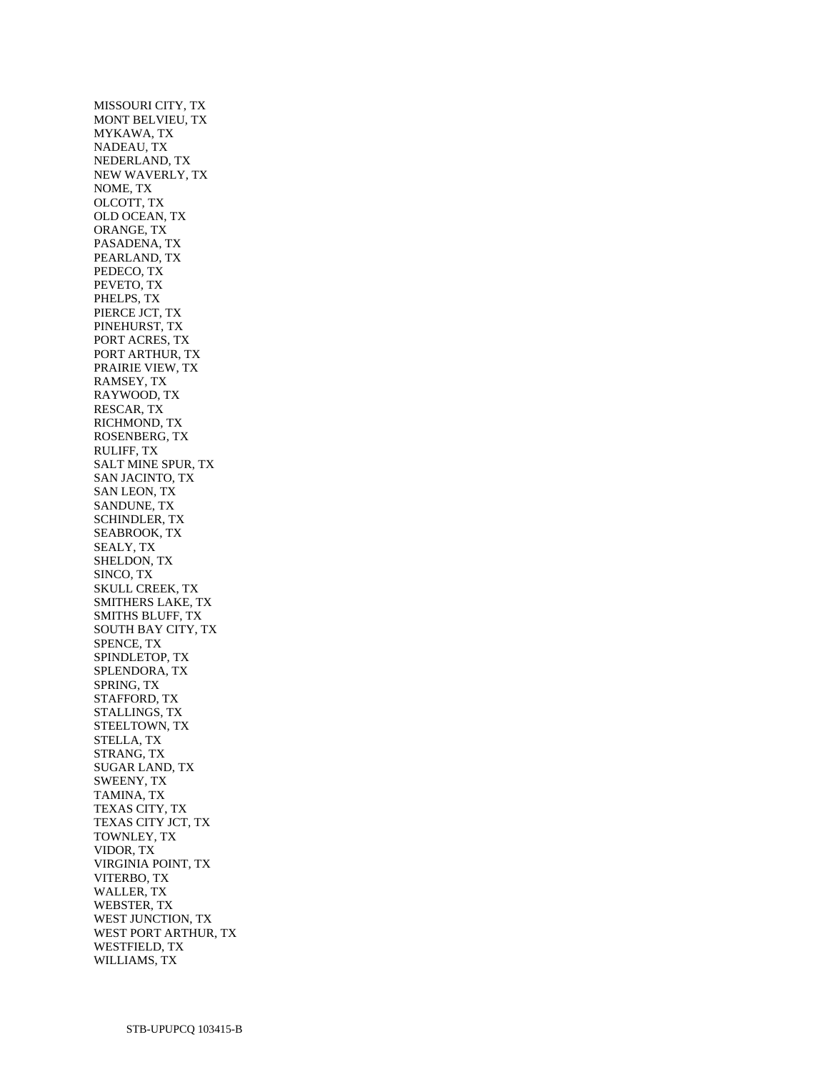MISSOURI CITY, TX
MONT BELVIEU, TX
MYKAWA, TX
NADEAU, TX
NEDERLAND, TX
NEW WAVERLY, TX
NOME, TX
OLCOTT, TX
OLD OCEAN, TX
ORANGE, TX
PASADENA, TX
PEARLAND, TX
PEDECO, TX
PEVETO, TX
PHELPS, TX
PIERCE JCT, TX
PINEHURST, TX
PORT ACRES, TX
PORT ARTHUR, TX
PRAIRIE VIEW, TX
RAMSEY, TX
RAYWOOD, TX
RESCAR, TX
RICHMOND, TX
ROSENBERG, TX
RULIFF, TX
SALT MINE SPUR, TX
SAN JACINTO, TX
SAN LEON, TX
SANDUNE, TX
SCHINDLER, TX
SEABROOK, TX
SEALY, TX
SHELDON, TX
SINCO, TX
SKULL CREEK, TX
SMITHERS LAKE, TX
SMITHS BLUFF, TX
SOUTH BAY CITY, TX
SPENCE, TX
SPINDLETOP, TX
SPLENDORA, TX
SPRING, TX
STAFFORD, TX
STALLINGS, TX
STEELTOWN, TX
STELLA, TX
STRANG, TX
SUGAR LAND, TX
SWEENY, TX
TAMINA, TX
TEXAS CITY, TX
TEXAS CITY JCT, TX
TOWNLEY, TX
VIDOR, TX
VIRGINIA POINT, TX
VITERBO, TX
WALLER, TX
WEBSTER, TX
WEST JUNCTION, TX
WEST PORT ARTHUR, TX
WESTFIELD, TX
WILLIAMS, TX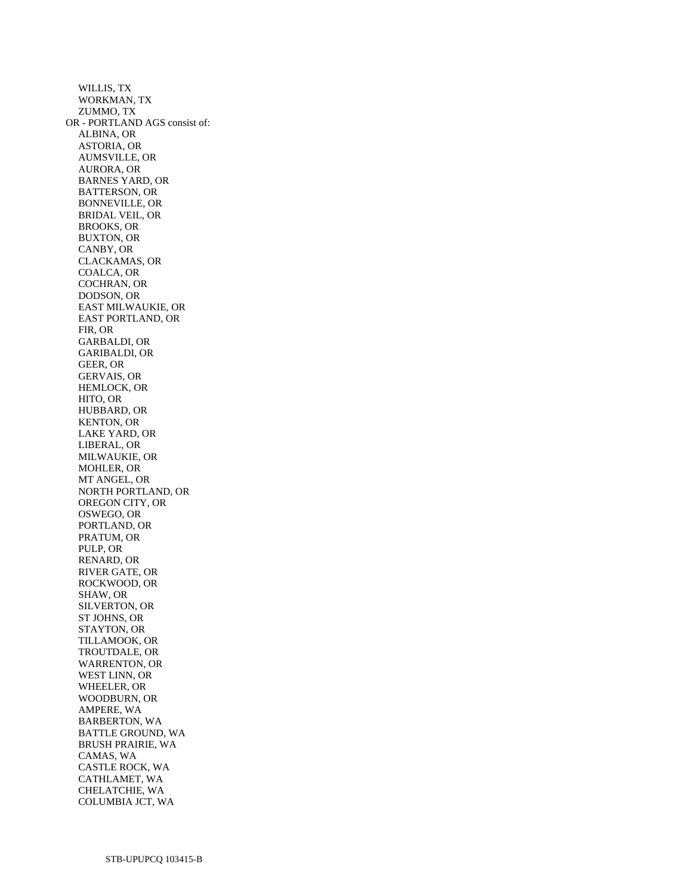WILLIS, TX
WORKMAN, TX
ZUMMO, TX

OR - PORTLAND AGS consist of:

ALBINA, OR
ASTORIA, OR
AUMSVILLE, OR
AURORA, OR
BARNES YARD, OR
BATTERSON, OR
BONNEVILLE, OR
BRIDAL VEIL, OR
BROOKS, OR
BUXTON, OR
CANBY, OR
CLACKAMAS, OR
COALCA, OR
COCHRAN, OR
DODSON, OR
EAST MILWAUKIE, OR
EAST PORTLAND, OR
FIR, OR
GARBALDI, OR
GARIBALDI, OR
GEER, OR
GERVAIS, OR
HEMLOCK, OR
HITO, OR
HUBBARD, OR
KENTON, OR
LAKE YARD, OR
LIBERAL, OR
MILWAUKIE, OR
MOHLER, OR
MT ANGEL, OR
NORTH PORTLAND, OR
OREGON CITY, OR
OSWEGO, OR
PORTLAND, OR
PRATUM, OR
PULP, OR
RENARD, OR
RIVER GATE, OR
ROCKWOOD, OR
SHAW, OR
SILVERTON, OR
ST JOHNS, OR
STAYTON, OR
TILLAMOOK, OR
TROUTDALE, OR
WARRENTON, OR
WEST LINN, OR
WHEELER, OR
WOODBURN, OR
AMPERE, WA
BARBERTON, WA
BATTLE GROUND, WA
BRUSH PRAIRIE, WA
CAMAS, WA
CASTLE ROCK, WA
CATHLAMET, WA
CHELATCHIE, WA
COLUMBIA JCT, WA

STB-UPUPCQ 103415-B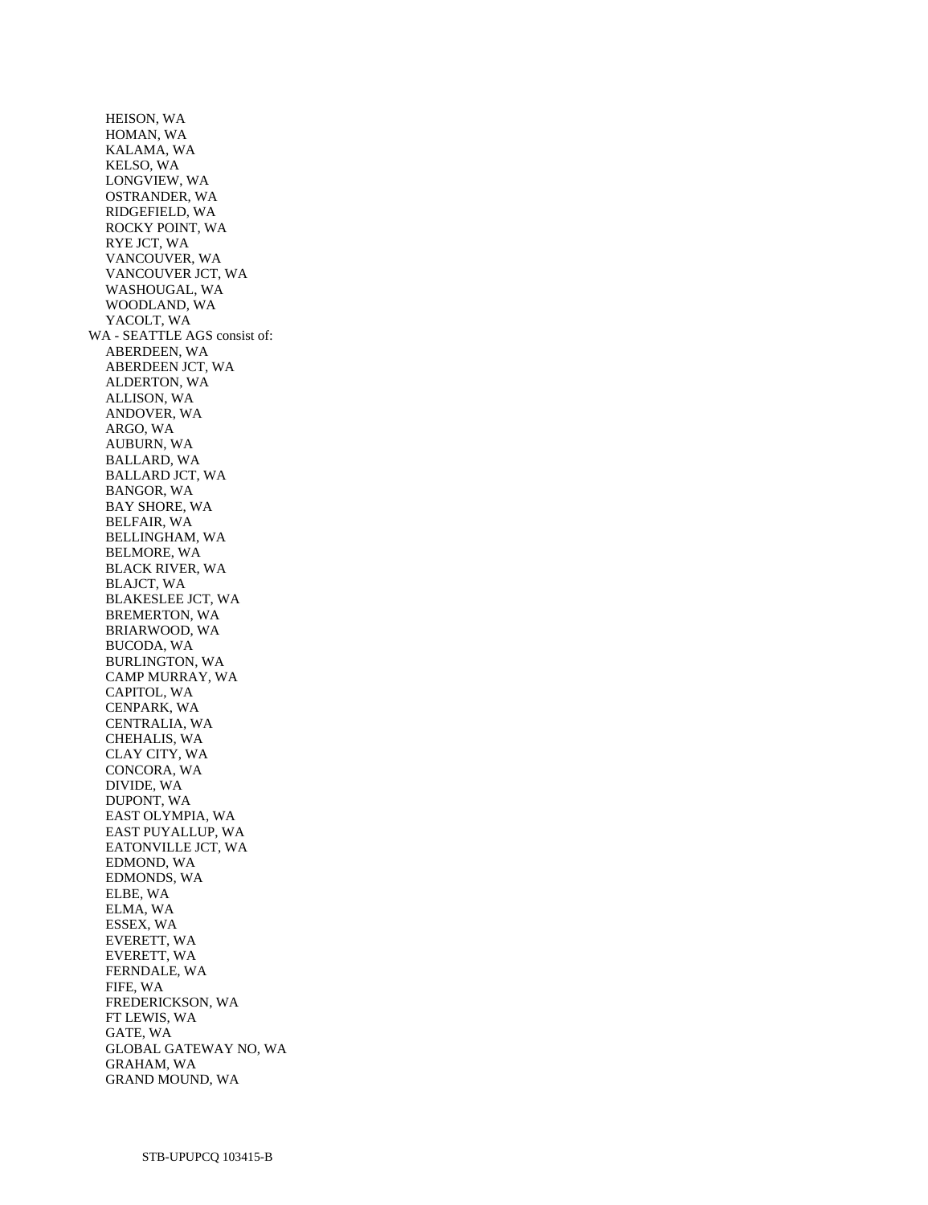HEISON, WA
HOMAN, WA
KALAMA, WA
KELSO, WA
LONGVIEW, WA
OSTRANDER, WA
RIDGEFIELD, WA
ROCKY POINT, WA
RYE JCT, WA
VANCOUVER, WA
VANCOUVER JCT, WA
WASHOUGAL, WA
WOODLAND, WA
YACOLT, WA

WA - SEATTLE AGS consist of:

ABERDEEN, WA
ABERDEEN JCT, WA
ALDERTON, WA
ALLISON, WA
ANDOVER, WA
ARGO, WA
AUBURN, WA
BALLARD, WA
BALLARD JCT, WA
BANGOR, WA
BAY SHORE, WA
BELFAIR, WA
BELLINGHAM, WA
BELMORE, WA
BLACK RIVER, WA
BLAJCT, WA
BLAKESLEE JCT, WA
BREMERTON, WA
BRIARWOOD, WA
BUCODA, WA
BURLINGTON, WA
CAMP MURRAY, WA
CAPITOL, WA
CENPARK, WA
CENTRALIA, WA
CHEHALIS, WA
CLAY CITY, WA
CONCORA, WA
DIVIDE, WA
DUPONT, WA
EAST OLYMPIA, WA
EAST PUYALLUP, WA
EATONVILLE JCT, WA
EDMOND, WA
EDMONDS, WA
ELBE, WA
ELMA, WA
ESSEX, WA
EVERETT, WA
EVERETT, WA
FERNDALE, WA
FIFE, WA
FREDERICKSON, WA
FT LEWIS, WA
GATE, WA
GLOBAL GATEWAY NO, WA
GRAHAM, WA
GRAND MOUND, WA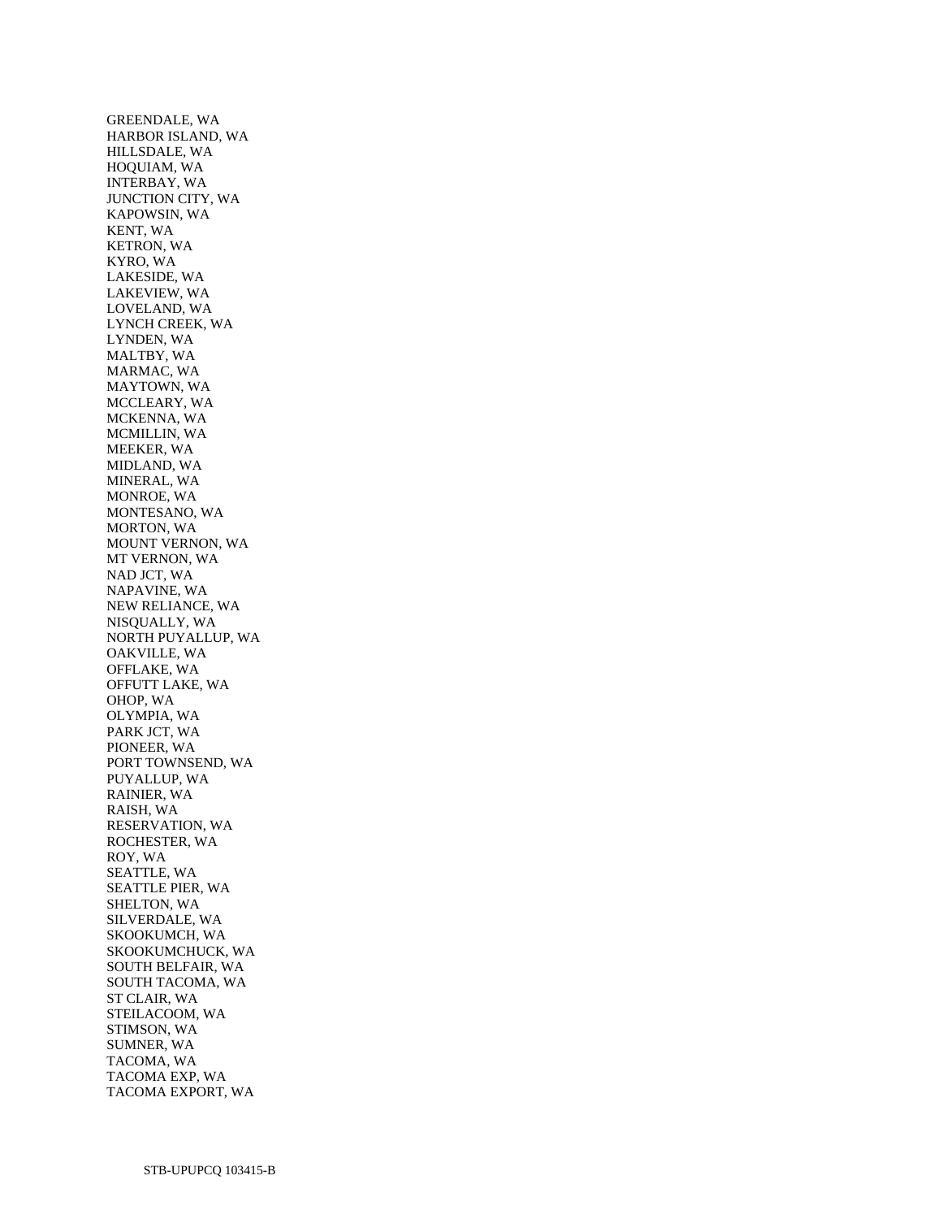GREENDALE, WA
HARBOR ISLAND, WA
HILLSDALE, WA
HOQUIAM, WA
INTERBAY, WA
JUNCTION CITY, WA
KAPOWSIN, WA
KENT, WA
KETRON, WA
KYRO, WA
LAKESIDE, WA
LAKEVIEW, WA
LOVELAND, WA
LYNCH CREEK, WA
LYNDEN, WA
MALTBY, WA
MARMAC, WA
MAYTOWN, WA
MCCLEARY, WA
MCKENNA, WA
MCMILLIN, WA
MEEKER, WA
MIDLAND, WA
MINERAL, WA
MONROE, WA
MONTESANO, WA
MORTON, WA
MOUNT VERNON, WA
MT VERNON, WA
NAD JCT, WA
NAPAVINE, WA
NEW RELIANCE, WA
NISQUALLY, WA
NORTH PUYALLUP, WA
OAKVILLE, WA
OFFLAKE, WA
OFFUTT LAKE, WA
OHOP, WA
OLYMPIA, WA
PARK JCT, WA
PIONEER, WA
PORT TOWNSEND, WA
PUYALLUP, WA
RAINIER, WA
RAISH, WA
RESERVATION, WA
ROCHESTER, WA
ROY, WA
SEATTLE, WA
SEATTLE PIER, WA
SHELTON, WA
SILVERDALE, WA
SKOOKUMCH, WA
SKOOKUMCHUCK, WA
SOUTH BELFAIR, WA
SOUTH TACOMA, WA
ST CLAIR, WA
STEILACOOM, WA
STIMSON, WA
SUMNER, WA
TACOMA, WA
TACOMA EXP, WA
TACOMA EXPORT, WA

STB-UPUPCQ 103415-B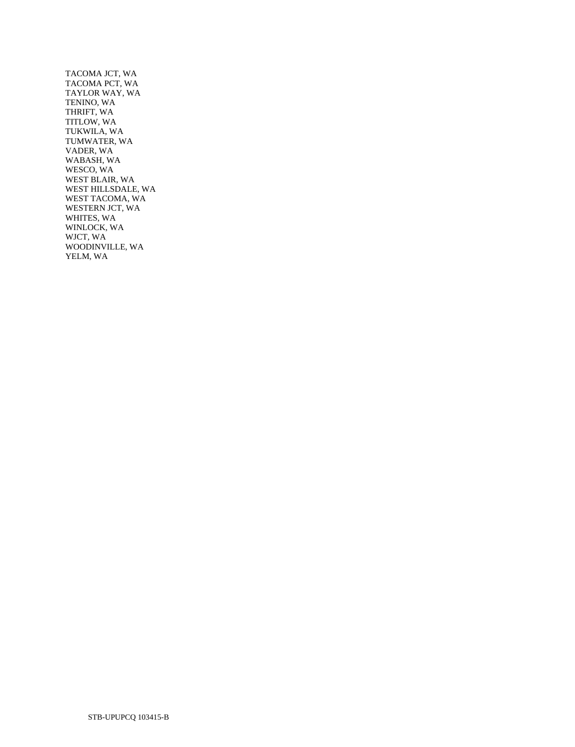TACOMA JCT, WA
TACOMA PCT, WA
TAYLOR WAY, WA
TENINO, WA
THRIFT, WA
TITLOW, WA
TUKWILA, WA
TUMWATER, WA
VADER, WA
WABASH, WA
WESCO, WA
WEST BLAIR, WA
WEST HILLSDALE, WA
WEST TACOMA, WA
WESTERN JCT, WA
WHITES, WA
WINLOCK, WA
WJCT, WA
WOODINVILLE, WA
YELM, WA

STB-UPUPCQ 103415-B